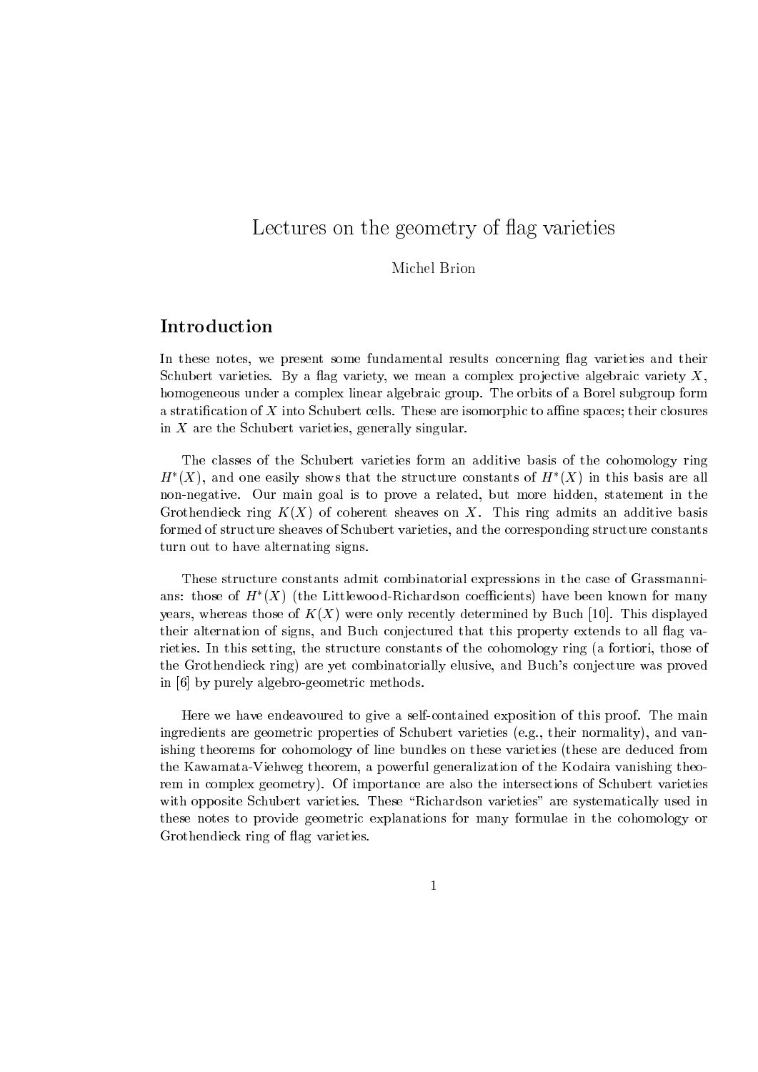# Lectures on the geometry of flag varieties

Michel Brion

## Introduction

In these notes, we present some fundamental results concerning flag varieties and their Schubert varieties. By a flag variety, we mean a complex projective algebraic variety $X$, homogeneous under a complex linear algebraic group. The orbits of a Borel subgroup form a stratification of $X$ into Schubert cells. These are isomorphic to affine spaces; their closures in $X$ are the Schubert varieties, generally singular.

The classes of the Schubert varieties form an additive basis of the cohomology ring $H^*(X)$, and one easily shows that the structure constants of $H^*(X)$ in this basis are all non-negative. Our main goal is to prove a related, but more hidden, statement in the Grothendieck ring $K(X)$ of coherent sheaves on $X$. This ring admits an additive basis formed of structure sheaves of Schubert varieties, and the corresponding structure constants turn out to have alternating signs.

These structure constants admit combinatorial expressions in the case of Grassmannians: those of $H^*(X)$ (the Littlewood-Richardson coefficients) have been known for many years, whereas those of $K(X)$ were only recently determined by Buch [10]. This displayed their alternation of signs, and Buch conjectured that this property extends to all flag varieties. In this setting, the structure constants of the cohomology ring (a fortiori, those of the Grothendieck ring) are yet combinatorially elusive, and Buch's conjecture was proved in [6] by purely algebro-geometric methods.

Here we have endeavoured to give a self-contained exposition of this proof. The main ingredients are geometric properties of Schubert varieties (e.g., their normality), and vanishing theorems for cohomology of line bundles on these varieties (these are deduced from the Kawamata-Viehweg theorem, a powerful generalization of the Kodaira vanishing theorem in complex geometry). Of importance are also the intersections of Schubert varieties with opposite Schubert varieties. These "Richardson varieties" are systematically used in these notes to provide geometric explanations for many formulae in the cohomology or Grothendieck ring of flag varieties.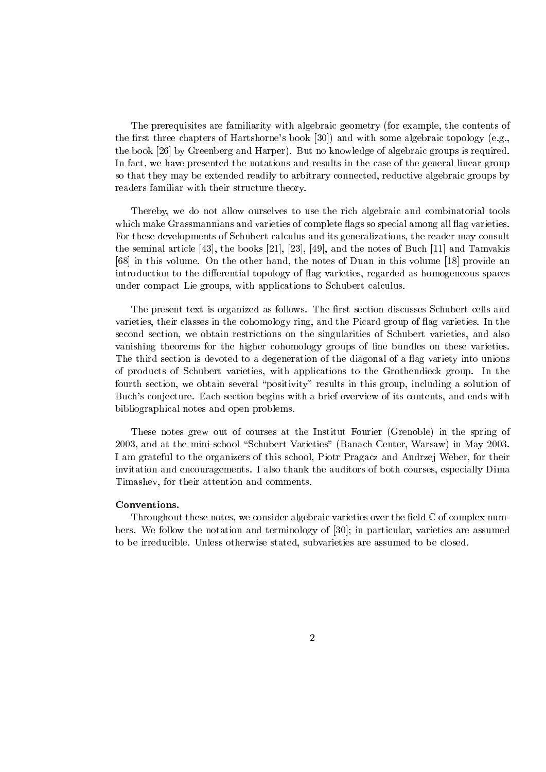The prerequisites are familiarity with algebraic geometry (for example, the contents of the first three chapters of Hartshorne's book [30]) and with some algebraic topology (e.g., the book [26] by Greenberg and Harper). But no knowledge of algebraic groups is required. In fact, we have presented the notations and results in the case of the general linear group so that they may be extended readily to arbitrary connected, reductive algebraic groups by readers familiar with their structure theory.

Thereby, we do not allow ourselves to use the rich algebraic and combinatorial tools which make Grassmannians and varieties of complete flags so special among all flag varieties. For these developments of Schubert calculus and its generalizations, the reader may consult the seminal article [43], the books [21], [23], [49], and the notes of Buch [11] and Tamvakis [68] in this volume. On the other hand, the notes of Duan in this volume [18] provide an introduction to the differential topology of flag varieties, regarded as homogeneous spaces under compact Lie groups, with applications to Schubert calculus.

The present text is organized as follows. The first section discusses Schubert cells and varieties, their classes in the cohomology ring, and the Picard group of flag varieties. In the second section, we obtain restrictions on the singularities of Schubert varieties, and also vanishing theorems for the higher cohomology groups of line bundles on these varieties. The third section is devoted to a degeneration of the diagonal of a flag variety into unions of products of Schubert varieties, with applications to the Grothendieck group. In the fourth section, we obtain several "positivity" results in this group, including a solution of Buch's conjecture. Each section begins with a brief overview of its contents, and ends with bibliographical notes and open problems.

These notes grew out of courses at the Institut Fourier (Grenoble) in the spring of 2003, and at the mini-school "Schubert Varieties" (Banach Center, Warsaw) in May 2003. I am grateful to the organizers of this school, Piotr Pragacz and Andrzej Weber, for their invitation and encouragements. I also thank the auditors of both courses, especially Dima Timashev, for their attention and comments.

**Conventions.**

Throughout these notes, we consider algebraic varieties over the field $\mathbb{C}$ of complex numbers. We follow the notation and terminology of [30]; in particular, varieties are assumed to be irreducible. Unless otherwise stated, subvarieties are assumed to be closed.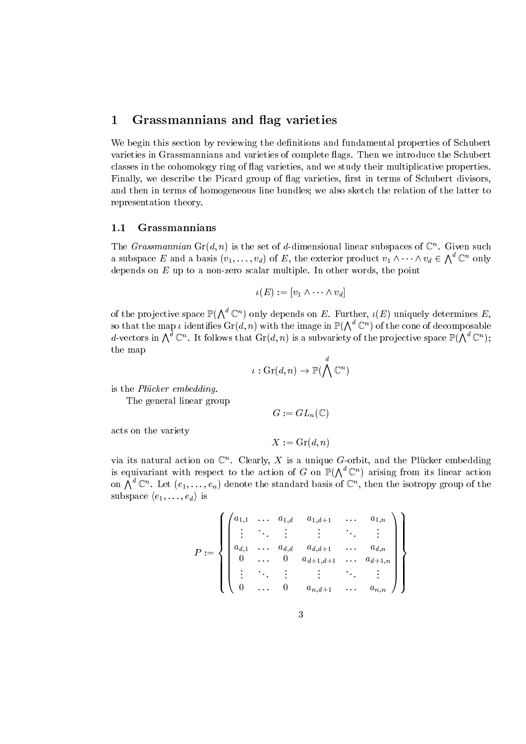# 1 Grassmannians and flag varieties

We begin this section by reviewing the definitions and fundamental properties of Schubert varieties in Grassmannians and varieties of complete flags. Then we introduce the Schubert classes in the cohomology ring of flag varieties, and we study their multiplicative properties. Finally, we describe the Picard group of flag varieties, first in terms of Schubert divisors, and then in terms of homogeneous line bundles; we also sketch the relation of the latter to representation theory.

## 1.1 Grassmannians

The *Grassmannian* $\mathrm{Gr}(d,n)$ is the set of $d$-dimensional linear subspaces of $\mathbb{C}^n$. Given such a subspace $E$ and a basis $(v_1,\ldots,v_d)$ of $E$, the exterior product $v_1 \wedge \cdots \wedge v_d \in \bigwedge^d \mathbb{C}^n$ only depends on $E$ up to a non-zero scalar multiple. In other words, the point

$$\iota(E) := [v_1 \wedge \cdots \wedge v_d]$$

of the projective space $\mathbb{P}(\bigwedge^d \mathbb{C}^n)$ only depends on $E$. Further, $\iota(E)$ uniquely determines $E$, so that the map $\iota$ identifies $\mathrm{Gr}(d,n)$ with the image in $\mathbb{P}(\bigwedge^d \mathbb{C}^n)$ of the cone of decomposable $d$-vectors in $\bigwedge^d \mathbb{C}^n$. It follows that $\mathrm{Gr}(d,n)$ is a subvariety of the projective space $\mathbb{P}(\bigwedge^d \mathbb{C}^n)$; the map

$$\iota : \mathrm{Gr}(d,n) \to \mathbb{P}(\bigwedge^d \mathbb{C}^n)$$

is the *Plücker embedding*.

The general linear group

$$G := GL_n(\mathbb{C})$$

acts on the variety

$$X := \mathrm{Gr}(d,n)$$

via its natural action on $\mathbb{C}^n$. Clearly, $X$ is a unique $G$-orbit, and the Plücker embedding is equivariant with respect to the action of $G$ on $\mathbb{P}(\bigwedge^d \mathbb{C}^n)$ arising from its linear action on $\bigwedge^d \mathbb{C}^n$. Let $(e_1,\ldots,e_n)$ denote the standard basis of $\mathbb{C}^n$, then the isotropy group of the subspace $\langle e_1,\ldots,e_d\rangle$ is

$$P := \left\{ \begin{pmatrix} a_{1,1} & \ldots & a_{1,d} & a_{1,d+1} & \ldots & a_{1,n} \\ \vdots & \ddots & \vdots & \vdots & \ddots & \vdots \\ a_{d,1} & \ldots & a_{d,d} & a_{d,d+1} & \ldots & a_{d,n} \\ 0 & \ldots & 0 & a_{d+1,d+1} & \ldots & a_{d+1,n} \\ \vdots & \ddots & \vdots & \vdots & \ddots & \vdots \\ 0 & \ldots & 0 & a_{n,d+1} & \ldots & a_{n,n} \end{pmatrix} \right\}$$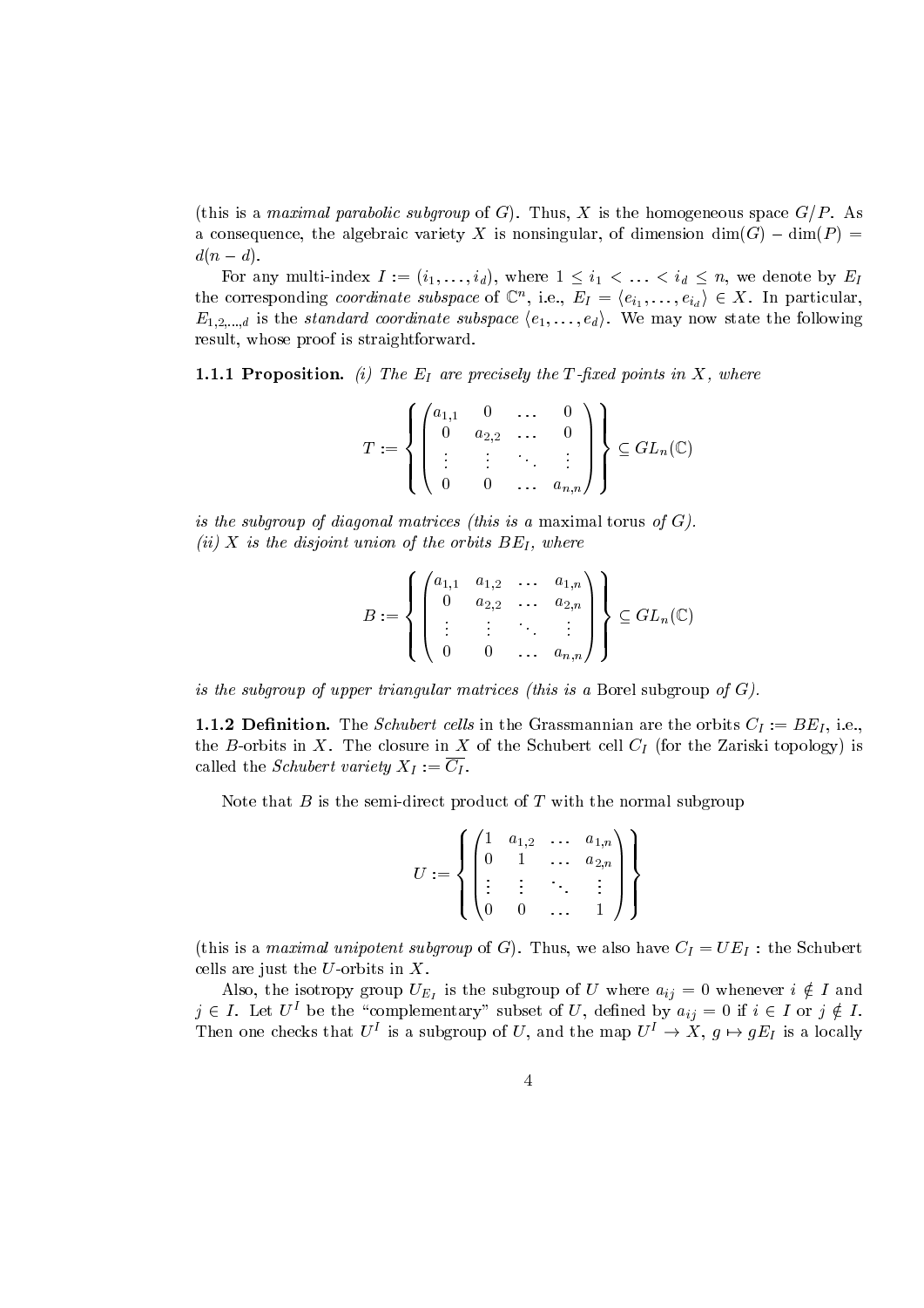(this is a *maximal parabolic subgroup* of $G$). Thus, $X$ is the homogeneous space $G/P$. As a consequence, the algebraic variety $X$ is nonsingular, of dimension $\dim(G) - \dim(P) = d(n-d)$.

For any multi-index $I := (i_1, \ldots, i_d)$, where $1 \leq i_1 < \ldots < i_d \leq n$, we denote by $E_I$ the corresponding *coordinate subspace* of $\mathbb{C}^n$, i.e., $E_I = \langle e_{i_1}, \ldots, e_{i_d} \rangle \in X$. In particular, $E_{1,2,\ldots,d}$ is the *standard coordinate subspace* $\langle e_1, \ldots, e_d \rangle$. We may now state the following result, whose proof is straightforward.

**1.1.1 Proposition.** *(i) The $E_I$ are precisely the $T$-fixed points in $X$, where*

$$T := \left\{ \begin{pmatrix} a_{1,1} & 0 & \ldots & 0 \\ 0 & a_{2,2} & \ldots & 0 \\ \vdots & \vdots & \ddots & \vdots \\ 0 & 0 & \ldots & a_{n,n} \end{pmatrix} \right\} \subseteq GL_n(\mathbb{C})$$

*is the subgroup of diagonal matrices (this is a* maximal torus *of $G$).*
*(ii) $X$ is the disjoint union of the orbits $BE_I$, where*

$$B := \left\{ \begin{pmatrix} a_{1,1} & a_{1,2} & \ldots & a_{1,n} \\ 0 & a_{2,2} & \ldots & a_{2,n} \\ \vdots & \vdots & \ddots & \vdots \\ 0 & 0 & \ldots & a_{n,n} \end{pmatrix} \right\} \subseteq GL_n(\mathbb{C})$$

*is the subgroup of upper triangular matrices (this is a* Borel subgroup *of $G$).*

**1.1.2 Definition.** The *Schubert cells* in the Grassmannian are the orbits $C_I := BE_I$, i.e., the $B$-orbits in $X$. The closure in $X$ of the Schubert cell $C_I$ (for the Zariski topology) is called the *Schubert variety* $X_I := \overline{C_I}$.

Note that $B$ is the semi-direct product of $T$ with the normal subgroup

$$U := \left\{ \begin{pmatrix} 1 & a_{1,2} & \ldots & a_{1,n} \\ 0 & 1 & \ldots & a_{2,n} \\ \vdots & \vdots & \ddots & \vdots \\ 0 & 0 & \ldots & 1 \end{pmatrix} \right\}$$

(this is a *maximal unipotent subgroup* of $G$). Thus, we also have $C_I = UE_I$ : the Schubert cells are just the $U$-orbits in $X$.

Also, the isotropy group $U_{E_I}$ is the subgroup of $U$ where $a_{ij} = 0$ whenever $i \notin I$ and $j \in I$. Let $U^I$ be the "complementary" subset of $U$, defined by $a_{ij} = 0$ if $i \in I$ or $j \notin I$. Then one checks that $U^I$ is a subgroup of $U$, and the map $U^I \to X$, $g \mapsto gE_I$ is a locally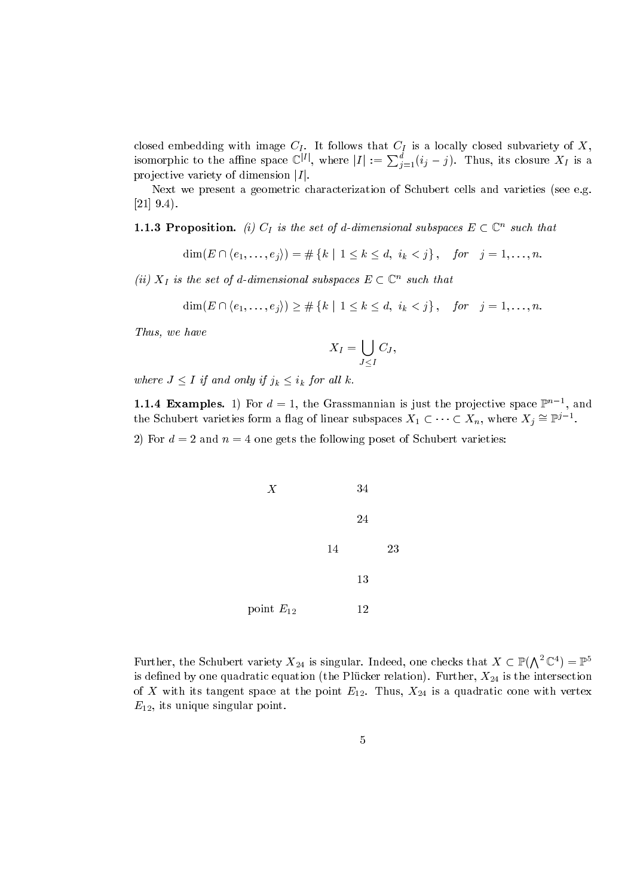closed embedding with image $C_I$. It follows that $C_I$ is a locally closed subvariety of $X$, isomorphic to the affine space $\mathbb{C}^{|I|}$, where $|I| := \sum_{j=1}^{d}(i_j - j)$. Thus, its closure $X_I$ is a projective variety of dimension $|I|$.

Next we present a geometric characterization of Schubert cells and varieties (see e.g. [21] 9.4).

**1.1.3 Proposition.** *(i) $C_I$ is the set of $d$-dimensional subspaces $E \subset \mathbb{C}^n$ such that*

$$\dim(E \cap \langle e_1, \ldots, e_j \rangle) = \#\{k \mid 1 \le k \le d,\ i_k < j\}, \quad \textit{for} \quad j = 1, \ldots, n.$$

*(ii) $X_I$ is the set of $d$-dimensional subspaces $E \subset \mathbb{C}^n$ such that*

$$\dim(E \cap \langle e_1, \ldots, e_j \rangle) \ge \#\{k \mid 1 \le k \le d,\ i_k < j\}, \quad \textit{for} \quad j = 1, \ldots, n.$$

*Thus, we have*

$$X_I = \bigcup_{J \le I} C_J,$$

*where $J \le I$ if and only if $j_k \le i_k$ for all $k$.*

**1.1.4 Examples.** 1) For $d = 1$, the Grassmannian is just the projective space $\mathbb{P}^{n-1}$, and the Schubert varieties form a flag of linear subspaces $X_1 \subset \cdots \subset X_n$, where $X_j \cong \mathbb{P}^{j-1}$.

2) For $d = 2$ and $n = 4$ one gets the following poset of Schubert varieties:

```
X                 34

                  24

             14        23

                  13

point E_12        12
```

Further, the Schubert variety $X_{24}$ is singular. Indeed, one checks that $X \subset \mathbb{P}(\bigwedge^2 \mathbb{C}^4) = \mathbb{P}^5$ is defined by one quadratic equation (the Plücker relation). Further, $X_{24}$ is the intersection of $X$ with its tangent space at the point $E_{12}$. Thus, $X_{24}$ is a quadratic cone with vertex $E_{12}$, its unique singular point.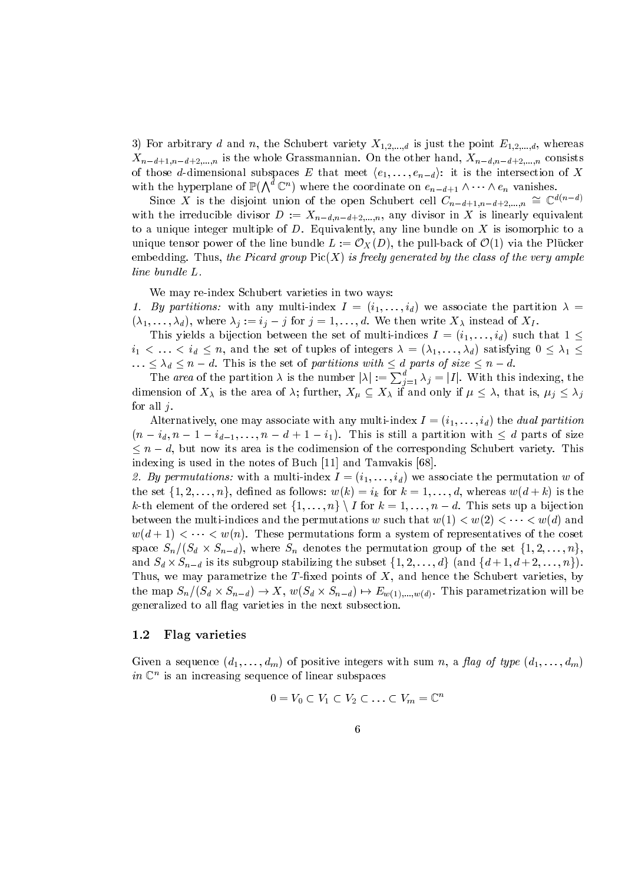3) For arbitrary $d$ and $n$, the Schubert variety $X_{1,2,\ldots,d}$ is just the point $E_{1,2,\ldots,d}$, whereas $X_{n-d+1,n-d+2,\ldots,n}$ is the whole Grassmannian. On the other hand, $X_{n-d,n-d+2,\ldots,n}$ consists of those $d$-dimensional subspaces $E$ that meet $\langle e_1,\ldots,e_{n-d}\rangle$: it is the intersection of $X$ with the hyperplane of $\mathbb{P}(\bigwedge^d \mathbb{C}^n)$ where the coordinate on $e_{n-d+1}\wedge\cdots\wedge e_n$ vanishes.

Since $X$ is the disjoint union of the open Schubert cell $C_{n-d+1,n-d+2,\ldots,n}\cong\mathbb{C}^{d(n-d)}$ with the irreducible divisor $D:=X_{n-d,n-d+2,\ldots,n}$, any divisor in $X$ is linearly equivalent to a unique integer multiple of $D$. Equivalently, any line bundle on $X$ is isomorphic to a unique tensor power of the line bundle $L:=\mathcal{O}_X(D)$, the pull-back of $\mathcal{O}(1)$ via the Plücker embedding. Thus, *the Picard group* $\mathrm{Pic}(X)$ *is freely generated by the class of the very ample line bundle* $L$.

We may re-index Schubert varieties in two ways:

*1. By partitions:* with any multi-index $I=(i_1,\ldots,i_d)$ we associate the partition $\lambda=(\lambda_1,\ldots,\lambda_d)$, where $\lambda_j:=i_j-j$ for $j=1,\ldots,d$. We then write $X_\lambda$ instead of $X_I$.

This yields a bijection between the set of multi-indices $I=(i_1,\ldots,i_d)$ such that $1\leq i_1<\ldots<i_d\leq n$, and the set of tuples of integers $\lambda=(\lambda_1,\ldots,\lambda_d)$ satisfying $0\leq\lambda_1\leq\ldots\leq\lambda_d\leq n-d$. This is the set of *partitions with* $\leq d$ *parts of size* $\leq n-d$.

The *area* of the partition $\lambda$ is the number $|\lambda|:=\sum_{j=1}^d\lambda_j=|I|$. With this indexing, the dimension of $X_\lambda$ is the area of $\lambda$; further, $X_\mu\subseteq X_\lambda$ if and only if $\mu\leq\lambda$, that is, $\mu_j\leq\lambda_j$ for all $j$.

Alternatively, one may associate with any multi-index $I=(i_1,\ldots,i_d)$ the *dual partition* $(n-i_d,n-1-i_{d-1},\ldots,n-d+1-i_1)$. This is still a partition with $\leq d$ parts of size $\leq n-d$, but now its area is the codimension of the corresponding Schubert variety. This indexing is used in the notes of Buch [11] and Tamvakis [68].

*2. By permutations:* with a multi-index $I=(i_1,\ldots,i_d)$ we associate the permutation $w$ of the set $\{1,2,\ldots,n\}$, defined as follows: $w(k)=i_k$ for $k=1,\ldots,d$, whereas $w(d+k)$ is the $k$-th element of the ordered set $\{1,\ldots,n\}\setminus I$ for $k=1,\ldots,n-d$. This sets up a bijection between the multi-indices and the permutations $w$ such that $w(1)<w(2)<\cdots<w(d)$ and $w(d+1)<\cdots<w(n)$. These permutations form a system of representatives of the coset space $S_n/(S_d\times S_{n-d})$, where $S_n$ denotes the permutation group of the set $\{1,2,\ldots,n\}$, and $S_d\times S_{n-d}$ is its subgroup stabilizing the subset $\{1,2,\ldots,d\}$ (and $\{d+1,d+2,\ldots,n\}$). Thus, we may parametrize the $T$-fixed points of $X$, and hence the Schubert varieties, by the map $S_n/(S_d\times S_{n-d})\to X$, $w(S_d\times S_{n-d})\mapsto E_{w(1),\ldots,w(d)}$. This parametrization will be generalized to all flag varieties in the next subsection.

## 1.2 Flag varieties

Given a sequence $(d_1,\ldots,d_m)$ of positive integers with sum $n$, a *flag of type* $(d_1,\ldots,d_m)$ *in* $\mathbb{C}^n$ is an increasing sequence of linear subspaces

$$0=V_0\subset V_1\subset V_2\subset\ldots\subset V_m=\mathbb{C}^n$$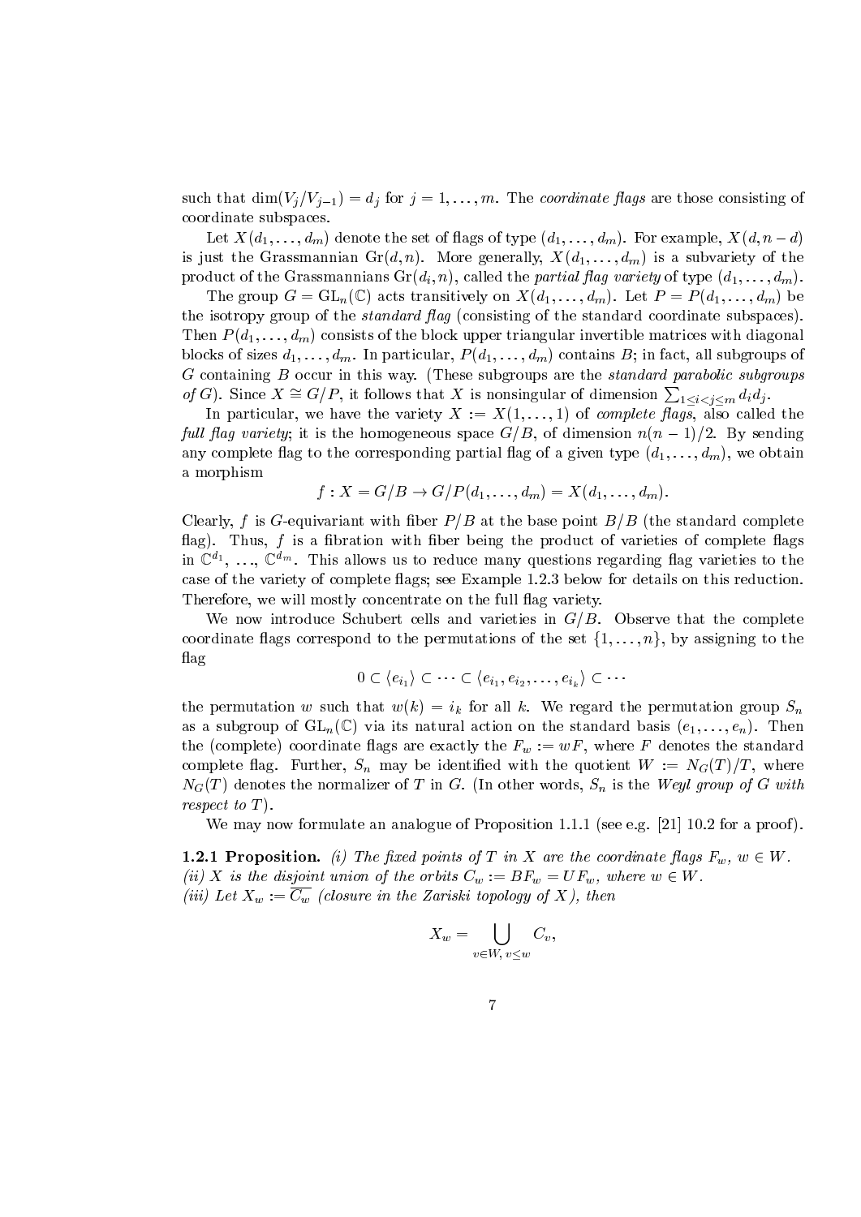such that $\dim(V_j/V_{j-1}) = d_j$ for $j = 1, \ldots, m$. The *coordinate flags* are those consisting of coordinate subspaces.

Let $X(d_1, \ldots, d_m)$ denote the set of flags of type $(d_1, \ldots, d_m)$. For example, $X(d, n-d)$ is just the Grassmannian $\mathrm{Gr}(d, n)$. More generally, $X(d_1, \ldots, d_m)$ is a subvariety of the product of the Grassmannians $\mathrm{Gr}(d_i, n)$, called the *partial flag variety* of type $(d_1, \ldots, d_m)$.

The group $G = \mathrm{GL}_n(\mathbb{C})$ acts transitively on $X(d_1, \ldots, d_m)$. Let $P = P(d_1, \ldots, d_m)$ be the isotropy group of the *standard flag* (consisting of the standard coordinate subspaces). Then $P(d_1, \ldots, d_m)$ consists of the block upper triangular invertible matrices with diagonal blocks of sizes $d_1, \ldots, d_m$. In particular, $P(d_1, \ldots, d_m)$ contains $B$; in fact, all subgroups of $G$ containing $B$ occur in this way. (These subgroups are the *standard parabolic subgroups of* $G$). Since $X \cong G/P$, it follows that $X$ is nonsingular of dimension $\sum_{1 \leq i < j \leq m} d_i d_j$.

In particular, we have the variety $X := X(1, \ldots, 1)$ of *complete flags*, also called the *full flag variety*; it is the homogeneous space $G/B$, of dimension $n(n-1)/2$. By sending any complete flag to the corresponding partial flag of a given type $(d_1, \ldots, d_m)$, we obtain a morphism

$$f : X = G/B \to G/P(d_1, \ldots, d_m) = X(d_1, \ldots, d_m).$$

Clearly, $f$ is $G$-equivariant with fiber $P/B$ at the base point $B/B$ (the standard complete flag). Thus, $f$ is a fibration with fiber being the product of varieties of complete flags in $\mathbb{C}^{d_1}, \ldots, \mathbb{C}^{d_m}$. This allows us to reduce many questions regarding flag varieties to the case of the variety of complete flags; see Example 1.2.3 below for details on this reduction. Therefore, we will mostly concentrate on the full flag variety.

We now introduce Schubert cells and varieties in $G/B$. Observe that the complete coordinate flags correspond to the permutations of the set $\{1, \ldots, n\}$, by assigning to the flag

$$0 \subset \langle e_{i_1} \rangle \subset \cdots \subset \langle e_{i_1}, e_{i_2}, \ldots, e_{i_k} \rangle \subset \cdots$$

the permutation $w$ such that $w(k) = i_k$ for all $k$. We regard the permutation group $S_n$ as a subgroup of $\mathrm{GL}_n(\mathbb{C})$ via its natural action on the standard basis $(e_1, \ldots, e_n)$. Then the (complete) coordinate flags are exactly the $F_w := wF$, where $F$ denotes the standard complete flag. Further, $S_n$ may be identified with the quotient $W := N_G(T)/T$, where $N_G(T)$ denotes the normalizer of $T$ in $G$. (In other words, $S_n$ is the *Weyl group of* $G$ *with respect to* $T$).

We may now formulate an analogue of Proposition 1.1.1 (see e.g. [21] 10.2 for a proof).

**1.2.1 Proposition.** *(i) The fixed points of $T$ in $X$ are the coordinate flags $F_w$, $w \in W$.*
*(ii) $X$ is the disjoint union of the orbits $C_w := BF_w = UF_w$, where $w \in W$.*
*(iii) Let $X_w := \overline{C_w}$ (closure in the Zariski topology of $X$), then*

$$X_w = \bigcup_{v \in W,\, v \leq w} C_v,$$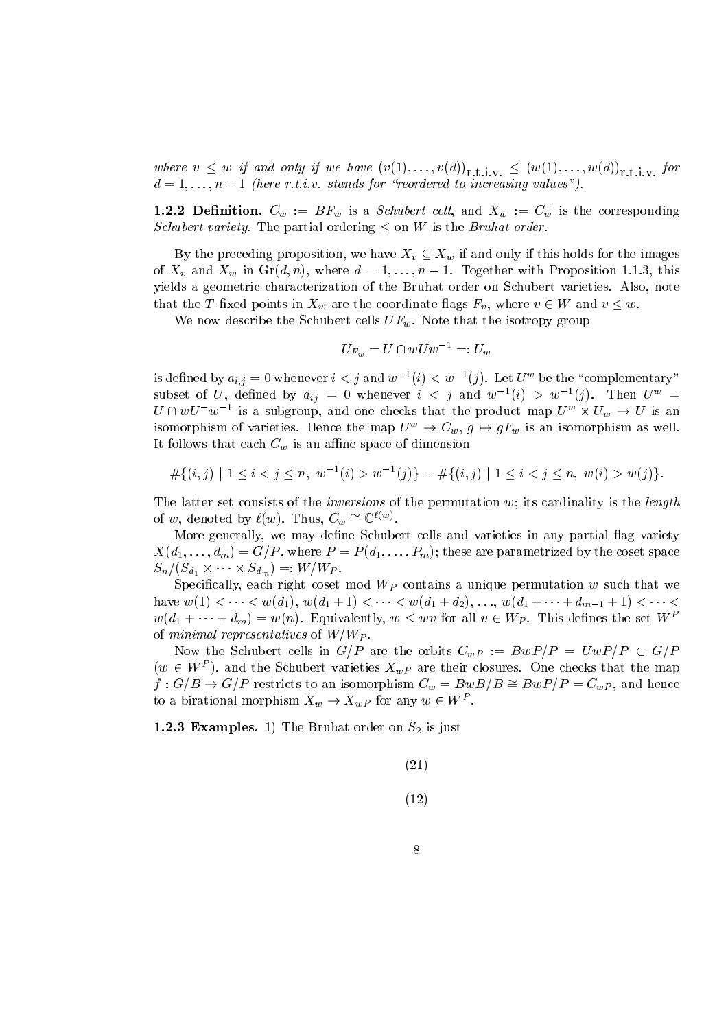*where $v \leq w$ if and only if we have $(v(1),\ldots,v(d))_{\text{r.t.i.v.}} \leq (w(1),\ldots,w(d))_{\text{r.t.i.v.}}$ for $d = 1,\ldots,n-1$ (here r.t.i.v. stands for "reordered to increasing values").*

**1.2.2 Definition.** $C_w := BF_w$ is a *Schubert cell*, and $X_w := \overline{C_w}$ is the corresponding *Schubert variety*. The partial ordering $\leq$ on $W$ is the *Bruhat order*.

By the preceding proposition, we have $X_v \subseteq X_w$ if and only if this holds for the images of $X_v$ and $X_w$ in $\text{Gr}(d,n)$, where $d = 1,\ldots,n-1$. Together with Proposition 1.1.3, this yields a geometric characterization of the Bruhat order on Schubert varieties. Also, note that the $T$-fixed points in $X_w$ are the coordinate flags $F_v$, where $v \in W$ and $v \leq w$.

We now describe the Schubert cells $UF_w$. Note that the isotropy group

$$U_{F_w} = U \cap wUw^{-1} =: U_w$$

is defined by $a_{i,j} = 0$ whenever $i < j$ and $w^{-1}(i) < w^{-1}(j)$. Let $U^w$ be the "complementary" subset of $U$, defined by $a_{ij} = 0$ whenever $i < j$ and $w^{-1}(i) > w^{-1}(j)$. Then $U^w = U \cap wU^- w^{-1}$ is a subgroup, and one checks that the product map $U^w \times U_w \to U$ is an isomorphism of varieties. Hence the map $U^w \to C_w$, $g \mapsto gF_w$ is an isomorphism as well. It follows that each $C_w$ is an affine space of dimension

$$\#\{(i,j) \mid 1 \leq i < j \leq n,\ w^{-1}(i) > w^{-1}(j)\} = \#\{(i,j) \mid 1 \leq i < j \leq n,\ w(i) > w(j)\}.$$

The latter set consists of the *inversions* of the permutation $w$; its cardinality is the *length* of $w$, denoted by $\ell(w)$. Thus, $C_w \cong \mathbb{C}^{\ell(w)}$.

More generally, we may define Schubert cells and varieties in any partial flag variety $X(d_1,\ldots,d_m) = G/P$, where $P = P(d_1,\ldots,P_m)$; these are parametrized by the coset space $S_n/(S_{d_1} \times \cdots \times S_{d_m}) =: W/W_P$.

Specifically, each right coset mod $W_P$ contains a unique permutation $w$ such that we have $w(1) < \cdots < w(d_1)$, $w(d_1+1) < \cdots < w(d_1+d_2)$, ..., $w(d_1+\cdots+d_{m-1}+1) < \cdots < w(d_1+\cdots+d_m) = w(n)$. Equivalently, $w \leq wv$ for all $v \in W_P$. This defines the set $W^P$ of *minimal representatives* of $W/W_P$.

Now the Schubert cells in $G/P$ are the orbits $C_{wP} := BwP/P = UwP/P \subset G/P$ ($w \in W^P$), and the Schubert varieties $X_{wP}$ are their closures. One checks that the map $f : G/B \to G/P$ restricts to an isomorphism $C_w = BwB/B \cong BwP/P = C_{wP}$, and hence to a birational morphism $X_w \to X_{wP}$ for any $w \in W^P$.

**1.2.3 Examples.** 1) The Bruhat order on $S_2$ is just

$$(21)$$

$$(12)$$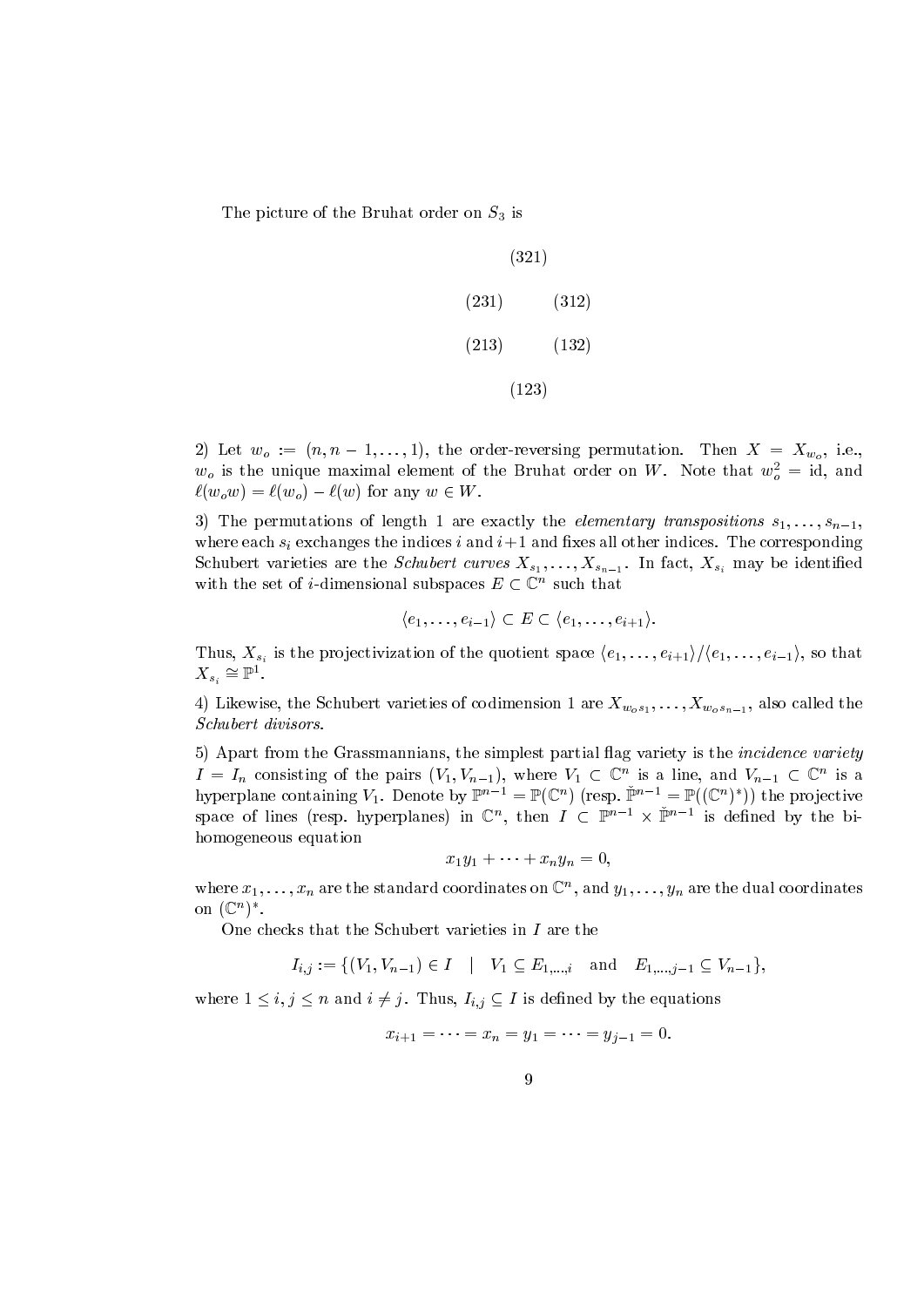The picture of the Bruhat order on $S_3$ is

$$
\begin{array}{ccc}
 & (321) & \\
(231) & & (312) \\
(213) & & (132) \\
 & (123) &
\end{array}
$$

2) Let $w_o := (n, n-1, \ldots, 1)$, the order-reversing permutation. Then $X = X_{w_o}$, i.e., $w_o$ is the unique maximal element of the Bruhat order on $W$. Note that $w_o^2 = \text{id}$, and $\ell(w_o w) = \ell(w_o) - \ell(w)$ for any $w \in W$.

3) The permutations of length 1 are exactly the *elementary transpositions* $s_1, \ldots, s_{n-1}$, where each $s_i$ exchanges the indices $i$ and $i+1$ and fixes all other indices. The corresponding Schubert varieties are the *Schubert curves* $X_{s_1}, \ldots, X_{s_{n-1}}$. In fact, $X_{s_i}$ may be identified with the set of $i$-dimensional subspaces $E \subset \mathbb{C}^n$ such that

$$\langle e_1, \ldots, e_{i-1} \rangle \subset E \subset \langle e_1, \ldots, e_{i+1} \rangle.$$

Thus, $X_{s_i}$ is the projectivization of the quotient space $\langle e_1, \ldots, e_{i+1} \rangle / \langle e_1, \ldots, e_{i-1} \rangle$, so that $X_{s_i} \cong \mathbb{P}^1$.

4) Likewise, the Schubert varieties of codimension 1 are $X_{w_o s_1}, \ldots, X_{w_o s_{n-1}}$, also called the *Schubert divisors*.

5) Apart from the Grassmannians, the simplest partial flag variety is the *incidence variety* $I = I_n$ consisting of the pairs $(V_1, V_{n-1})$, where $V_1 \subset \mathbb{C}^n$ is a line, and $V_{n-1} \subset \mathbb{C}^n$ is a hyperplane containing $V_1$. Denote by $\mathbb{P}^{n-1} = \mathbb{P}(\mathbb{C}^n)$ (resp. $\check{\mathbb{P}}^{n-1} = \mathbb{P}((\mathbb{C}^n)^*)$) the projective space of lines (resp. hyperplanes) in $\mathbb{C}^n$, then $I \subset \mathbb{P}^{n-1} \times \check{\mathbb{P}}^{n-1}$ is defined by the bi-homogeneous equation

$$x_1 y_1 + \cdots + x_n y_n = 0,$$

where $x_1, \ldots, x_n$ are the standard coordinates on $\mathbb{C}^n$, and $y_1, \ldots, y_n$ are the dual coordinates on $(\mathbb{C}^n)^*$.

One checks that the Schubert varieties in $I$ are the

$$I_{i,j} := \{(V_1, V_{n-1}) \in I \quad | \quad V_1 \subseteq E_{1,\ldots,i} \quad \text{and} \quad E_{1,\ldots,j-1} \subseteq V_{n-1}\},$$

where $1 \le i, j \le n$ and $i \neq j$. Thus, $I_{i,j} \subseteq I$ is defined by the equations

$$x_{i+1} = \cdots = x_n = y_1 = \cdots = y_{j-1} = 0.$$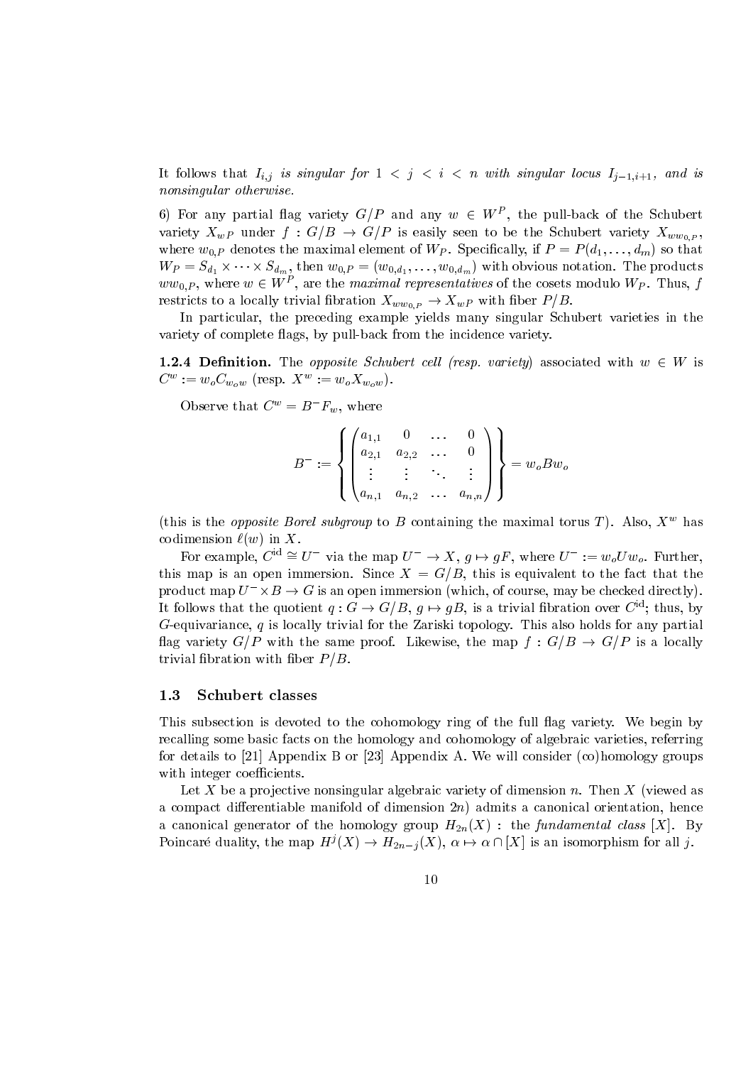It follows that $I_{i,j}$ *is singular for* $1 < j < i < n$ *with singular locus* $I_{j-1,i+1}$*, and is nonsingular otherwise.*

6) For any partial flag variety $G/P$ and any $w \in W^P$, the pull-back of the Schubert variety $X_{wP}$ under $f : G/B \to G/P$ is easily seen to be the Schubert variety $X_{ww_{0,P}}$, where $w_{0,P}$ denotes the maximal element of $W_P$. Specifically, if $P = P(d_1, \ldots, d_m)$ so that $W_P = S_{d_1} \times \cdots \times S_{d_m}$, then $w_{0,P} = (w_{0,d_1}, \ldots, w_{0,d_m})$ with obvious notation. The products $ww_{0,P}$, where $w \in W^P$, are the *maximal representatives* of the cosets modulo $W_P$. Thus, $f$ restricts to a locally trivial fibration $X_{ww_{0,P}} \to X_{wP}$ with fiber $P/B$.

In particular, the preceding example yields many singular Schubert varieties in the variety of complete flags, by pull-back from the incidence variety.

**1.2.4 Definition.** The *opposite Schubert cell (resp. variety)* associated with $w \in W$ is $C^w := w_o C_{w_o w}$ (resp. $X^w := w_o X_{w_o w}$).

Observe that $C^w = B^- F_w$, where

$$B^- := \left\{ \begin{pmatrix} a_{1,1} & 0 & \ldots & 0 \\ a_{2,1} & a_{2,2} & \ldots & 0 \\ \vdots & \vdots & \ddots & \vdots \\ a_{n,1} & a_{n,2} & \ldots & a_{n,n} \end{pmatrix} \right\} = w_o B w_o$$

(this is the *opposite Borel subgroup* to $B$ containing the maximal torus $T$). Also, $X^w$ has codimension $\ell(w)$ in $X$.

For example, $C^{\mathrm{id}} \cong U^-$ via the map $U^- \to X$, $g \mapsto gF$, where $U^- := w_o U w_o$. Further, this map is an open immersion. Since $X = G/B$, this is equivalent to the fact that the product map $U^- \times B \to G$ is an open immersion (which, of course, may be checked directly). It follows that the quotient $q : G \to G/B$, $g \mapsto gB$, is a trivial fibration over $C^{\mathrm{id}}$; thus, by $G$-equivariance, $q$ is locally trivial for the Zariski topology. This also holds for any partial flag variety $G/P$ with the same proof. Likewise, the map $f : G/B \to G/P$ is a locally trivial fibration with fiber $P/B$.

## 1.3 Schubert classes

This subsection is devoted to the cohomology ring of the full flag variety. We begin by recalling some basic facts on the homology and cohomology of algebraic varieties, referring for details to [21] Appendix B or [23] Appendix A. We will consider (co)homology groups with integer coefficients.

Let $X$ be a projective nonsingular algebraic variety of dimension $n$. Then $X$ (viewed as a compact differentiable manifold of dimension $2n$) admits a canonical orientation, hence a canonical generator of the homology group $H_{2n}(X)$ : the *fundamental class* $[X]$. By Poincaré duality, the map $H^j(X) \to H_{2n-j}(X)$, $\alpha \mapsto \alpha \cap [X]$ is an isomorphism for all $j$.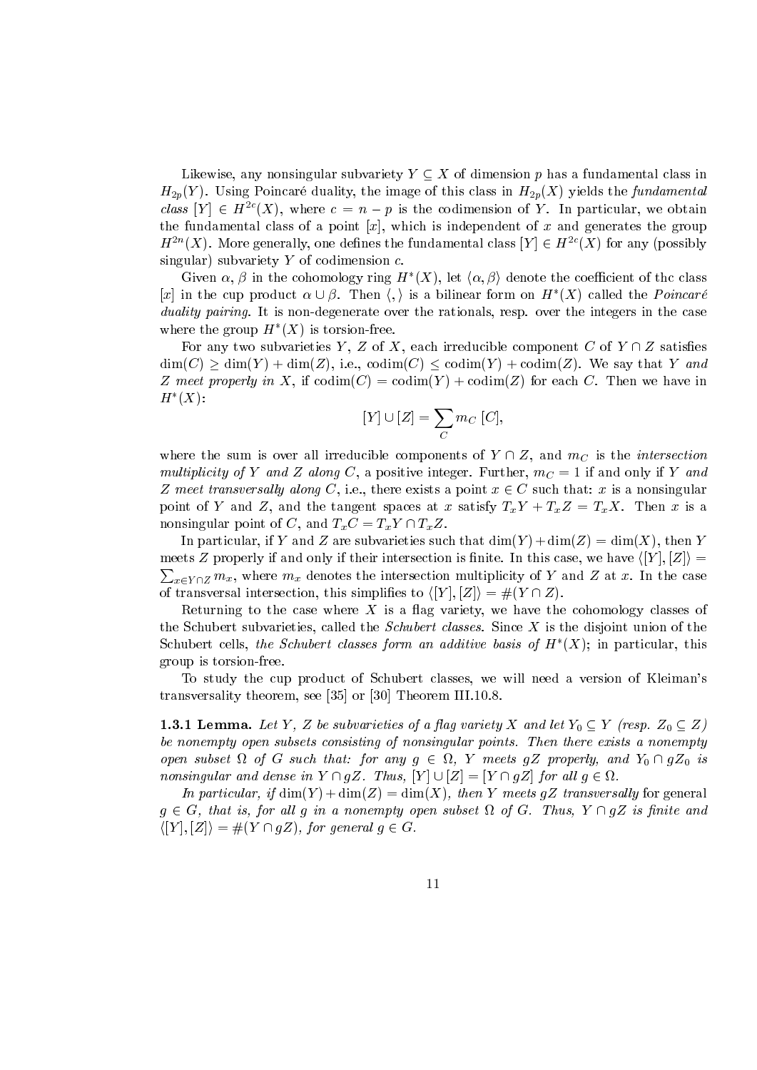Likewise, any nonsingular subvariety $Y \subseteq X$ of dimension $p$ has a fundamental class in $H_{2p}(Y)$. Using Poincaré duality, the image of this class in $H_{2p}(X)$ yields the *fundamental class* $[Y] \in H^{2c}(X)$, where $c = n - p$ is the codimension of $Y$. In particular, we obtain the fundamental class of a point $[x]$, which is independent of $x$ and generates the group $H^{2n}(X)$. More generally, one defines the fundamental class $[Y] \in H^{2c}(X)$ for any (possibly singular) subvariety $Y$ of codimension $c$.

Given $\alpha$, $\beta$ in the cohomology ring $H^*(X)$, let $\langle \alpha, \beta \rangle$ denote the coefficient of thc class $[x]$ in the cup product $\alpha \cup \beta$. Then $\langle , \rangle$ is a bilinear form on $H^*(X)$ called the *Poincaré duality pairing*. It is non-degenerate over the rationals, resp. over the integers in the case where the group $H^*(X)$ is torsion-free.

For any two subvarieties $Y$, $Z$ of $X$, each irreducible component $C$ of $Y \cap Z$ satisfies $\dim(C) \geq \dim(Y) + \dim(Z)$, i.e., $\operatorname{codim}(C) \leq \operatorname{codim}(Y) + \operatorname{codim}(Z)$. We say that *$Y$ and $Z$ meet properly in $X$*, if $\operatorname{codim}(C) = \operatorname{codim}(Y) + \operatorname{codim}(Z)$ for each $C$. Then we have in $H^*(X)$:

$$[Y] \cup [Z] = \sum_C m_C \, [C],$$

where the sum is over all irreducible components of $Y \cap Z$, and $m_C$ is the *intersection multiplicity of $Y$ and $Z$ along $C$*, a positive integer. Further, $m_C = 1$ if and only if *$Y$ and $Z$ meet transversally along $C$*, i.e., there exists a point $x \in C$ such that: $x$ is a nonsingular point of $Y$ and $Z$, and the tangent spaces at $x$ satisfy $T_xY + T_xZ = T_xX$. Then $x$ is a nonsingular point of $C$, and $T_xC = T_xY \cap T_xZ$.

In particular, if $Y$ and $Z$ are subvarieties such that $\dim(Y) + \dim(Z) = \dim(X)$, then $Y$ meets $Z$ properly if and only if their intersection is finite. In this case, we have $\langle [Y], [Z] \rangle = \sum_{x \in Y \cap Z} m_x$, where $m_x$ denotes the intersection multiplicity of $Y$ and $Z$ at $x$. In the case of transversal intersection, this simplifies to $\langle [Y], [Z] \rangle = \#(Y \cap Z)$.

Returning to the case where $X$ is a flag variety, we have the cohomology classes of the Schubert subvarieties, called the *Schubert classes*. Since $X$ is the disjoint union of the Schubert cells, *the Schubert classes form an additive basis of $H^*(X)$*; in particular, this group is torsion-free.

To study the cup product of Schubert classes, we will need a version of Kleiman's transversality theorem, see [35] or [30] Theorem III.10.8.

**1.3.1 Lemma.** *Let $Y$, $Z$ be subvarieties of a flag variety $X$ and let $Y_0 \subseteq Y$ (resp. $Z_0 \subseteq Z$) be nonempty open subsets consisting of nonsingular points. Then there exists a nonempty open subset $\Omega$ of $G$ such that: for any $g \in \Omega$, $Y$ meets $gZ$ properly, and $Y_0 \cap gZ_0$ is nonsingular and dense in $Y \cap gZ$. Thus, $[Y] \cup [Z] = [Y \cap gZ]$ for all $g \in \Omega$.*

*In particular, if $\dim(Y) + \dim(Z) = \dim(X)$, then $Y$ meets $gZ$ transversally* for general *$g \in G$, that is, for all $g$ in a nonempty open subset $\Omega$ of $G$. Thus, $Y \cap gZ$ is finite and $\langle [Y], [Z] \rangle = \#(Y \cap gZ)$, for general $g \in G$.*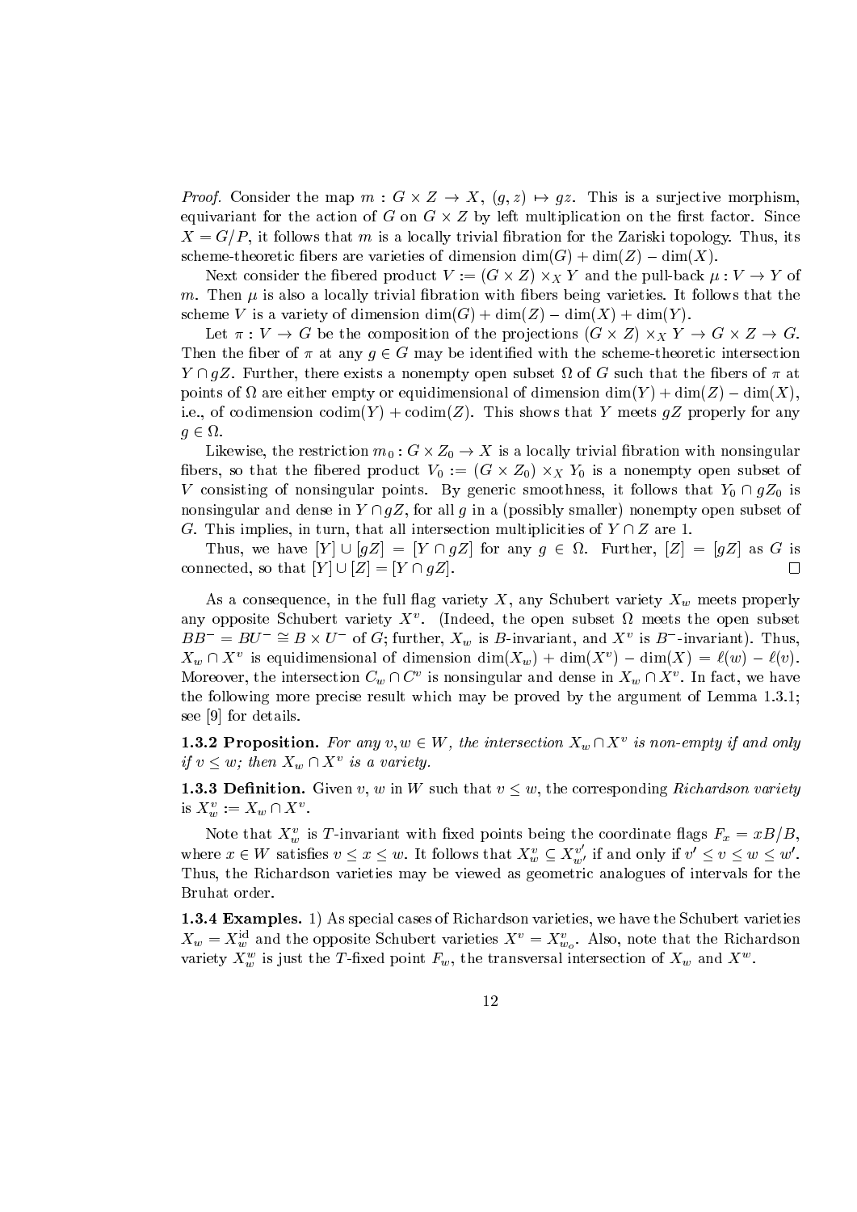*Proof.* Consider the map $m : G \times Z \to X$, $(g, z) \mapsto gz$. This is a surjective morphism, equivariant for the action of $G$ on $G \times Z$ by left multiplication on the first factor. Since $X = G/P$, it follows that $m$ is a locally trivial fibration for the Zariski topology. Thus, its scheme-theoretic fibers are varieties of dimension $\dim(G) + \dim(Z) - \dim(X)$.

Next consider the fibered product $V := (G \times Z) \times_X Y$ and the pull-back $\mu : V \to Y$ of $m$. Then $\mu$ is also a locally trivial fibration with fibers being varieties. It follows that the scheme $V$ is a variety of dimension $\dim(G) + \dim(Z) - \dim(X) + \dim(Y)$.

Let $\pi : V \to G$ be the composition of the projections $(G \times Z) \times_X Y \to G \times Z \to G$. Then the fiber of $\pi$ at any $g \in G$ may be identified with the scheme-theoretic intersection $Y \cap gZ$. Further, there exists a nonempty open subset $\Omega$ of $G$ such that the fibers of $\pi$ at points of $\Omega$ are either empty or equidimensional of dimension $\dim(Y) + \dim(Z) - \dim(X)$, i.e., of codimension $\mathrm{codim}(Y) + \mathrm{codim}(Z)$. This shows that $Y$ meets $gZ$ properly for any $g \in \Omega$.

Likewise, the restriction $m_0 : G \times Z_0 \to X$ is a locally trivial fibration with nonsingular fibers, so that the fibered product $V_0 := (G \times Z_0) \times_X Y_0$ is a nonempty open subset of $V$ consisting of nonsingular points. By generic smoothness, it follows that $Y_0 \cap gZ_0$ is nonsingular and dense in $Y \cap gZ$, for all $g$ in a (possibly smaller) nonempty open subset of $G$. This implies, in turn, that all intersection multiplicities of $Y \cap Z$ are 1.

Thus, we have $[Y] \cup [gZ] = [Y \cap gZ]$ for any $g \in \Omega$. Further, $[Z] = [gZ]$ as $G$ is connected, so that $[Y] \cup [Z] = [Y \cap gZ]$. $\square$

As a consequence, in the full flag variety $X$, any Schubert variety $X_w$ meets properly any opposite Schubert variety $X^v$. (Indeed, the open subset $\Omega$ meets the open subset $BB^- = BU^- \cong B \times U^-$ of $G$; further, $X_w$ is $B$-invariant, and $X^v$ is $B^-$-invariant). Thus, $X_w \cap X^v$ is equidimensional of dimension $\dim(X_w) + \dim(X^v) - \dim(X) = \ell(w) - \ell(v)$. Moreover, the intersection $C_w \cap C^v$ is nonsingular and dense in $X_w \cap X^v$. In fact, we have the following more precise result which may be proved by the argument of Lemma 1.3.1; see [9] for details.

**1.3.2 Proposition.** *For any $v, w \in W$, the intersection $X_w \cap X^v$ is non-empty if and only if $v \leq w$; then $X_w \cap X^v$ is a variety.*

**1.3.3 Definition.** Given $v$, $w$ in $W$ such that $v \leq w$, the corresponding *Richardson variety* is $X_w^v := X_w \cap X^v$.

Note that $X_w^v$ is $T$-invariant with fixed points being the coordinate flags $F_x = xB/B$, where $x \in W$ satisfies $v \leq x \leq w$. It follows that $X_w^v \subseteq X_{w'}^{v'}$ if and only if $v' \leq v \leq w \leq w'$. Thus, the Richardson varieties may be viewed as geometric analogues of intervals for the Bruhat order.

**1.3.4 Examples.** 1) As special cases of Richardson varieties, we have the Schubert varieties $X_w = X_w^{\mathrm{id}}$ and the opposite Schubert varieties $X^v = X_{w_o}^v$. Also, note that the Richardson variety $X_w^w$ is just the $T$-fixed point $F_w$, the transversal intersection of $X_w$ and $X^w$.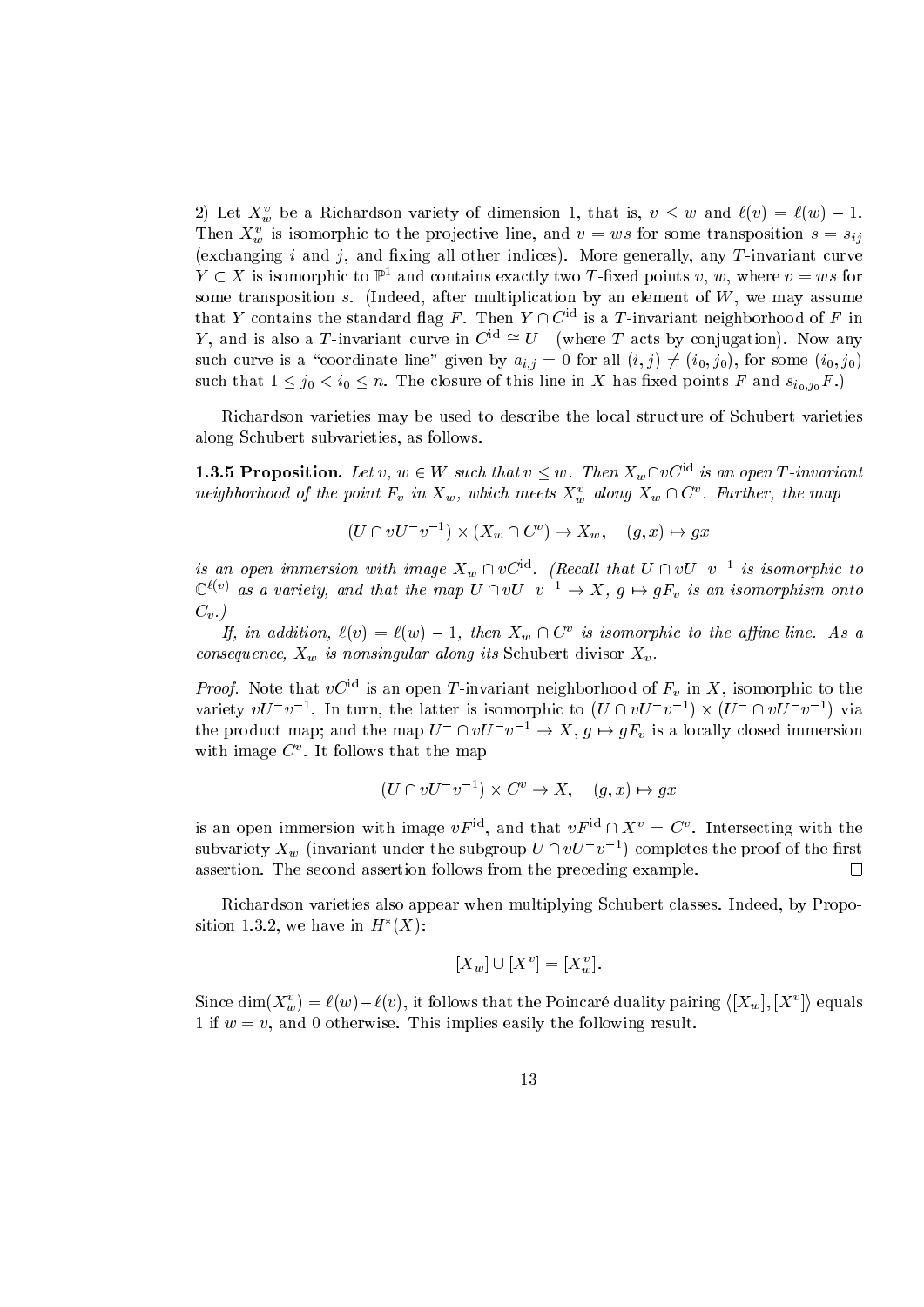2) Let $X_w^v$ be a Richardson variety of dimension 1, that is, $v \le w$ and $\ell(v) = \ell(w) - 1$. Then $X_w^v$ is isomorphic to the projective line, and $v = ws$ for some transposition $s = s_{ij}$ (exchanging $i$ and $j$, and fixing all other indices). More generally, any $T$-invariant curve $Y \subset X$ is isomorphic to $\mathbb{P}^1$ and contains exactly two $T$-fixed points $v$, $w$, where $v = ws$ for some transposition $s$. (Indeed, after multiplication by an element of $W$, we may assume that $Y$ contains the standard flag $F$. Then $Y \cap C^{\mathrm{id}}$ is a $T$-invariant neighborhood of $F$ in $Y$, and is also a $T$-invariant curve in $C^{\mathrm{id}} \cong U^-$ (where $T$ acts by conjugation). Now any such curve is a "coordinate line" given by $a_{i,j} = 0$ for all $(i,j) \ne (i_0, j_0)$, for some $(i_0, j_0)$ such that $1 \le j_0 < i_0 \le n$. The closure of this line in $X$ has fixed points $F$ and $s_{i_0,j_0} F$.)

Richardson varieties may be used to describe the local structure of Schubert varieties along Schubert subvarieties, as follows.

**1.3.5 Proposition.** *Let $v, w \in W$ such that $v \le w$. Then $X_w \cap vC^{\mathrm{id}}$ is an open $T$-invariant neighborhood of the point $F_v$ in $X_w$, which meets $X_w^v$ along $X_w \cap C^v$. Further, the map*

$$(U \cap vU^-v^{-1}) \times (X_w \cap C^v) \to X_w, \quad (g, x) \mapsto gx$$

*is an open immersion with image $X_w \cap vC^{\mathrm{id}}$. (Recall that $U \cap vU^-v^{-1}$ is isomorphic to $\mathbb{C}^{\ell(v)}$ as a variety, and that the map $U \cap vU^-v^{-1} \to X$, $g \mapsto gF_v$ is an isomorphism onto $C_v$.)*

*If, in addition, $\ell(v) = \ell(w) - 1$, then $X_w \cap C^v$ is isomorphic to the affine line. As a consequence, $X_w$ is nonsingular along its* Schubert divisor *$X_v$.*

*Proof.* Note that $vC^{\mathrm{id}}$ is an open $T$-invariant neighborhood of $F_v$ in $X$, isomorphic to the variety $vU^-v^{-1}$. In turn, the latter is isomorphic to $(U \cap vU^-v^{-1}) \times (U^- \cap vU^-v^{-1})$ via the product map; and the map $U^- \cap vU^-v^{-1} \to X$, $g \mapsto gF_v$ is a locally closed immersion with image $C^v$. It follows that the map

$$(U \cap vU^-v^{-1}) \times C^v \to X, \quad (g, x) \mapsto gx$$

is an open immersion with image $vF^{\mathrm{id}}$, and that $vF^{\mathrm{id}} \cap X^v = C^v$. Intersecting with the subvariety $X_w$ (invariant under the subgroup $U \cap vU^-v^{-1}$) completes the proof of the first assertion. The second assertion follows from the preceding example. $\square$

Richardson varieties also appear when multiplying Schubert classes. Indeed, by Proposition 1.3.2, we have in $H^*(X)$:

$$[X_w] \cup [X^v] = [X_w^v].$$

Since $\dim(X_w^v) = \ell(w) - \ell(v)$, it follows that the Poincaré duality pairing $\langle [X_w], [X^v] \rangle$ equals 1 if $w = v$, and 0 otherwise. This implies easily the following result.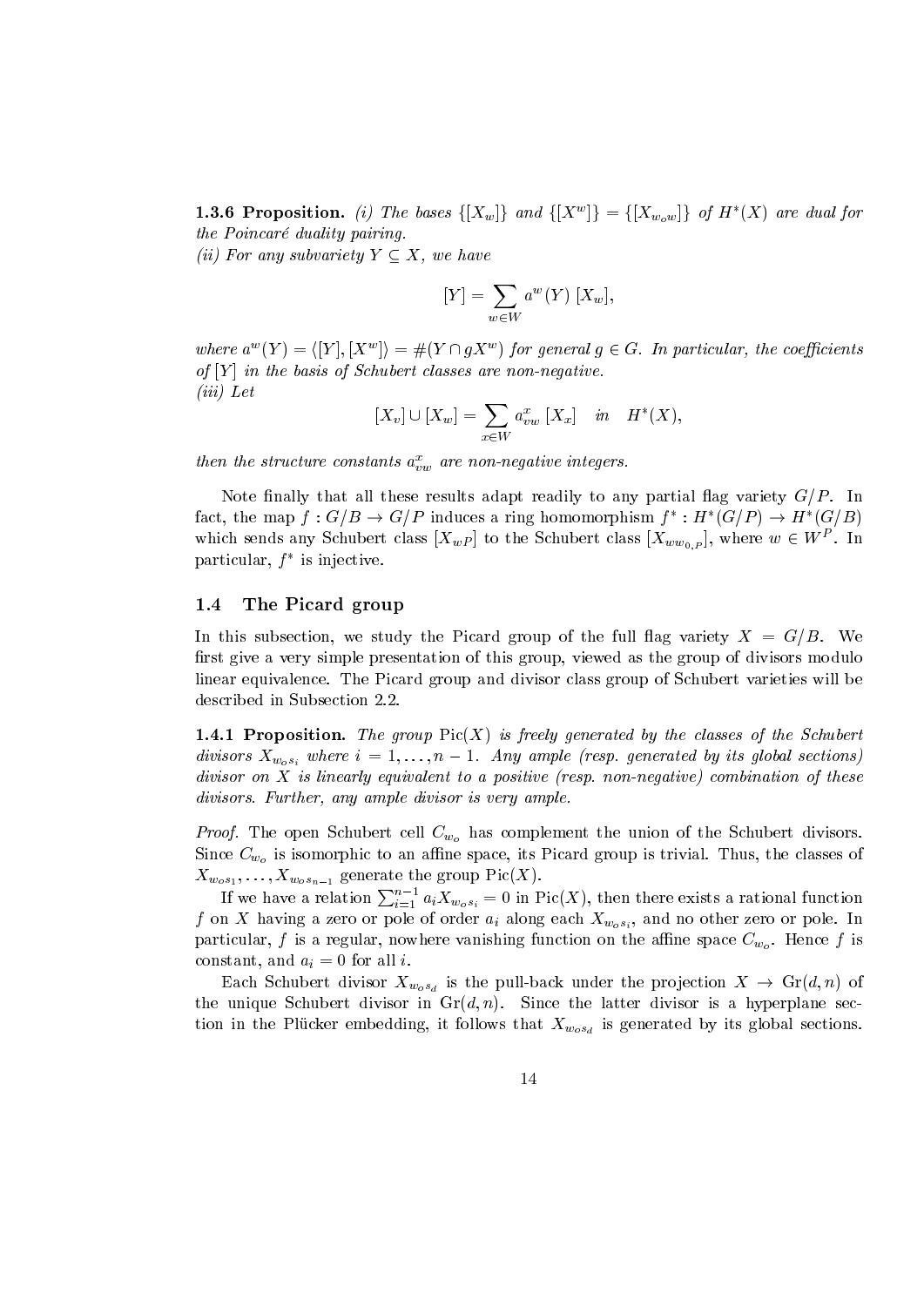**1.3.6 Proposition.** *(i) The bases $\{[X_w]\}$ and $\{[X^w]\} = \{[X_{w_o w}]\}$ of $H^*(X)$ are dual for the Poincaré duality pairing.*
*(ii) For any subvariety $Y \subseteq X$, we have*

$$[Y] = \sum_{w \in W} a^w(Y)\,[X_w],$$

*where $a^w(Y) = \langle [Y], [X^w] \rangle = \#(Y \cap gX^w)$ for general $g \in G$. In particular, the coefficients of $[Y]$ in the basis of Schubert classes are non-negative.*
*(iii) Let*

$$[X_v] \cup [X_w] = \sum_{x \in W} a_{vw}^x\,[X_x] \quad in \quad H^*(X),$$

*then the structure constants $a_{vw}^x$ are non-negative integers.*

Note finally that all these results adapt readily to any partial flag variety $G/P$. In fact, the map $f : G/B \to G/P$ induces a ring homomorphism $f^* : H^*(G/P) \to H^*(G/B)$ which sends any Schubert class $[X_{wP}]$ to the Schubert class $[X_{ww_{0,P}}]$, where $w \in W^P$. In particular, $f^*$ is injective.

## 1.4 The Picard group

In this subsection, we study the Picard group of the full flag variety $X = G/B$. We first give a very simple presentation of this group, viewed as the group of divisors modulo linear equivalence. The Picard group and divisor class group of Schubert varieties will be described in Subsection 2.2.

**1.4.1 Proposition.** *The group $\mathrm{Pic}(X)$ is freely generated by the classes of the Schubert divisors $X_{w_o s_i}$ where $i = 1, \ldots, n-1$. Any ample (resp. generated by its global sections) divisor on $X$ is linearly equivalent to a positive (resp. non-negative) combination of these divisors. Further, any ample divisor is very ample.*

*Proof.* The open Schubert cell $C_{w_o}$ has complement the union of the Schubert divisors. Since $C_{w_o}$ is isomorphic to an affine space, its Picard group is trivial. Thus, the classes of $X_{w_o s_1}, \ldots, X_{w_o s_{n-1}}$ generate the group $\mathrm{Pic}(X)$.

If we have a relation $\sum_{i=1}^{n-1} a_i X_{w_o s_i} = 0$ in $\mathrm{Pic}(X)$, then there exists a rational function $f$ on $X$ having a zero or pole of order $a_i$ along each $X_{w_o s_i}$, and no other zero or pole. In particular, $f$ is a regular, nowhere vanishing function on the affine space $C_{w_o}$. Hence $f$ is constant, and $a_i = 0$ for all $i$.

Each Schubert divisor $X_{w_o s_d}$ is the pull-back under the projection $X \to \mathrm{Gr}(d,n)$ of the unique Schubert divisor in $\mathrm{Gr}(d,n)$. Since the latter divisor is a hyperplane section in the Plücker embedding, it follows that $X_{w_o s_d}$ is generated by its global sections.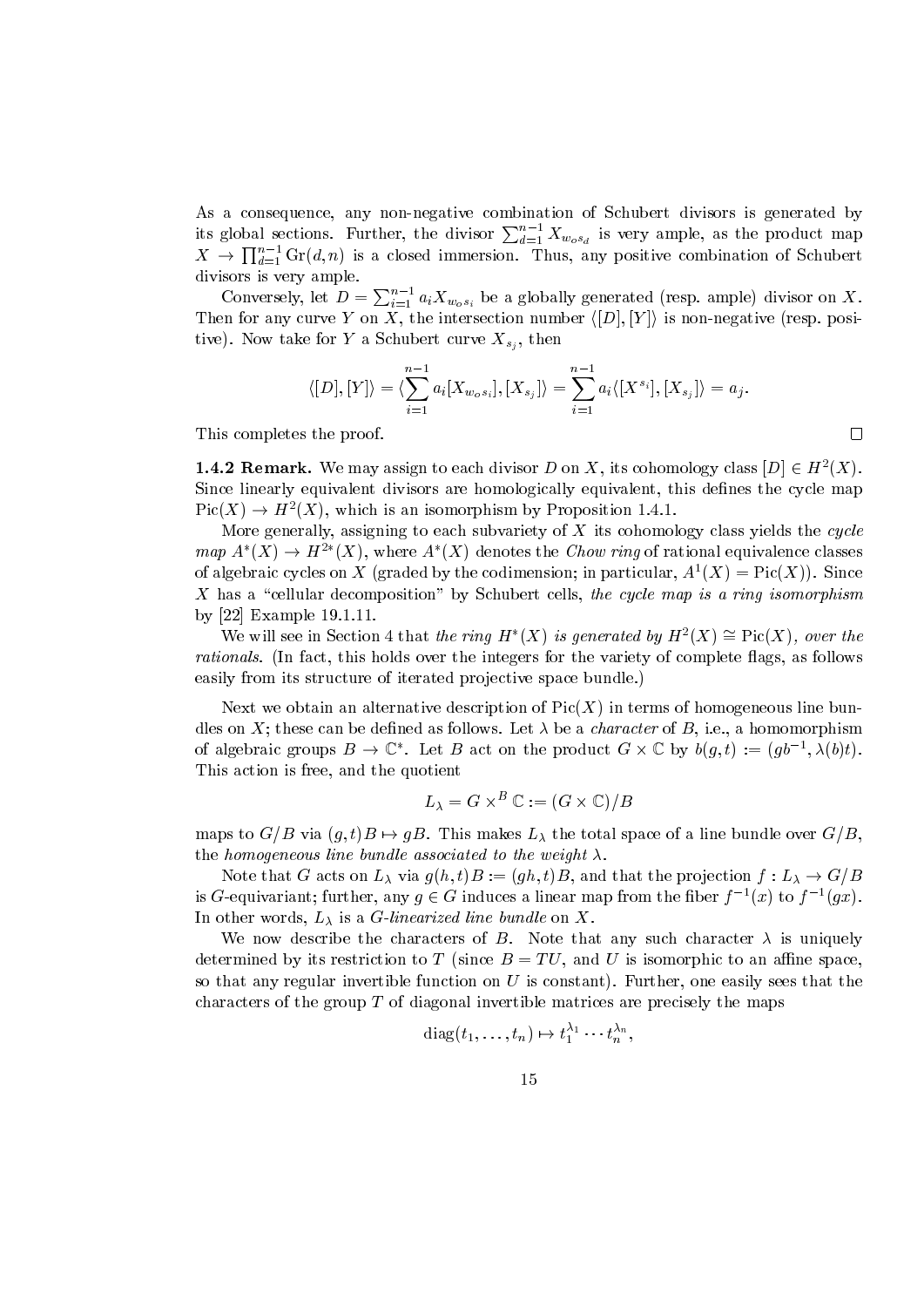As a consequence, any non-negative combination of Schubert divisors is generated by its global sections. Further, the divisor $\sum_{d=1}^{n-1} X_{w_o s_d}$ is very ample, as the product map $X \to \prod_{d=1}^{n-1} \mathrm{Gr}(d,n)$ is a closed immersion. Thus, any positive combination of Schubert divisors is very ample.

Conversely, let $D = \sum_{i=1}^{n-1} a_i X_{w_o s_i}$ be a globally generated (resp. ample) divisor on $X$. Then for any curve $Y$ on $X$, the intersection number $\langle [D],[Y] \rangle$ is non-negative (resp. positive). Now take for $Y$ a Schubert curve $X_{s_j}$, then

$$\langle [D],[Y] \rangle = \langle \sum_{i=1}^{n-1} a_i [X_{w_o s_i}], [X_{s_j}] \rangle = \sum_{i=1}^{n-1} a_i \langle [X^{s_i}], [X_{s_j}] \rangle = a_j.$$

This completes the proof. □

**1.4.2 Remark.** We may assign to each divisor $D$ on $X$, its cohomology class $[D] \in H^2(X)$. Since linearly equivalent divisors are homologically equivalent, this defines the cycle map $\mathrm{Pic}(X) \to H^2(X)$, which is an isomorphism by Proposition 1.4.1.

More generally, assigning to each subvariety of $X$ its cohomology class yields the *cycle map* $A^*(X) \to H^{2*}(X)$, where $A^*(X)$ denotes the *Chow ring* of rational equivalence classes of algebraic cycles on $X$ (graded by the codimension; in particular, $A^1(X) = \mathrm{Pic}(X)$). Since $X$ has a "cellular decomposition" by Schubert cells, *the cycle map is a ring isomorphism* by [22] Example 19.1.11.

We will see in Section 4 that *the ring $H^*(X)$ is generated by $H^2(X) \cong \mathrm{Pic}(X)$, over the rationals*. (In fact, this holds over the integers for the variety of complete flags, as follows easily from its structure of iterated projective space bundle.)

Next we obtain an alternative description of $\mathrm{Pic}(X)$ in terms of homogeneous line bundles on $X$; these can be defined as follows. Let $\lambda$ be a *character* of $B$, i.e., a homomorphism of algebraic groups $B \to \mathbb{C}^*$. Let $B$ act on the product $G \times \mathbb{C}$ by $b(g,t) := (gb^{-1}, \lambda(b)t)$. This action is free, and the quotient

$$L_\lambda = G \times^B \mathbb{C} := (G \times \mathbb{C})/B$$

maps to $G/B$ via $(g,t)B \mapsto gB$. This makes $L_\lambda$ the total space of a line bundle over $G/B$, the *homogeneous line bundle associated to the weight $\lambda$*.

Note that $G$ acts on $L_\lambda$ via $g(h,t)B := (gh,t)B$, and that the projection $f : L_\lambda \to G/B$ is $G$-equivariant; further, any $g \in G$ induces a linear map from the fiber $f^{-1}(x)$ to $f^{-1}(gx)$. In other words, $L_\lambda$ is a *$G$-linearized line bundle* on $X$.

We now describe the characters of $B$. Note that any such character $\lambda$ is uniquely determined by its restriction to $T$ (since $B = TU$, and $U$ is isomorphic to an affine space, so that any regular invertible function on $U$ is constant). Further, one easily sees that the characters of the group $T$ of diagonal invertible matrices are precisely the maps

$$\mathrm{diag}(t_1, \ldots, t_n) \mapsto t_1^{\lambda_1} \cdots t_n^{\lambda_n},$$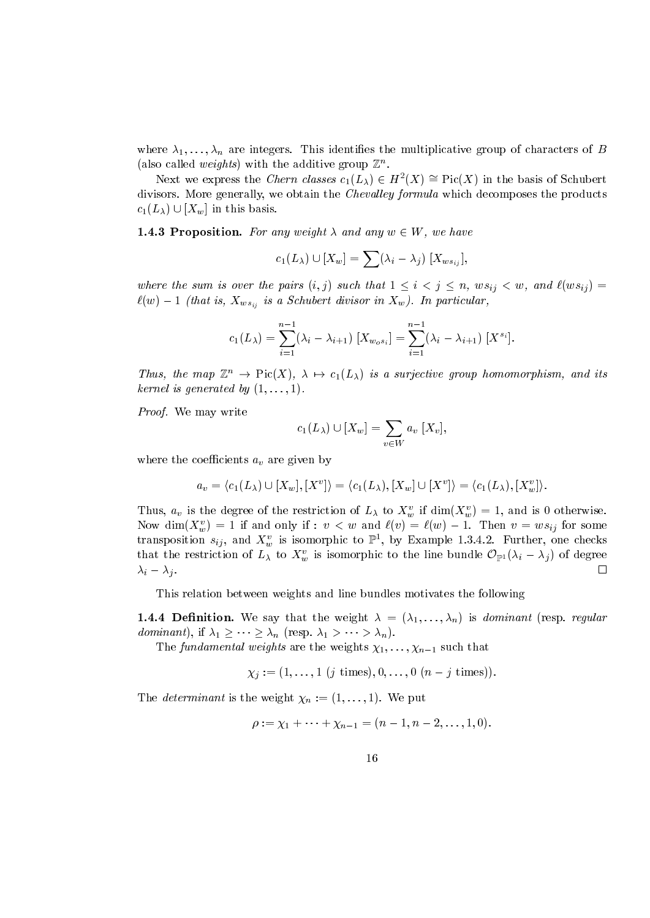where $\lambda_1, \ldots, \lambda_n$ are integers. This identifies the multiplicative group of characters of $B$ (also called *weights*) with the additive group $\mathbb{Z}^n$.

Next we express the *Chern classes* $c_1(L_\lambda) \in H^2(X) \cong \mathrm{Pic}(X)$ in the basis of Schubert divisors. More generally, we obtain the *Chevalley formula* which decomposes the products $c_1(L_\lambda) \cup [X_w]$ in this basis.

**1.4.3 Proposition.** *For any weight $\lambda$ and any $w \in W$, we have*

$$c_1(L_\lambda) \cup [X_w] = \sum (\lambda_i - \lambda_j) \; [X_{ws_{ij}}],$$

*where the sum is over the pairs $(i,j)$ such that $1 \leq i < j \leq n$, $ws_{ij} < w$, and $\ell(ws_{ij}) = \ell(w) - 1$ (that is, $X_{ws_{ij}}$ is a Schubert divisor in $X_w$). In particular,*

$$c_1(L_\lambda) = \sum_{i=1}^{n-1} (\lambda_i - \lambda_{i+1}) \; [X_{w_o s_i}] = \sum_{i=1}^{n-1} (\lambda_i - \lambda_{i+1}) \; [X^{s_i}].$$

*Thus, the map $\mathbb{Z}^n \to \mathrm{Pic}(X)$, $\lambda \mapsto c_1(L_\lambda)$ is a surjective group homomorphism, and its kernel is generated by $(1, \ldots, 1)$.*

*Proof.* We may write

$$c_1(L_\lambda) \cup [X_w] = \sum_{v \in W} a_v \; [X_v],$$

where the coefficients $a_v$ are given by

$$a_v = \langle c_1(L_\lambda) \cup [X_w], [X^v] \rangle = \langle c_1(L_\lambda), [X_w] \cup [X^v] \rangle = \langle c_1(L_\lambda), [X_w^v] \rangle.$$

Thus, $a_v$ is the degree of the restriction of $L_\lambda$ to $X_w^v$ if $\dim(X_w^v) = 1$, and is 0 otherwise. Now $\dim(X_w^v) = 1$ if and only if : $v < w$ and $\ell(v) = \ell(w) - 1$. Then $v = ws_{ij}$ for some transposition $s_{ij}$, and $X_w^v$ is isomorphic to $\mathbb{P}^1$, by Example 1.3.4.2. Further, one checks that the restriction of $L_\lambda$ to $X_w^v$ is isomorphic to the line bundle $\mathcal{O}_{\mathbb{P}^1}(\lambda_i - \lambda_j)$ of degree $\lambda_i - \lambda_j$. $\square$

This relation between weights and line bundles motivates the following

**1.4.4 Definition.** We say that the weight $\lambda = (\lambda_1, \ldots, \lambda_n)$ is *dominant* (resp. *regular dominant*), if $\lambda_1 \geq \cdots \geq \lambda_n$ (resp. $\lambda_1 > \cdots > \lambda_n$).

The *fundamental weights* are the weights $\chi_1, \ldots, \chi_{n-1}$ such that

$$\chi_j := (1, \ldots, 1 \; (j \text{ times}), 0, \ldots, 0 \; (n-j \text{ times})).$$

The *determinant* is the weight $\chi_n := (1, \ldots, 1)$. We put

$$\rho := \chi_1 + \cdots + \chi_{n-1} = (n-1, n-2, \ldots, 1, 0).$$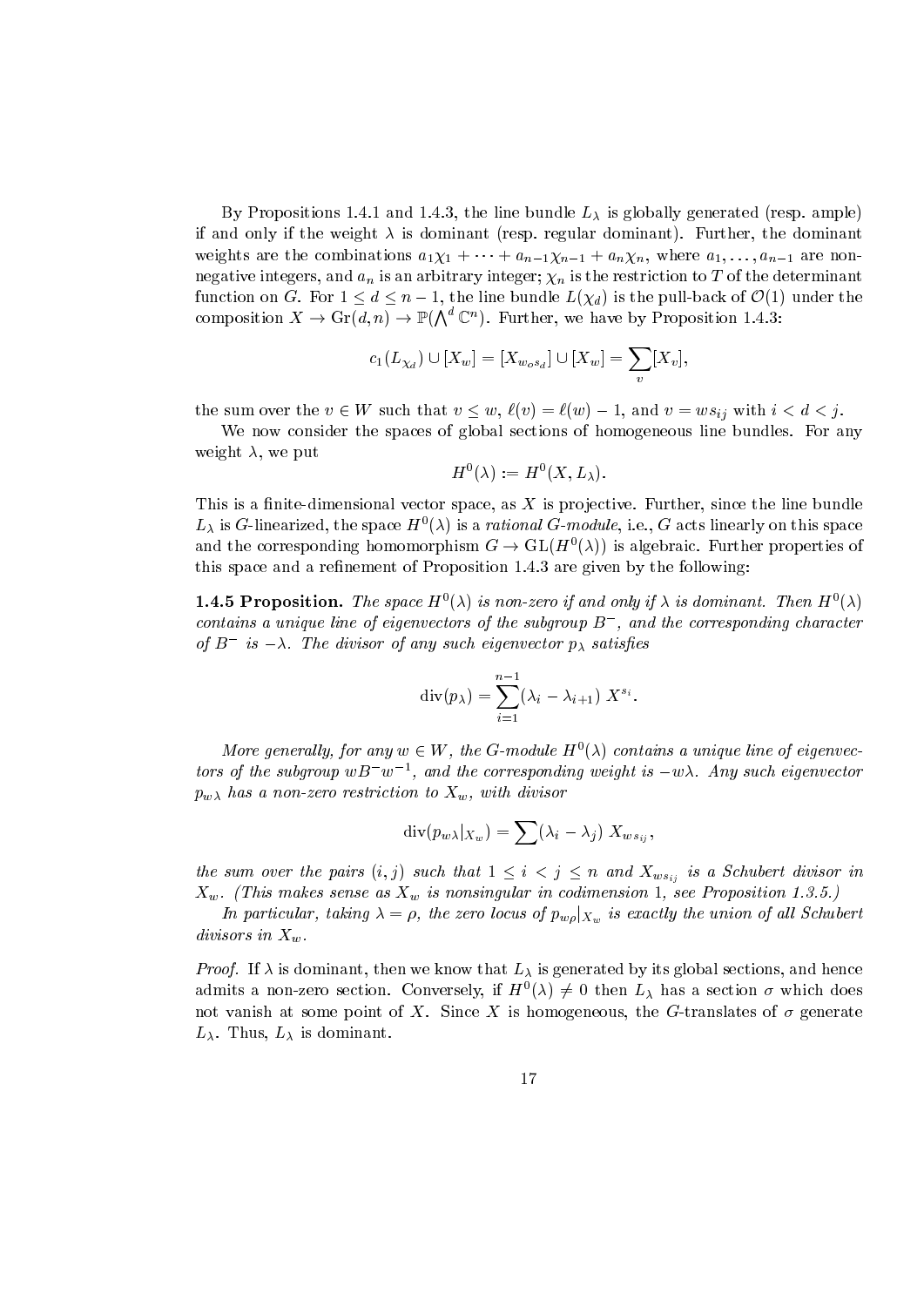By Propositions 1.4.1 and 1.4.3, the line bundle $L_\lambda$ is globally generated (resp. ample) if and only if the weight $\lambda$ is dominant (resp. regular dominant). Further, the dominant weights are the combinations $a_1\chi_1 + \cdots + a_{n-1}\chi_{n-1} + a_n\chi_n$, where $a_1, \ldots, a_{n-1}$ are non-negative integers, and $a_n$ is an arbitrary integer; $\chi_n$ is the restriction to $T$ of the determinant function on $G$. For $1 \le d \le n-1$, the line bundle $L(\chi_d)$ is the pull-back of $\mathcal{O}(1)$ under the composition $X \to \mathrm{Gr}(d,n) \to \mathbb{P}(\bigwedge^d \mathbb{C}^n)$. Further, we have by Proposition 1.4.3:

$$c_1(L_{\chi_d}) \cup [X_w] = [X_{w_o s_d}] \cup [X_w] = \sum_v [X_v],$$

the sum over the $v \in W$ such that $v \le w$, $\ell(v) = \ell(w) - 1$, and $v = w s_{ij}$ with $i < d < j$.

We now consider the spaces of global sections of homogeneous line bundles. For any weight $\lambda$, we put

$$H^0(\lambda) := H^0(X, L_\lambda).$$

This is a finite-dimensional vector space, as $X$ is projective. Further, since the line bundle $L_\lambda$ is $G$-linearized, the space $H^0(\lambda)$ is a *rational $G$-module*, i.e., $G$ acts linearly on this space and the corresponding homomorphism $G \to \mathrm{GL}(H^0(\lambda))$ is algebraic. Further properties of this space and a refinement of Proposition 1.4.3 are given by the following:

**1.4.5 Proposition.** *The space $H^0(\lambda)$ is non-zero if and only if $\lambda$ is dominant. Then $H^0(\lambda)$ contains a unique line of eigenvectors of the subgroup $B^-$, and the corresponding character of $B^-$ is $-\lambda$. The divisor of any such eigenvector $p_\lambda$ satisfies*

$$\mathrm{div}(p_\lambda) = \sum_{i=1}^{n-1} (\lambda_i - \lambda_{i+1})\ X^{s_i}.$$

*More generally, for any $w \in W$, the $G$-module $H^0(\lambda)$ contains a unique line of eigenvectors of the subgroup $wB^-w^{-1}$, and the corresponding weight is $-w\lambda$. Any such eigenvector $p_{w\lambda}$ has a non-zero restriction to $X_w$, with divisor*

$$\mathrm{div}(p_{w\lambda}|_{X_w}) = \sum (\lambda_i - \lambda_j)\ X_{w s_{ij}},$$

*the sum over the pairs $(i,j)$ such that $1 \le i < j \le n$ and $X_{ws_{ij}}$ is a Schubert divisor in $X_w$. (This makes sense as $X_w$ is nonsingular in codimension 1, see Proposition 1.3.5.)*

*In particular, taking $\lambda = \rho$, the zero locus of $p_{w\rho}|_{X_w}$ is exactly the union of all Schubert divisors in $X_w$.*

*Proof.* If $\lambda$ is dominant, then we know that $L_\lambda$ is generated by its global sections, and hence admits a non-zero section. Conversely, if $H^0(\lambda) \ne 0$ then $L_\lambda$ has a section $\sigma$ which does not vanish at some point of $X$. Since $X$ is homogeneous, the $G$-translates of $\sigma$ generate $L_\lambda$. Thus, $L_\lambda$ is dominant.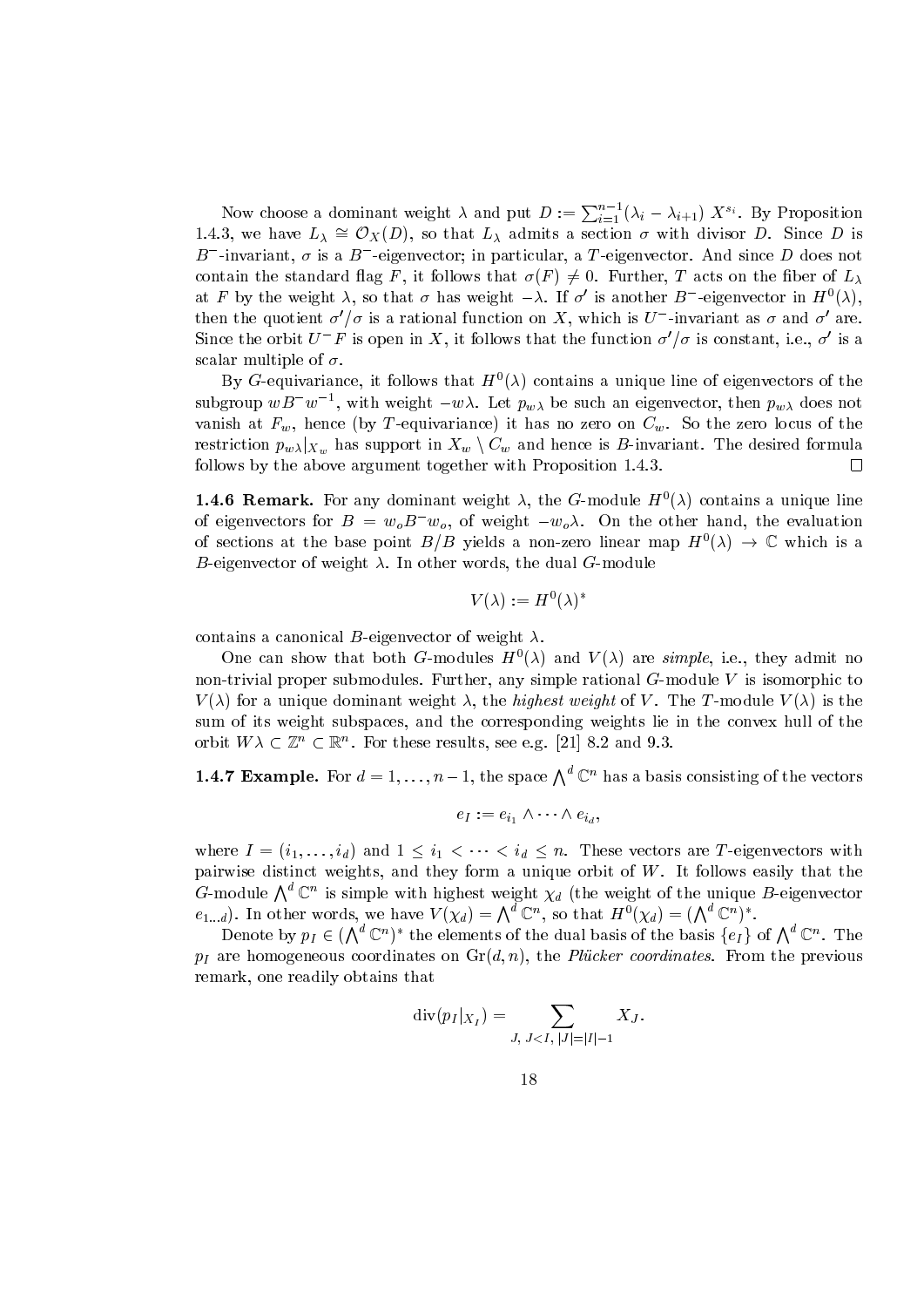Now choose a dominant weight $\lambda$ and put $D := \sum_{i=1}^{n-1} (\lambda_i - \lambda_{i+1})\, X^{s_i}$. By Proposition 1.4.3, we have $L_\lambda \cong \mathcal{O}_X(D)$, so that $L_\lambda$ admits a section $\sigma$ with divisor $D$. Since $D$ is $B^-$-invariant, $\sigma$ is a $B^-$-eigenvector; in particular, a $T$-eigenvector. And since $D$ does not contain the standard flag $F$, it follows that $\sigma(F) \neq 0$. Further, $T$ acts on the fiber of $L_\lambda$ at $F$ by the weight $\lambda$, so that $\sigma$ has weight $-\lambda$. If $\sigma'$ is another $B^-$-eigenvector in $H^0(\lambda)$, then the quotient $\sigma'/\sigma$ is a rational function on $X$, which is $U^-$-invariant as $\sigma$ and $\sigma'$ are. Since the orbit $U^- F$ is open in $X$, it follows that the function $\sigma'/\sigma$ is constant, i.e., $\sigma'$ is a scalar multiple of $\sigma$.

By $G$-equivariance, it follows that $H^0(\lambda)$ contains a unique line of eigenvectors of the subgroup $wB^-w^{-1}$, with weight $-w\lambda$. Let $p_{w\lambda}$ be such an eigenvector, then $p_{w\lambda}$ does not vanish at $F_w$, hence (by $T$-equivariance) it has no zero on $C_w$. So the zero locus of the restriction $p_{w\lambda}|_{X_w}$ has support in $X_w \setminus C_w$ and hence is $B$-invariant. The desired formula follows by the above argument together with Proposition 1.4.3. $\square$

**1.4.6 Remark.** For any dominant weight $\lambda$, the $G$-module $H^0(\lambda)$ contains a unique line of eigenvectors for $B = w_o B^- w_o$, of weight $-w_o\lambda$. On the other hand, the evaluation of sections at the base point $B/B$ yields a non-zero linear map $H^0(\lambda) \to \mathbb{C}$ which is a $B$-eigenvector of weight $\lambda$. In other words, the dual $G$-module

$$V(\lambda) := H^0(\lambda)^*$$

contains a canonical $B$-eigenvector of weight $\lambda$.

One can show that both $G$-modules $H^0(\lambda)$ and $V(\lambda)$ are *simple*, i.e., they admit no non-trivial proper submodules. Further, any simple rational $G$-module $V$ is isomorphic to $V(\lambda)$ for a unique dominant weight $\lambda$, the *highest weight* of $V$. The $T$-module $V(\lambda)$ is the sum of its weight subspaces, and the corresponding weights lie in the convex hull of the orbit $W\lambda \subset \mathbb{Z}^n \subset \mathbb{R}^n$. For these results, see e.g. [21] 8.2 and 9.3.

**1.4.7 Example.** For $d = 1, \ldots, n-1$, the space $\bigwedge^d \mathbb{C}^n$ has a basis consisting of the vectors

$$e_I := e_{i_1} \wedge \cdots \wedge e_{i_d},$$

where $I = (i_1, \ldots, i_d)$ and $1 \leq i_1 < \cdots < i_d \leq n$. These vectors are $T$-eigenvectors with pairwise distinct weights, and they form a unique orbit of $W$. It follows easily that the $G$-module $\bigwedge^d \mathbb{C}^n$ is simple with highest weight $\chi_d$ (the weight of the unique $B$-eigenvector $e_{1\ldots d}$). In other words, we have $V(\chi_d) = \bigwedge^d \mathbb{C}^n$, so that $H^0(\chi_d) = (\bigwedge^d \mathbb{C}^n)^*$.

Denote by $p_I \in (\bigwedge^d \mathbb{C}^n)^*$ the elements of the dual basis of the basis $\{e_I\}$ of $\bigwedge^d \mathbb{C}^n$. The $p_I$ are homogeneous coordinates on $\mathrm{Gr}(d,n)$, the *Plücker coordinates*. From the previous remark, one readily obtains that

$$\mathrm{div}(p_I|_{X_I}) = \sum_{J,\, J<I,\, |J|=|I|-1} X_J.$$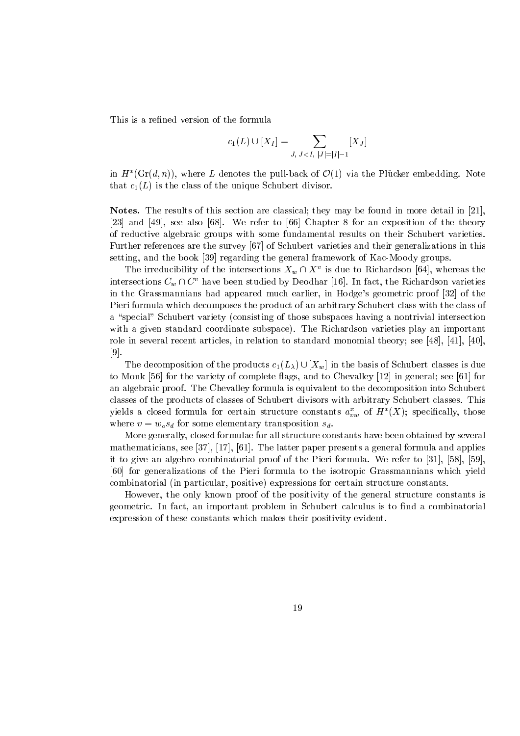This is a refined version of the formula

$$c_1(L) \cup [X_I] = \sum_{J,\, J<I,\, |J|=|I|-1} [X_J]$$

in $H^*(\mathrm{Gr}(d,n))$, where $L$ denotes the pull-back of $\mathcal{O}(1)$ via the Plücker embedding. Note that $c_1(L)$ is the class of the unique Schubert divisor.

**Notes.** The results of this section are classical; they may be found in more detail in [21], [23] and [49], see also [68]. We refer to [66] Chapter 8 for an exposition of the theory of reductive algebraic groups with some fundamental results on their Schubert varieties. Further references are the survey [67] of Schubert varieties and their generalizations in this setting, and the book [39] regarding the general framework of Kac-Moody groups.

The irreducibility of the intersections $X_w \cap X^v$ is due to Richardson [64], whereas the intersections $C_w \cap C^v$ have been studied by Deodhar [16]. In fact, the Richardson varieties in the Grassmannians had appeared much earlier, in Hodge's geometric proof [32] of the Pieri formula which decomposes the product of an arbitrary Schubert class with the class of a "special" Schubert variety (consisting of those subspaces having a nontrivial intersection with a given standard coordinate subspace). The Richardson varieties play an important role in several recent articles, in relation to standard monomial theory; see [48], [41], [40], [9].

The decomposition of the products $c_1(L_\lambda) \cup [X_w]$ in the basis of Schubert classes is due to Monk [56] for the variety of complete flags, and to Chevalley [12] in general; see [61] for an algebraic proof. The Chevalley formula is equivalent to the decomposition into Schubert classes of the products of classes of Schubert divisors with arbitrary Schubert classes. This yields a closed formula for certain structure constants $a^x_{vw}$ of $H^*(X)$; specifically, those where $v = w_o s_d$ for some elementary transposition $s_d$.

More generally, closed formulae for all structure constants have been obtained by several mathematicians, see [37], [17], [61]. The latter paper presents a general formula and applies it to give an algebro-combinatorial proof of the Pieri formula. We refer to [31], [58], [59], [60] for generalizations of the Pieri formula to the isotropic Grassmannians which yield combinatorial (in particular, positive) expressions for certain structure constants.

However, the only known proof of the positivity of the general structure constants is geometric. In fact, an important problem in Schubert calculus is to find a combinatorial expression of these constants which makes their positivity evident.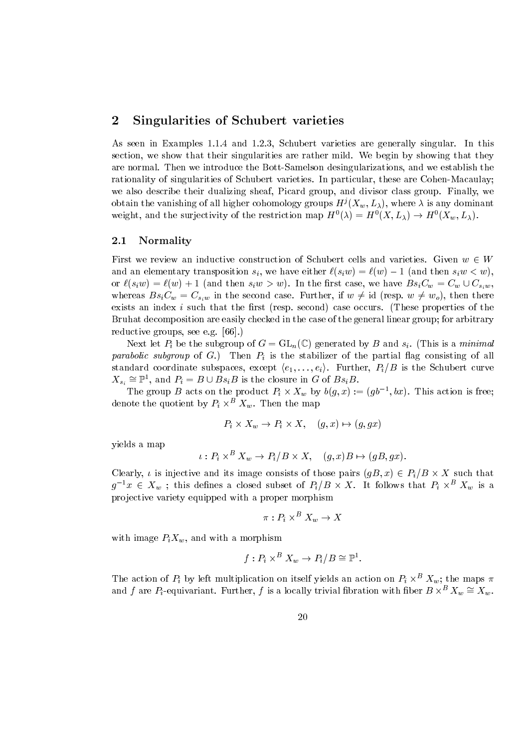## 2 Singularities of Schubert varieties

As seen in Examples 1.1.4 and 1.2.3, Schubert varieties are generally singular. In this section, we show that their singularities are rather mild. We begin by showing that they are normal. Then we introduce the Bott-Samelson desingularizations, and we establish the rationality of singularities of Schubert varieties. In particular, these are Cohen-Macaulay; we also describe their dualizing sheaf, Picard group, and divisor class group. Finally, we obtain the vanishing of all higher cohomology groups $H^j(X_w, L_\lambda)$, where $\lambda$ is any dominant weight, and the surjectivity of the restriction map $H^0(\lambda) = H^0(X, L_\lambda) \to H^0(X_w, L_\lambda)$.

### 2.1 Normality

First we review an inductive construction of Schubert cells and varieties. Given $w \in W$ and an elementary transposition $s_i$, we have either $\ell(s_i w) = \ell(w) - 1$ (and then $s_i w < w$), or $\ell(s_i w) = \ell(w) + 1$ (and then $s_i w > w$). In the first case, we have $Bs_iC_w = C_w \cup C_{s_i w}$, whereas $Bs_iC_w = C_{s_i w}$ in the second case. Further, if $w \neq \mathrm{id}$ (resp. $w \neq w_o$), then there exists an index $i$ such that the first (resp. second) case occurs. (These properties of the Bruhat decomposition are easily checked in the case of the general linear group; for arbitrary reductive groups, see e.g. [66].)

Next let $P_i$ be the subgroup of $G = \mathrm{GL}_n(\mathbb{C})$ generated by $B$ and $s_i$. (This is a *minimal parabolic subgroup* of $G$.) Then $P_i$ is the stabilizer of the partial flag consisting of all standard coordinate subspaces, except $\langle e_1, \ldots, e_i \rangle$. Further, $P_i/B$ is the Schubert curve $X_{s_i} \cong \mathbb{P}^1$, and $P_i = B \cup Bs_iB$ is the closure in $G$ of $Bs_iB$.

The group $B$ acts on the product $P_i \times X_w$ by $b(g, x) := (gb^{-1}, bx)$. This action is free; denote the quotient by $P_i \times^B X_w$. Then the map

$$P_i \times X_w \to P_i \times X, \quad (g, x) \mapsto (g, gx)$$

yields a map

$$\iota : P_i \times^B X_w \to P_i/B \times X, \quad (g, x)B \mapsto (gB, gx).$$

Clearly, $\iota$ is injective and its image consists of those pairs $(gB, x) \in P_i/B \times X$ such that $g^{-1}x \in X_w$ ; this defines a closed subset of $P_i/B \times X$. It follows that $P_i \times^B X_w$ is a projective variety equipped with a proper morphism

$$\pi : P_i \times^B X_w \to X$$

with image $P_i X_w$, and with a morphism

$$f : P_i \times^B X_w \to P_i/B \cong \mathbb{P}^1.$$

The action of $P_i$ by left multiplication on itself yields an action on $P_i \times^B X_w$; the maps $\pi$ and $f$ are $P_i$-equivariant. Further, $f$ is a locally trivial fibration with fiber $B \times^B X_w \cong X_w$.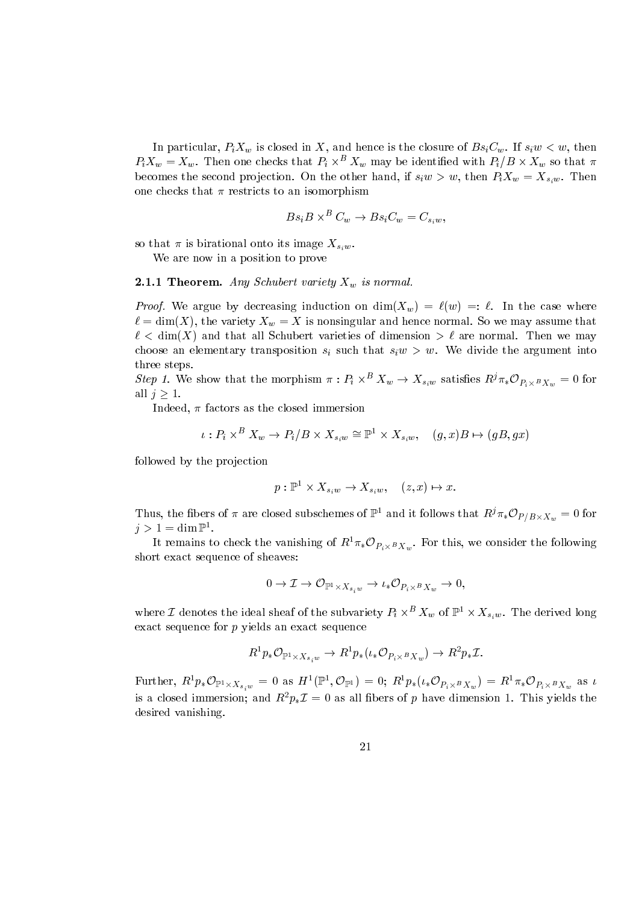In particular, $P_i X_w$ is closed in $X$, and hence is the closure of $Bs_iC_w$. If $s_iw < w$, then $P_iX_w = X_w$. Then one checks that $P_i \times^B X_w$ may be identified with $P_i/B \times X_w$ so that $\pi$ becomes the second projection. On the other hand, if $s_iw > w$, then $P_iX_w = X_{s_iw}$. Then one checks that $\pi$ restricts to an isomorphism

$$Bs_iB \times^B C_w \to Bs_iC_w = C_{s_iw},$$

so that $\pi$ is birational onto its image $X_{s_iw}$.

We are now in a position to prove

**2.1.1 Theorem.** *Any Schubert variety $X_w$ is normal.*

*Proof.* We argue by decreasing induction on $\dim(X_w) = \ell(w) =: \ell$. In the case where $\ell = \dim(X)$, the variety $X_w = X$ is nonsingular and hence normal. So we may assume that $\ell < \dim(X)$ and that all Schubert varieties of dimension $> \ell$ are normal. Then we may choose an elementary transposition $s_i$ such that $s_iw > w$. We divide the argument into three steps.

*Step 1.* We show that the morphism $\pi : P_i \times^B X_w \to X_{s_iw}$ satisfies $R^j\pi_*\mathcal{O}_{P_i\times^B X_w} = 0$ for all $j \geq 1$.

Indeed, $\pi$ factors as the closed immersion

$$\iota : P_i \times^B X_w \to P_i/B \times X_{s_iw} \cong \mathbb{P}^1 \times X_{s_iw}, \quad (g, x)B \mapsto (gB, gx)$$

followed by the projection

$$p : \mathbb{P}^1 \times X_{s_iw} \to X_{s_iw}, \quad (z, x) \mapsto x.$$

Thus, the fibers of $\pi$ are closed subschemes of $\mathbb{P}^1$ and it follows that $R^j\pi_*\mathcal{O}_{P/B\times X_w} = 0$ for $j > 1 = \dim \mathbb{P}^1$.

It remains to check the vanishing of $R^1\pi_*\mathcal{O}_{P_i\times^B X_w}$. For this, we consider the following short exact sequence of sheaves:

$$0 \to \mathcal{I} \to \mathcal{O}_{\mathbb{P}^1\times X_{s_iw}} \to \iota_*\mathcal{O}_{P_i\times^B X_w} \to 0,$$

where $\mathcal{I}$ denotes the ideal sheaf of the subvariety $P_i \times^B X_w$ of $\mathbb{P}^1 \times X_{s_iw}$. The derived long exact sequence for $p$ yields an exact sequence

$$R^1p_*\mathcal{O}_{\mathbb{P}^1\times X_{s_iw}} \to R^1p_*(\iota_*\mathcal{O}_{P_i\times^B X_w}) \to R^2p_*\mathcal{I}.$$

Further, $R^1p_*\mathcal{O}_{\mathbb{P}^1\times X_{s_iw}} = 0$ as $H^1(\mathbb{P}^1, \mathcal{O}_{\mathbb{P}^1}) = 0$; $R^1p_*(\iota_*\mathcal{O}_{P_i\times^B X_w}) = R^1\pi_*\mathcal{O}_{P_i\times^B X_w}$ as $\iota$ is a closed immersion; and $R^2p_*\mathcal{I} = 0$ as all fibers of $p$ have dimension 1. This yields the desired vanishing.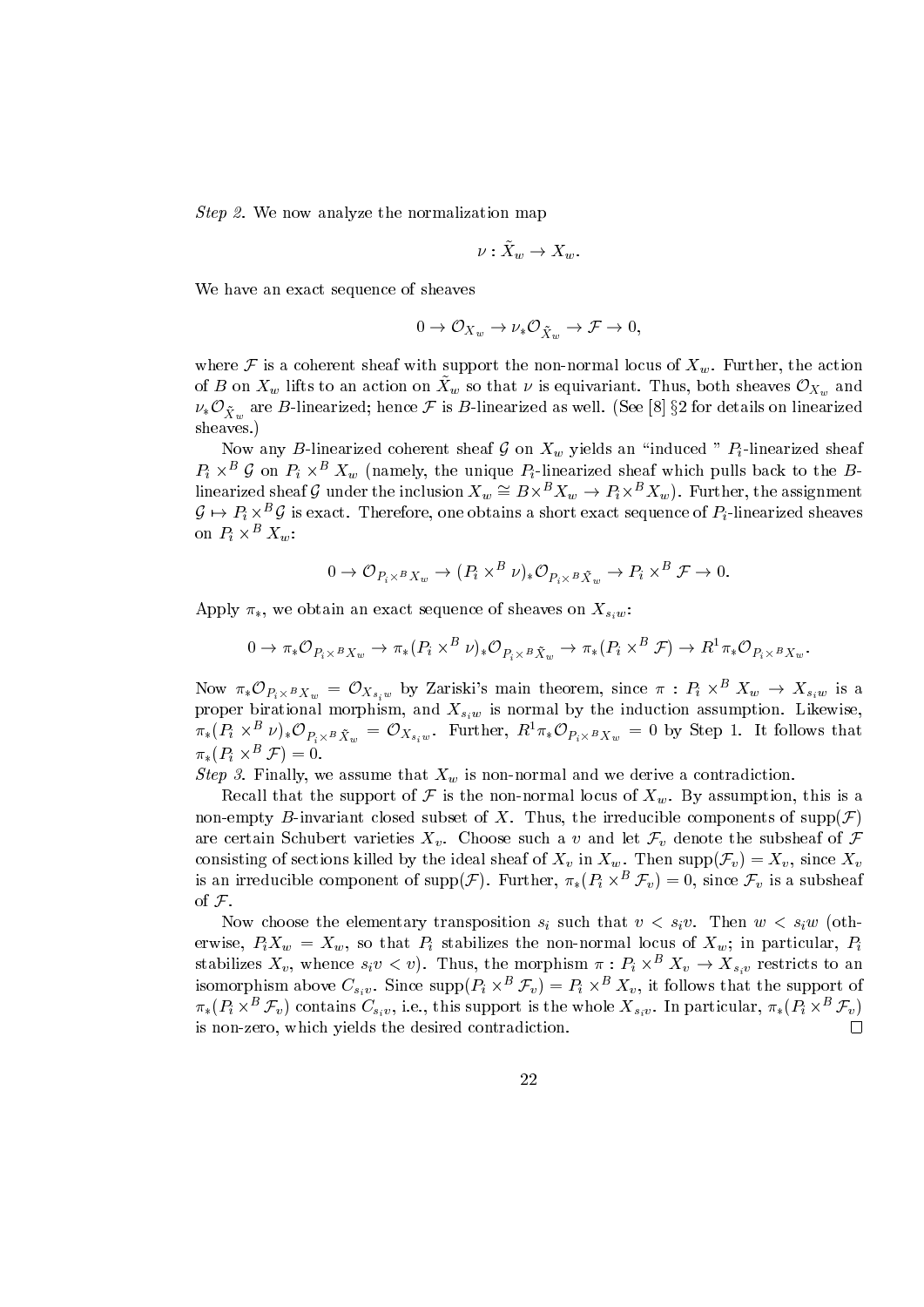*Step 2.* We now analyze the normalization map

$$\nu : \tilde{X}_w \to X_w.$$

We have an exact sequence of sheaves

$$0 \to \mathcal{O}_{X_w} \to \nu_* \mathcal{O}_{\tilde{X}_w} \to \mathcal{F} \to 0,$$

where $\mathcal{F}$ is a coherent sheaf with support the non-normal locus of $X_w$. Further, the action of $B$ on $X_w$ lifts to an action on $\tilde{X}_w$ so that $\nu$ is equivariant. Thus, both sheaves $\mathcal{O}_{X_w}$ and $\nu_* \mathcal{O}_{\tilde{X}_w}$ are $B$-linearized; hence $\mathcal{F}$ is $B$-linearized as well. (See [8] §2 for details on linearized sheaves.)

Now any $B$-linearized coherent sheaf $\mathcal{G}$ on $X_w$ yields an "induced " $P_i$-linearized sheaf $P_i \times^B \mathcal{G}$ on $P_i \times^B X_w$ (namely, the unique $P_i$-linearized sheaf which pulls back to the $B$-linearized sheaf $\mathcal{G}$ under the inclusion $X_w \cong B \times^B X_w \to P_i \times^B X_w$). Further, the assignment $\mathcal{G} \mapsto P_i \times^B \mathcal{G}$ is exact. Therefore, one obtains a short exact sequence of $P_i$-linearized sheaves on $P_i \times^B X_w$:

$$0 \to \mathcal{O}_{P_i \times^B X_w} \to (P_i \times^B \nu)_* \mathcal{O}_{P_i \times^B \tilde{X}_w} \to P_i \times^B \mathcal{F} \to 0.$$

Apply $\pi_*$, we obtain an exact sequence of sheaves on $X_{s_i w}$:

$$0 \to \pi_* \mathcal{O}_{P_i \times^B X_w} \to \pi_* (P_i \times^B \nu)_* \mathcal{O}_{P_i \times^B \tilde{X}_w} \to \pi_* (P_i \times^B \mathcal{F}) \to R^1 \pi_* \mathcal{O}_{P_i \times^B X_w}.$$

Now $\pi_* \mathcal{O}_{P_i \times^B X_w} = \mathcal{O}_{X_{s_i w}}$ by Zariski's main theorem, since $\pi : P_i \times^B X_w \to X_{s_i w}$ is a proper birational morphism, and $X_{s_i w}$ is normal by the induction assumption. Likewise, $\pi_* (P_i \times^B \nu)_* \mathcal{O}_{P_i \times^B \tilde{X}_w} = \mathcal{O}_{X_{s_i w}}$. Further, $R^1 \pi_* \mathcal{O}_{P_i \times^B X_w} = 0$ by Step 1. It follows that $\pi_* (P_i \times^B \mathcal{F}) = 0$.

*Step 3.* Finally, we assume that $X_w$ is non-normal and we derive a contradiction.

Recall that the support of $\mathcal{F}$ is the non-normal locus of $X_w$. By assumption, this is a non-empty $B$-invariant closed subset of $X$. Thus, the irreducible components of $\operatorname{supp}(\mathcal{F})$ are certain Schubert varieties $X_v$. Choose such a $v$ and let $\mathcal{F}_v$ denote the subsheaf of $\mathcal{F}$ consisting of sections killed by the ideal sheaf of $X_v$ in $X_w$. Then $\operatorname{supp}(\mathcal{F}_v) = X_v$, since $X_v$ is an irreducible component of $\operatorname{supp}(\mathcal{F})$. Further, $\pi_*(P_i \times^B \mathcal{F}_v) = 0$, since $\mathcal{F}_v$ is a subsheaf of $\mathcal{F}$.

Now choose the elementary transposition $s_i$ such that $v < s_i v$. Then $w < s_i w$ (otherwise, $P_i X_w = X_w$, so that $P_i$ stabilizes the non-normal locus of $X_w$; in particular, $P_i$ stabilizes $X_v$, whence $s_i v < v$). Thus, the morphism $\pi : P_i \times^B X_v \to X_{s_i v}$ restricts to an isomorphism above $C_{s_i v}$. Since $\operatorname{supp}(P_i \times^B \mathcal{F}_v) = P_i \times^B X_v$, it follows that the support of $\pi_*(P_i \times^B \mathcal{F}_v)$ contains $C_{s_i v}$, i.e., this support is the whole $X_{s_i v}$. In particular, $\pi_*(P_i \times^B \mathcal{F}_v)$ is non-zero, which yields the desired contradiction. □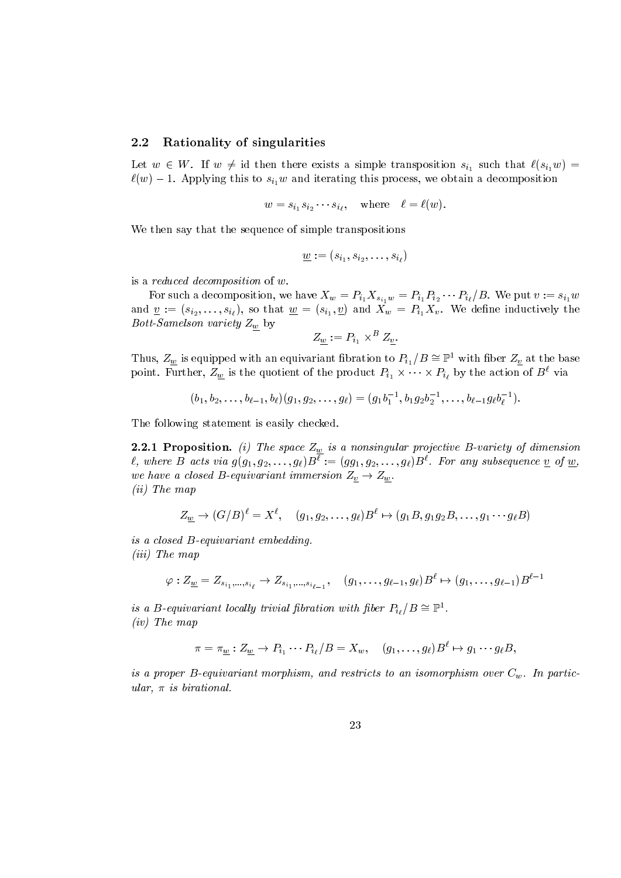## 2.2 Rationality of singularities

Let $w \in W$. If $w \neq \mathrm{id}$ then there exists a simple transposition $s_{i_1}$ such that $\ell(s_{i_1} w) = \ell(w) - 1$. Applying this to $s_{i_1} w$ and iterating this process, we obtain a decomposition

$$w = s_{i_1} s_{i_2} \cdots s_{i_\ell}, \quad \text{where} \quad \ell = \ell(w).$$

We then say that the sequence of simple transpositions

$$\underline{w} := (s_{i_1}, s_{i_2}, \ldots, s_{i_\ell})$$

is a *reduced decomposition* of $w$.

For such a decomposition, we have $X_w = P_{i_1} X_{s_{i_1} w} = P_{i_1} P_{i_2} \cdots P_{i_\ell}/B$. We put $v := s_{i_1} w$ and $\underline{v} := (s_{i_2}, \ldots, s_{i_\ell})$, so that $\underline{w} = (s_{i_1}, \underline{v})$ and $X_w = P_{i_1} X_v$. We define inductively the *Bott-Samelson variety* $Z_{\underline{w}}$ by

$$Z_{\underline{w}} := P_{i_1} \times^B Z_{\underline{v}}.$$

Thus, $Z_{\underline{w}}$ is equipped with an equivariant fibration to $P_{i_1}/B \cong \mathbb{P}^1$ with fiber $Z_{\underline{v}}$ at the base point. Further, $Z_{\underline{w}}$ is the quotient of the product $P_{i_1} \times \cdots \times P_{i_\ell}$ by the action of $B^\ell$ via

$$(b_1, b_2, \ldots, b_{\ell-1}, b_\ell)(g_1, g_2, \ldots, g_\ell) = (g_1 b_1^{-1}, b_1 g_2 b_2^{-1}, \ldots, b_{\ell-1} g_\ell b_\ell^{-1}).$$

The following statement is easily checked.

**2.2.1 Proposition.** *(i) The space $Z_{\underline{w}}$ is a nonsingular projective $B$-variety of dimension $\ell$, where $B$ acts via $g(g_1, g_2, \ldots, g_\ell)B^\ell := (gg_1, g_2, \ldots, g_\ell)B^\ell$. For any subsequence $\underline{v}$ of $\underline{w}$, we have a closed $B$-equivariant immersion $Z_{\underline{v}} \to Z_{\underline{w}}$.*
*(ii) The map*

$$Z_{\underline{w}} \to (G/B)^\ell = X^\ell, \quad (g_1, g_2, \ldots, g_\ell)B^\ell \mapsto (g_1 B, g_1 g_2 B, \ldots, g_1 \cdots g_\ell B)$$

*is a closed $B$-equivariant embedding.*
*(iii) The map*

$$\varphi : Z_{\underline{w}} = Z_{s_{i_1}, \ldots, s_{i_\ell}} \to Z_{s_{i_1}, \ldots, s_{i_{\ell-1}}}, \quad (g_1, \ldots, g_{\ell-1}, g_\ell)B^\ell \mapsto (g_1, \ldots, g_{\ell-1})B^{\ell-1}$$

*is a $B$-equivariant locally trivial fibration with fiber $P_{i_\ell}/B \cong \mathbb{P}^1$.*
*(iv) The map*

$$\pi = \pi_{\underline{w}} : Z_{\underline{w}} \to P_{i_1} \cdots P_{i_\ell}/B = X_w, \quad (g_1, \ldots, g_\ell)B^\ell \mapsto g_1 \cdots g_\ell B,$$

*is a proper $B$-equivariant morphism, and restricts to an isomorphism over $C_w$. In particular, $\pi$ is birational.*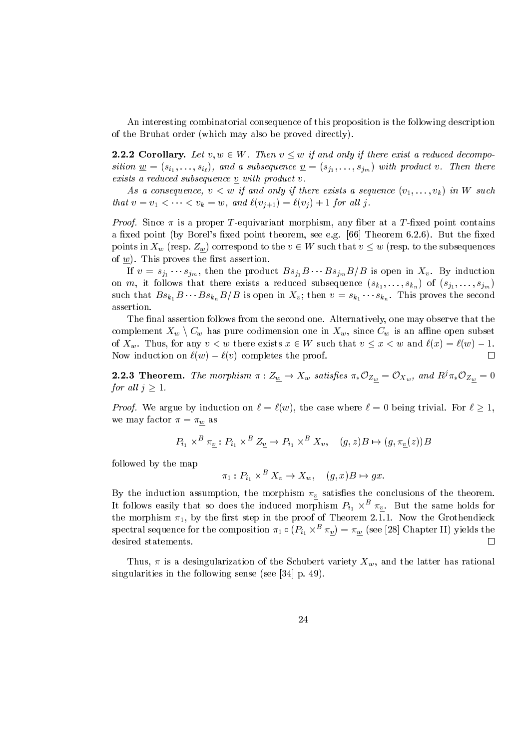An interesting combinatorial consequence of this proposition is the following description of the Bruhat order (which may also be proved directly).

**2.2.2 Corollary.** *Let $v, w \in W$. Then $v \leq w$ if and only if there exist a reduced decomposition $\underline{w} = (s_{i_1}, \ldots, s_{i_\ell})$, and a subsequence $\underline{v} = (s_{j_1}, \ldots, s_{j_m})$ with product $v$. Then there exists a reduced subsequence $\underline{v}$ with product $v$.*

*As a consequence, $v < w$ if and only if there exists a sequence $(v_1, \ldots, v_k)$ in $W$ such that $v = v_1 < \cdots < v_k = w$, and $\ell(v_{j+1}) = \ell(v_j) + 1$ for all $j$.*

*Proof.* Since $\pi$ is a proper $T$-equivariant morphism, any fiber at a $T$-fixed point contains a fixed point (by Borel's fixed point theorem, see e.g. [66] Theorem 6.2.6). But the fixed points in $X_w$ (resp. $Z_{\underline{w}}$) correspond to the $v \in W$ such that $v \leq w$ (resp. to the subsequences of $\underline{w}$). This proves the first assertion.

If $v = s_{j_1} \cdots s_{j_m}$, then the product $Bs_{j_1}B \cdots Bs_{j_m}B/B$ is open in $X_v$. By induction on $m$, it follows that there exists a reduced subsequence $(s_{k_1}, \ldots, s_{k_n})$ of $(s_{j_1}, \ldots, s_{j_m})$ such that $Bs_{k_1}B \cdots Bs_{k_n}B/B$ is open in $X_v$; then $v = s_{k_1} \cdots s_{k_n}$. This proves the second assertion.

The final assertion follows from the second one. Alternatively, one may observe that the complement $X_w \setminus C_w$ has pure codimension one in $X_w$, since $C_w$ is an affine open subset of $X_w$. Thus, for any $v < w$ there exists $x \in W$ such that $v \leq x < w$ and $\ell(x) = \ell(w) - 1$. Now induction on $\ell(w) - \ell(v)$ completes the proof. $\square$

**2.2.3 Theorem.** *The morphism $\pi : Z_{\underline{w}} \to X_w$ satisfies $\pi_* \mathcal{O}_{Z_{\underline{w}}} = \mathcal{O}_{X_w}$, and $R^j \pi_* \mathcal{O}_{Z_{\underline{w}}} = 0$ for all $j \geq 1$.*

*Proof.* We argue by induction on $\ell = \ell(w)$, the case where $\ell = 0$ being trivial. For $\ell \geq 1$, we may factor $\pi = \pi_{\underline{w}}$ as

$$P_{i_1} \times^B \pi_{\underline{v}} : P_{i_1} \times^B Z_{\underline{v}} \to P_{i_1} \times^B X_v, \quad (g, z)B \mapsto (g, \pi_{\underline{v}}(z))B$$

followed by the map

$$\pi_1 : P_{i_1} \times^B X_v \to X_w, \quad (g, x)B \mapsto gx.$$

By the induction assumption, the morphism $\pi_{\underline{v}}$ satisfies the conclusions of the theorem. It follows easily that so does the induced morphism $P_{i_1} \times^B \pi_{\underline{v}}$. But the same holds for the morphism $\pi_1$, by the first step in the proof of Theorem 2.1.1. Now the Grothendieck spectral sequence for the composition $\pi_1 \circ (P_{i_1} \times^B \pi_{\underline{v}}) = \pi_{\underline{w}}$ (see [28] Chapter II) yields the desired statements. $\square$

Thus, $\pi$ is a desingularization of the Schubert variety $X_w$, and the latter has rational singularities in the following sense (see [34] p. 49).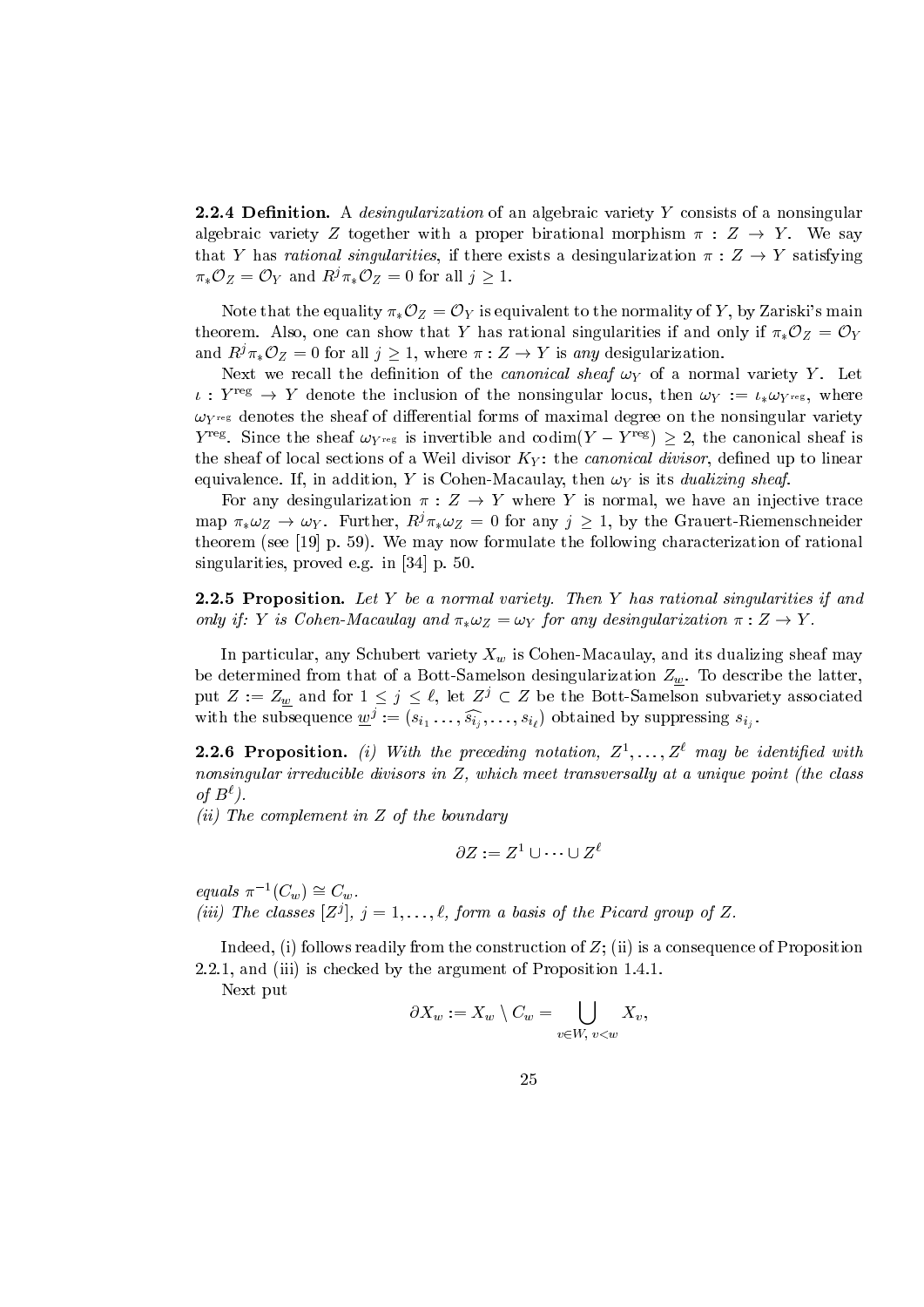**2.2.4 Definition.** A *desingularization* of an algebraic variety $Y$ consists of a nonsingular algebraic variety $Z$ together with a proper birational morphism $\pi : Z \to Y$. We say that $Y$ has *rational singularities*, if there exists a desingularization $\pi : Z \to Y$ satisfying $\pi_* \mathcal{O}_Z = \mathcal{O}_Y$ and $R^j \pi_* \mathcal{O}_Z = 0$ for all $j \geq 1$.

Note that the equality $\pi_* \mathcal{O}_Z = \mathcal{O}_Y$ is equivalent to the normality of $Y$, by Zariski's main theorem. Also, one can show that $Y$ has rational singularities if and only if $\pi_* \mathcal{O}_Z = \mathcal{O}_Y$ and $R^j \pi_* \mathcal{O}_Z = 0$ for all $j \geq 1$, where $\pi : Z \to Y$ is *any* desigularization.

Next we recall the definition of the *canonical sheaf* $\omega_Y$ of a normal variety $Y$. Let $\iota : Y^{\mathrm{reg}} \to Y$ denote the inclusion of the nonsingular locus, then $\omega_Y := \iota_* \omega_{Y^{\mathrm{reg}}}$, where $\omega_{Y^{\mathrm{reg}}}$ denotes the sheaf of differential forms of maximal degree on the nonsingular variety $Y^{\mathrm{reg}}$. Since the sheaf $\omega_{Y^{\mathrm{reg}}}$ is invertible and $\mathrm{codim}(Y - Y^{\mathrm{reg}}) \geq 2$, the canonical sheaf is the sheaf of local sections of a Weil divisor $K_Y$: the *canonical divisor*, defined up to linear equivalence. If, in addition, $Y$ is Cohen-Macaulay, then $\omega_Y$ is its *dualizing sheaf*.

For any desingularization $\pi : Z \to Y$ where $Y$ is normal, we have an injective trace map $\pi_* \omega_Z \to \omega_Y$. Further, $R^j \pi_* \omega_Z = 0$ for any $j \geq 1$, by the Grauert-Riemenschneider theorem (see [19] p. 59). We may now formulate the following characterization of rational singularities, proved e.g. in [34] p. 50.

**2.2.5 Proposition.** *Let $Y$ be a normal variety. Then $Y$ has rational singularities if and only if: $Y$ is Cohen-Macaulay and $\pi_* \omega_Z = \omega_Y$ for any desingularization $\pi : Z \to Y$.*

In particular, any Schubert variety $X_w$ is Cohen-Macaulay, and its dualizing sheaf may be determined from that of a Bott-Samelson desingularization $Z_{\underline{w}}$. To describe the latter, put $Z := Z_{\underline{w}}$ and for $1 \leq j \leq \ell$, let $Z^j \subset Z$ be the Bott-Samelson subvariety associated with the subsequence $\underline{w}^j := (s_{i_1} \ldots, \widehat{s_{i_j}}, \ldots, s_{i_\ell})$ obtained by suppressing $s_{i_j}$.

**2.2.6 Proposition.** *(i) With the preceding notation, $Z^1, \ldots, Z^\ell$ may be identified with nonsingular irreducible divisors in $Z$, which meet transversally at a unique point (the class of $B^\ell$).*
*(ii) The complement in $Z$ of the boundary*

$$\partial Z := Z^1 \cup \cdots \cup Z^\ell$$

*equals $\pi^{-1}(C_w) \cong C_w$.*
*(iii) The classes $[Z^j]$, $j = 1, \ldots, \ell$, form a basis of the Picard group of $Z$.*

Indeed, (i) follows readily from the construction of $Z$; (ii) is a consequence of Proposition 2.2.1, and (iii) is checked by the argument of Proposition 1.4.1.

Next put

$$\partial X_w := X_w \setminus C_w = \bigcup_{v \in W,\, v < w} X_v,$$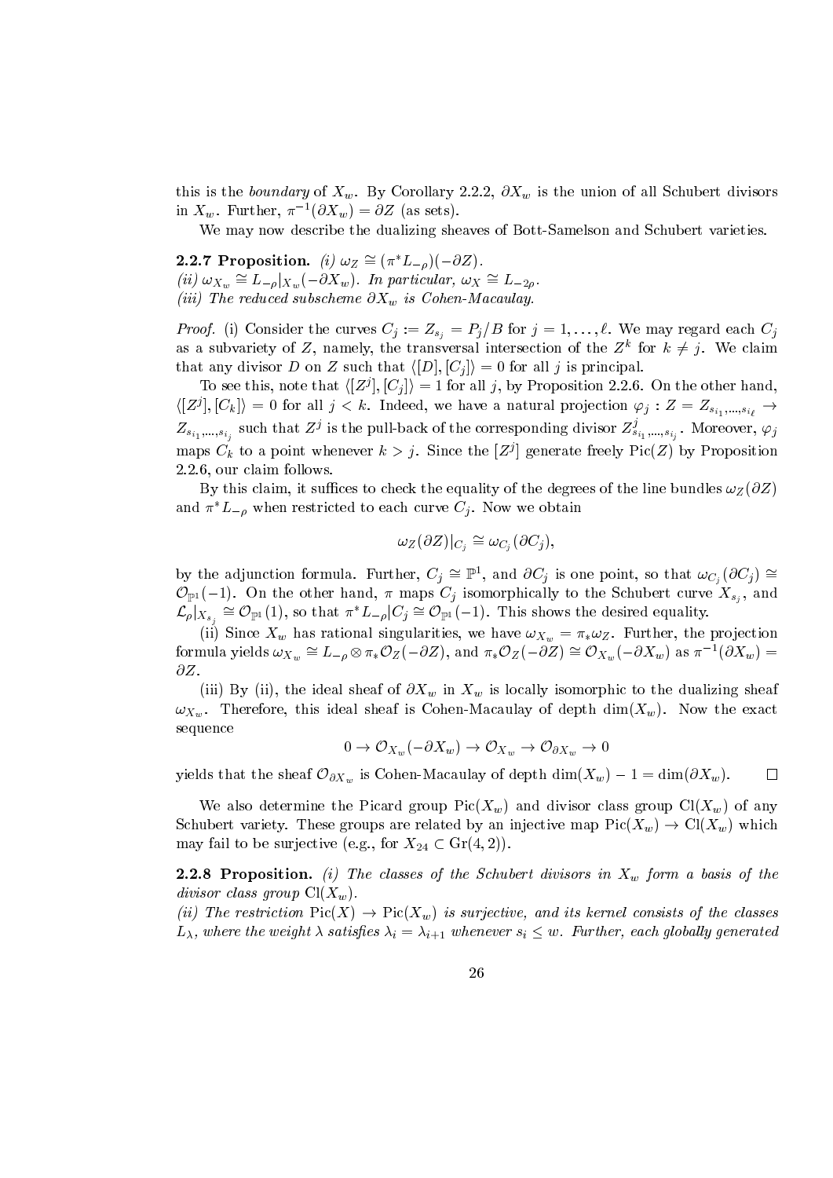this is the *boundary* of $X_w$. By Corollary 2.2.2, $\partial X_w$ is the union of all Schubert divisors in $X_w$. Further, $\pi^{-1}(\partial X_w) = \partial Z$ (as sets).

We may now describe the dualizing sheaves of Bott-Samelson and Schubert varieties.

**2.2.7 Proposition.** *(i)* $\omega_Z \cong (\pi^* L_{-\rho})(-\partial Z)$.
*(ii)* $\omega_{X_w} \cong L_{-\rho}|_{X_w}(-\partial X_w)$. *In particular,* $\omega_X \cong L_{-2\rho}$.
*(iii) The reduced subscheme* $\partial X_w$ *is Cohen-Macaulay.*

*Proof.* (i) Consider the curves $C_j := Z_{s_j} = P_j/B$ for $j = 1, \ldots, \ell$. We may regard each $C_j$ as a subvariety of $Z$, namely, the transversal intersection of the $Z^k$ for $k \neq j$. We claim that any divisor $D$ on $Z$ such that $\langle [D], [C_j] \rangle = 0$ for all $j$ is principal.

To see this, note that $\langle [Z^j], [C_j] \rangle = 1$ for all $j$, by Proposition 2.2.6. On the other hand, $\langle [Z^j], [C_k] \rangle = 0$ for all $j < k$. Indeed, we have a natural projection $\varphi_j : Z = Z_{s_{i_1},\ldots,s_{i_\ell}} \to Z_{s_{i_1},\ldots,s_{i_j}}$ such that $Z^j$ is the pull-back of the corresponding divisor $Z^j_{s_{i_1},\ldots,s_{i_j}}$. Moreover, $\varphi_j$ maps $C_k$ to a point whenever $k > j$. Since the $[Z^j]$ generate freely $\mathrm{Pic}(Z)$ by Proposition 2.2.6, our claim follows.

By this claim, it suffices to check the equality of the degrees of the line bundles $\omega_Z(\partial Z)$ and $\pi^* L_{-\rho}$ when restricted to each curve $C_j$. Now we obtain

$$\omega_Z(\partial Z)|_{C_j} \cong \omega_{C_j}(\partial C_j),$$

by the adjunction formula. Further, $C_j \cong \mathbb{P}^1$, and $\partial C_j$ is one point, so that $\omega_{C_j}(\partial C_j) \cong \mathcal{O}_{\mathbb{P}^1}(-1)$. On the other hand, $\pi$ maps $C_j$ isomorphically to the Schubert curve $X_{s_j}$, and $\mathcal{L}_\rho|_{X_{s_j}} \cong \mathcal{O}_{\mathbb{P}^1}(1)$, so that $\pi^* L_{-\rho}|C_j \cong \mathcal{O}_{\mathbb{P}^1}(-1)$. This shows the desired equality.

(ii) Since $X_w$ has rational singularities, we have $\omega_{X_w} = \pi_* \omega_Z$. Further, the projection formula yields $\omega_{X_w} \cong L_{-\rho} \otimes \pi_* \mathcal{O}_Z(-\partial Z)$, and $\pi_* \mathcal{O}_Z(-\partial Z) \cong \mathcal{O}_{X_w}(-\partial X_w)$ as $\pi^{-1}(\partial X_w) = \partial Z$.

(iii) By (ii), the ideal sheaf of $\partial X_w$ in $X_w$ is locally isomorphic to the dualizing sheaf $\omega_{X_w}$. Therefore, this ideal sheaf is Cohen-Macaulay of depth $\dim(X_w)$. Now the exact sequence

$$0 \to \mathcal{O}_{X_w}(-\partial X_w) \to \mathcal{O}_{X_w} \to \mathcal{O}_{\partial X_w} \to 0$$

yields that the sheaf $\mathcal{O}_{\partial X_w}$ is Cohen-Macaulay of depth $\dim(X_w) - 1 = \dim(\partial X_w)$. $\square$

We also determine the Picard group $\mathrm{Pic}(X_w)$ and divisor class group $\mathrm{Cl}(X_w)$ of any Schubert variety. These groups are related by an injective map $\mathrm{Pic}(X_w) \to \mathrm{Cl}(X_w)$ which may fail to be surjective (e.g., for $X_{24} \subset \mathrm{Gr}(4, 2)$).

**2.2.8 Proposition.** *(i) The classes of the Schubert divisors in* $X_w$ *form a basis of the divisor class group* $\mathrm{Cl}(X_w)$.
*(ii) The restriction* $\mathrm{Pic}(X) \to \mathrm{Pic}(X_w)$ *is surjective, and its kernel consists of the classes* $L_\lambda$*, where the weight* $\lambda$ *satisfies* $\lambda_i = \lambda_{i+1}$ *whenever* $s_i \le w$*. Further, each globally generated*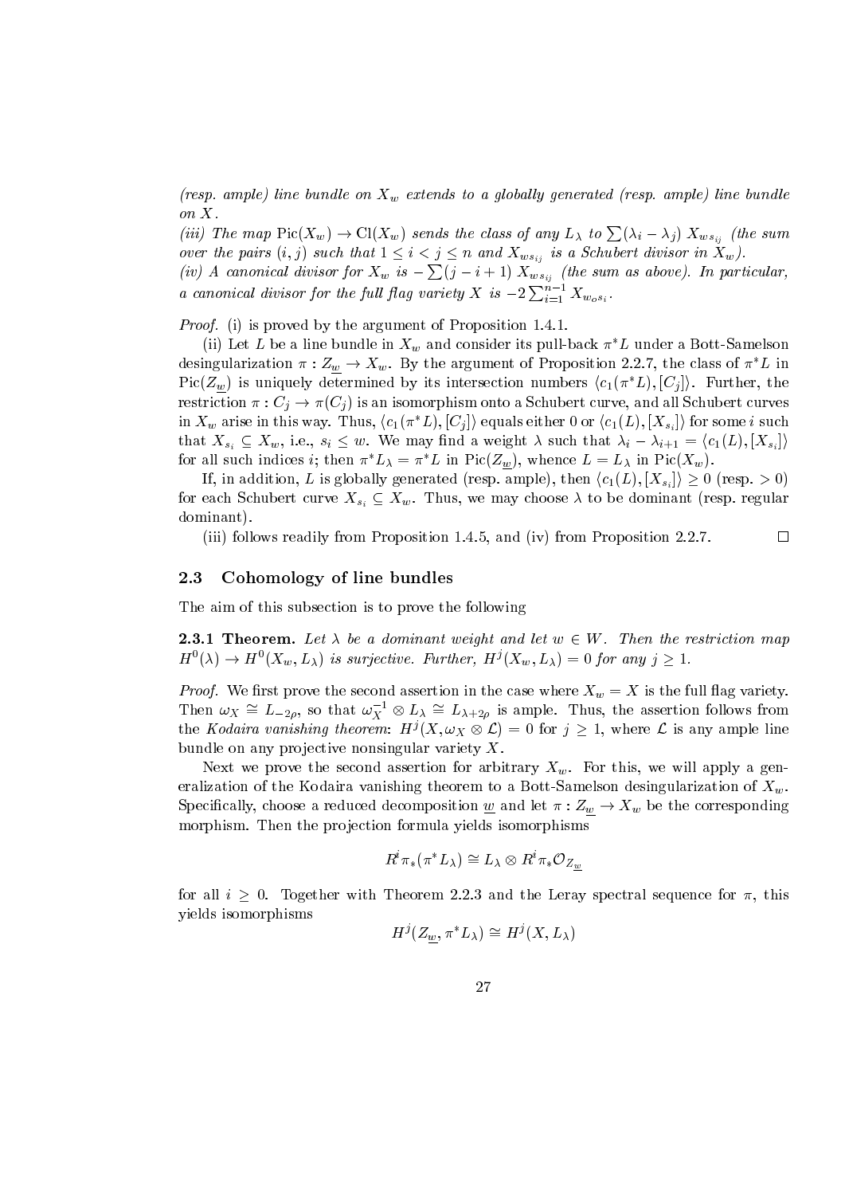*(resp. ample) line bundle on $X_w$ extends to a globally generated (resp. ample) line bundle on $X$.*

*(iii) The map $\mathrm{Pic}(X_w) \to \mathrm{Cl}(X_w)$ sends the class of any $L_\lambda$ to $\sum(\lambda_i - \lambda_j)\, X_{ws_{ij}}$ (the sum over the pairs $(i,j)$ such that $1 \leq i < j \leq n$ and $X_{ws_{ij}}$ is a Schubert divisor in $X_w$).*

*(iv) A canonical divisor for $X_w$ is $-\sum(j-i+1)\, X_{ws_{ij}}$ (the sum as above). In particular, a canonical divisor for the full flag variety $X$ is $-2\sum_{i=1}^{n-1} X_{w_o s_i}$.*

*Proof.* (i) is proved by the argument of Proposition 1.4.1.

(ii) Let $L$ be a line bundle in $X_w$ and consider its pull-back $\pi^*L$ under a Bott-Samelson desingularization $\pi : Z_{\underline{w}} \to X_w$. By the argument of Proposition 2.2.7, the class of $\pi^*L$ in $\mathrm{Pic}(Z_{\underline{w}})$ is uniquely determined by its intersection numbers $\langle c_1(\pi^*L), [C_j]\rangle$. Further, the restriction $\pi : C_j \to \pi(C_j)$ is an isomorphism onto a Schubert curve, and all Schubert curves in $X_w$ arise in this way. Thus, $\langle c_1(\pi^*L), [C_j]\rangle$ equals either 0 or $\langle c_1(L), [X_{s_i}]\rangle$ for some $i$ such that $X_{s_i} \subseteq X_w$, i.e., $s_i \leq w$. We may find a weight $\lambda$ such that $\lambda_i - \lambda_{i+1} = \langle c_1(L), [X_{s_i}]\rangle$ for all such indices $i$; then $\pi^*L_\lambda = \pi^*L$ in $\mathrm{Pic}(Z_{\underline{w}})$, whence $L = L_\lambda$ in $\mathrm{Pic}(X_w)$.

If, in addition, $L$ is globally generated (resp. ample), then $\langle c_1(L), [X_{s_i}]\rangle \geq 0$ (resp. $> 0$) for each Schubert curve $X_{s_i} \subseteq X_w$. Thus, we may choose $\lambda$ to be dominant (resp. regular dominant).

(iii) follows readily from Proposition 1.4.5, and (iv) from Proposition 2.2.7. ∎

## 2.3 Cohomology of line bundles

The aim of this subsection is to prove the following

**2.3.1 Theorem.** *Let $\lambda$ be a dominant weight and let $w \in W$. Then the restriction map $H^0(\lambda) \to H^0(X_w, L_\lambda)$ is surjective. Further, $H^j(X_w, L_\lambda) = 0$ for any $j \geq 1$.*

*Proof.* We first prove the second assertion in the case where $X_w = X$ is the full flag variety. Then $\omega_X \cong L_{-2\rho}$, so that $\omega_X^{-1} \otimes L_\lambda \cong L_{\lambda+2\rho}$ is ample. Thus, the assertion follows from the *Kodaira vanishing theorem*: $H^j(X, \omega_X \otimes \mathcal{L}) = 0$ for $j \geq 1$, where $\mathcal{L}$ is any ample line bundle on any projective nonsingular variety $X$.

Next we prove the second assertion for arbitrary $X_w$. For this, we will apply a generalization of the Kodaira vanishing theorem to a Bott-Samelson desingularization of $X_w$. Specifically, choose a reduced decomposition $\underline{w}$ and let $\pi : Z_{\underline{w}} \to X_w$ be the corresponding morphism. Then the projection formula yields isomorphisms

$$R^i\pi_*(\pi^*L_\lambda) \cong L_\lambda \otimes R^i\pi_*\mathcal{O}_{Z_{\underline{w}}}$$

for all $i \geq 0$. Together with Theorem 2.2.3 and the Leray spectral sequence for $\pi$, this yields isomorphisms

$$H^j(Z_{\underline{w}}, \pi^*L_\lambda) \cong H^j(X, L_\lambda)$$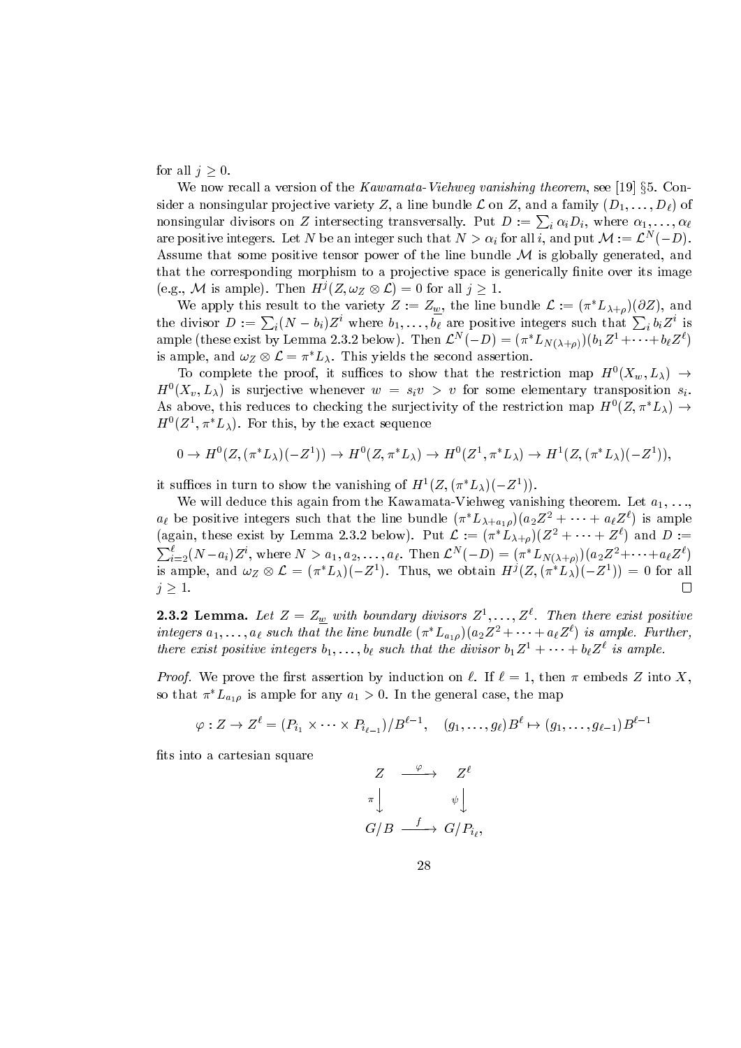for all $j \geq 0$.

We now recall a version of the *Kawamata-Viehweg vanishing theorem*, see [19] §5. Consider a nonsingular projective variety $Z$, a line bundle $\mathcal{L}$ on $Z$, and a family $(D_1, \ldots, D_\ell)$ of nonsingular divisors on $Z$ intersecting transversally. Put $D := \sum_i \alpha_i D_i$, where $\alpha_1, \ldots, \alpha_\ell$ are positive integers. Let $N$ be an integer such that $N > \alpha_i$ for all $i$, and put $\mathcal{M} := \mathcal{L}^N(-D)$. Assume that some positive tensor power of the line bundle $\mathcal{M}$ is globally generated, and that the corresponding morphism to a projective space is generically finite over its image (e.g., $\mathcal{M}$ is ample). Then $H^j(Z, \omega_Z \otimes \mathcal{L}) = 0$ for all $j \geq 1$.

We apply this result to the variety $Z := Z_{\underline{w}}$, the line bundle $\mathcal{L} := (\pi^* L_{\lambda+\rho})(\partial Z)$, and the divisor $D := \sum_i (N - b_i) Z^i$ where $b_1, \ldots, b_\ell$ are positive integers such that $\sum_i b_i Z^i$ is ample (these exist by Lemma 2.3.2 below). Then $\mathcal{L}^N(-D) = (\pi^* L_{N(\lambda+\rho)})(b_1 Z^1 + \cdots + b_\ell Z^\ell)$ is ample, and $\omega_Z \otimes \mathcal{L} = \pi^* L_\lambda$. This yields the second assertion.

To complete the proof, it suffices to show that the restriction map $H^0(X_w, L_\lambda) \to H^0(X_v, L_\lambda)$ is surjective whenever $w = s_i v > v$ for some elementary transposition $s_i$. As above, this reduces to checking the surjectivity of the restriction map $H^0(Z, \pi^* L_\lambda) \to H^0(Z^1, \pi^* L_\lambda)$. For this, by the exact sequence

$$0 \to H^0(Z, (\pi^* L_\lambda)(-Z^1)) \to H^0(Z, \pi^* L_\lambda) \to H^0(Z^1, \pi^* L_\lambda) \to H^1(Z, (\pi^* L_\lambda)(-Z^1)),$$

it suffices in turn to show the vanishing of $H^1(Z, (\pi^* L_\lambda)(-Z^1))$.

We will deduce this again from the Kawamata-Viehweg vanishing theorem. Let $a_1, \ldots, a_\ell$ be positive integers such that the line bundle $(\pi^* L_{\lambda + a_1 \rho})(a_2 Z^2 + \cdots + a_\ell Z^\ell)$ is ample (again, these exist by Lemma 2.3.2 below). Put $\mathcal{L} := (\pi^* L_{\lambda+\rho})(Z^2 + \cdots + Z^\ell)$ and $D := \sum_{i=2}^{\ell} (N - a_i) Z^i$, where $N > a_1, a_2, \ldots, a_\ell$. Then $\mathcal{L}^N(-D) = (\pi^* L_{N(\lambda+\rho)})(a_2 Z^2 + \cdots + a_\ell Z^\ell)$ is ample, and $\omega_Z \otimes \mathcal{L} = (\pi^* L_\lambda)(-Z^1)$. Thus, we obtain $H^j(Z, (\pi^* L_\lambda)(-Z^1)) = 0$ for all $j \geq 1$. □

**2.3.2 Lemma.** *Let $Z = Z_{\underline{w}}$ with boundary divisors $Z^1, \ldots, Z^\ell$. Then there exist positive integers $a_1, \ldots, a_\ell$ such that the line bundle $(\pi^* L_{a_1 \rho})(a_2 Z^2 + \cdots + a_\ell Z^\ell)$ is ample. Further, there exist positive integers $b_1, \ldots, b_\ell$ such that the divisor $b_1 Z^1 + \cdots + b_\ell Z^\ell$ is ample.*

*Proof.* We prove the first assertion by induction on $\ell$. If $\ell = 1$, then $\pi$ embeds $Z$ into $X$, so that $\pi^* L_{a_1 \rho}$ is ample for any $a_1 > 0$. In the general case, the map

$$\varphi : Z \to Z^\ell = (P_{i_1} \times \cdots \times P_{i_{\ell-1}})/B^{\ell-1}, \quad (g_1, \ldots, g_\ell) B^\ell \mapsto (g_1, \ldots, g_{\ell-1}) B^{\ell-1}$$

fits into a cartesian square

$$\begin{array}{ccc} Z & \xrightarrow{\varphi} & Z^\ell \\ \pi \downarrow & & \downarrow \psi \\ G/B & \xrightarrow{f} & G/P_{i_\ell}, \end{array}$$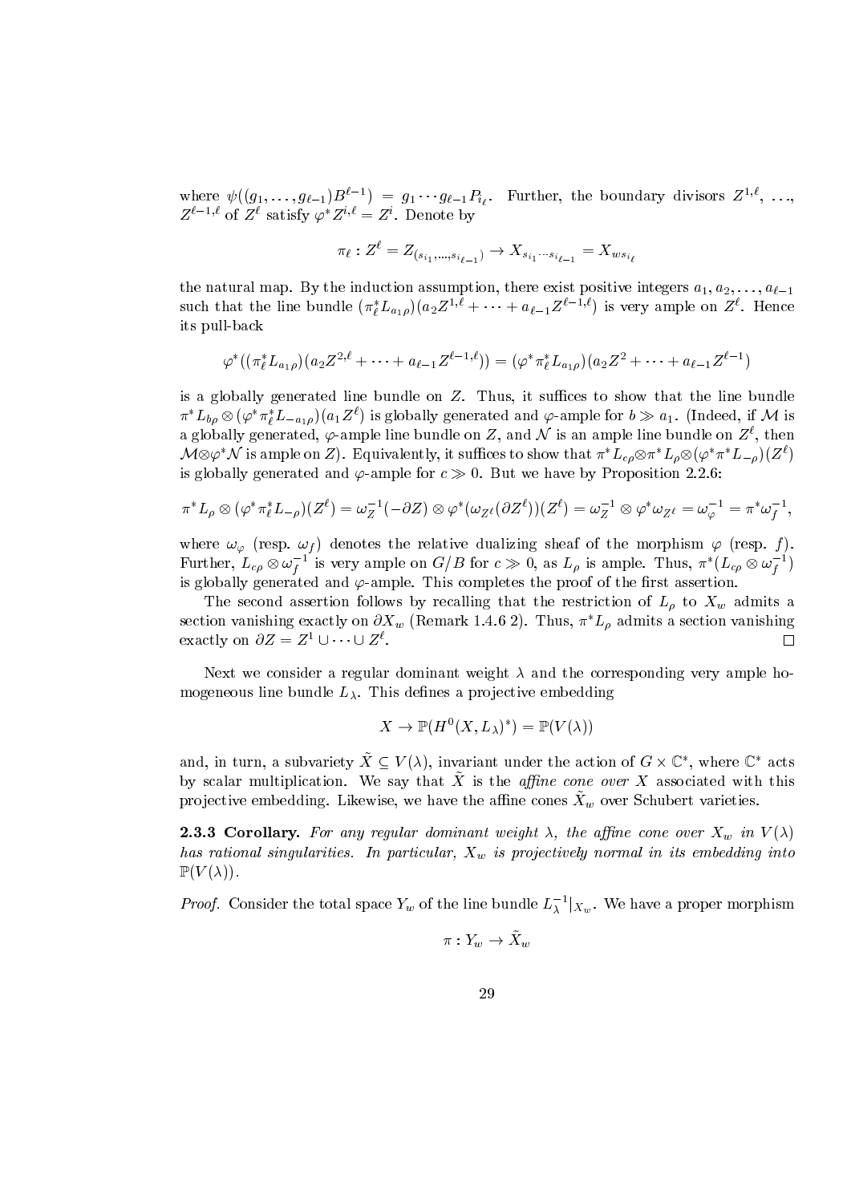where $\psi((g_1,\ldots,g_{\ell-1})B^{\ell-1}) = g_1\cdots g_{\ell-1}P_{i_\ell}$. Further, the boundary divisors $Z^{1,\ell}$, ..., $Z^{\ell-1,\ell}$ of $Z^\ell$ satisfy $\varphi^* Z^{i,\ell} = Z^i$. Denote by

$$\pi_\ell : Z^\ell = Z_{(s_{i_1},\ldots,s_{i_{\ell-1}})} \to X_{s_{i_1}\cdots s_{i_{\ell-1}}} = X_{ws_{i_\ell}}$$

the natural map. By the induction assumption, there exist positive integers $a_1, a_2, \ldots, a_{\ell-1}$ such that the line bundle $(\pi_\ell^* L_{a_1\rho})(a_2 Z^{1,\ell} + \cdots + a_{\ell-1}Z^{\ell-1,\ell})$ is very ample on $Z^\ell$. Hence its pull-back

$$\varphi^*((\pi_\ell^* L_{a_1\rho})(a_2 Z^{2,\ell} + \cdots + a_{\ell-1}Z^{\ell-1,\ell})) = (\varphi^*\pi_\ell^* L_{a_1\rho})(a_2 Z^2 + \cdots + a_{\ell-1}Z^{\ell-1})$$

is a globally generated line bundle on $Z$. Thus, it suffices to show that the line bundle $\pi^* L_{b\rho} \otimes (\varphi^*\pi_\ell^* L_{-a_1\rho})(a_1 Z^\ell)$ is globally generated and $\varphi$-ample for $b \gg a_1$. (Indeed, if $\mathcal{M}$ is a globally generated, $\varphi$-ample line bundle on $Z$, and $\mathcal{N}$ is an ample line bundle on $Z^\ell$, then $\mathcal{M}\otimes\varphi^*\mathcal{N}$ is ample on $Z$). Equivalently, it suffices to show that $\pi^* L_{c\rho} \otimes \pi^* L_\rho \otimes (\varphi^*\pi^* L_{-\rho})(Z^\ell)$ is globally generated and $\varphi$-ample for $c \gg 0$. But we have by Proposition 2.2.6:

$$\pi^* L_\rho \otimes (\varphi^*\pi_\ell^* L_{-\rho})(Z^\ell) = \omega_Z^{-1}(-\partial Z) \otimes \varphi^*(\omega_{Z^\ell}(\partial Z^\ell))(Z^\ell) = \omega_Z^{-1} \otimes \varphi^*\omega_{Z^\ell} = \omega_\varphi^{-1} = \pi^*\omega_f^{-1},$$

where $\omega_\varphi$ (resp. $\omega_f$) denotes the relative dualizing sheaf of the morphism $\varphi$ (resp. $f$). Further, $L_{c\rho}\otimes\omega_f^{-1}$ is very ample on $G/B$ for $c \gg 0$, as $L_\rho$ is ample. Thus, $\pi^*(L_{c\rho}\otimes\omega_f^{-1})$ is globally generated and $\varphi$-ample. This completes the proof of the first assertion.

The second assertion follows by recalling that the restriction of $L_\rho$ to $X_w$ admits a section vanishing exactly on $\partial X_w$ (Remark 1.4.6 2). Thus, $\pi^* L_\rho$ admits a section vanishing exactly on $\partial Z = Z^1 \cup \cdots \cup Z^\ell$. $\square$

Next we consider a regular dominant weight $\lambda$ and the corresponding very ample homogeneous line bundle $L_\lambda$. This defines a projective embedding

$$X \to \mathbb{P}(H^0(X, L_\lambda)^*) = \mathbb{P}(V(\lambda))$$

and, in turn, a subvariety $\tilde{X} \subseteq V(\lambda)$, invariant under the action of $G\times\mathbb{C}^*$, where $\mathbb{C}^*$ acts by scalar multiplication. We say that $\tilde{X}$ is the *affine cone over* $X$ associated with this projective embedding. Likewise, we have the affine cones $\tilde{X}_w$ over Schubert varieties.

**2.3.3 Corollary.** *For any regular dominant weight $\lambda$, the affine cone over $X_w$ in $V(\lambda)$ has rational singularities. In particular, $X_w$ is projectively normal in its embedding into $\mathbb{P}(V(\lambda))$.*

*Proof.* Consider the total space $Y_w$ of the line bundle $L_\lambda^{-1}|_{X_w}$. We have a proper morphism

$$\pi : Y_w \to \tilde{X}_w$$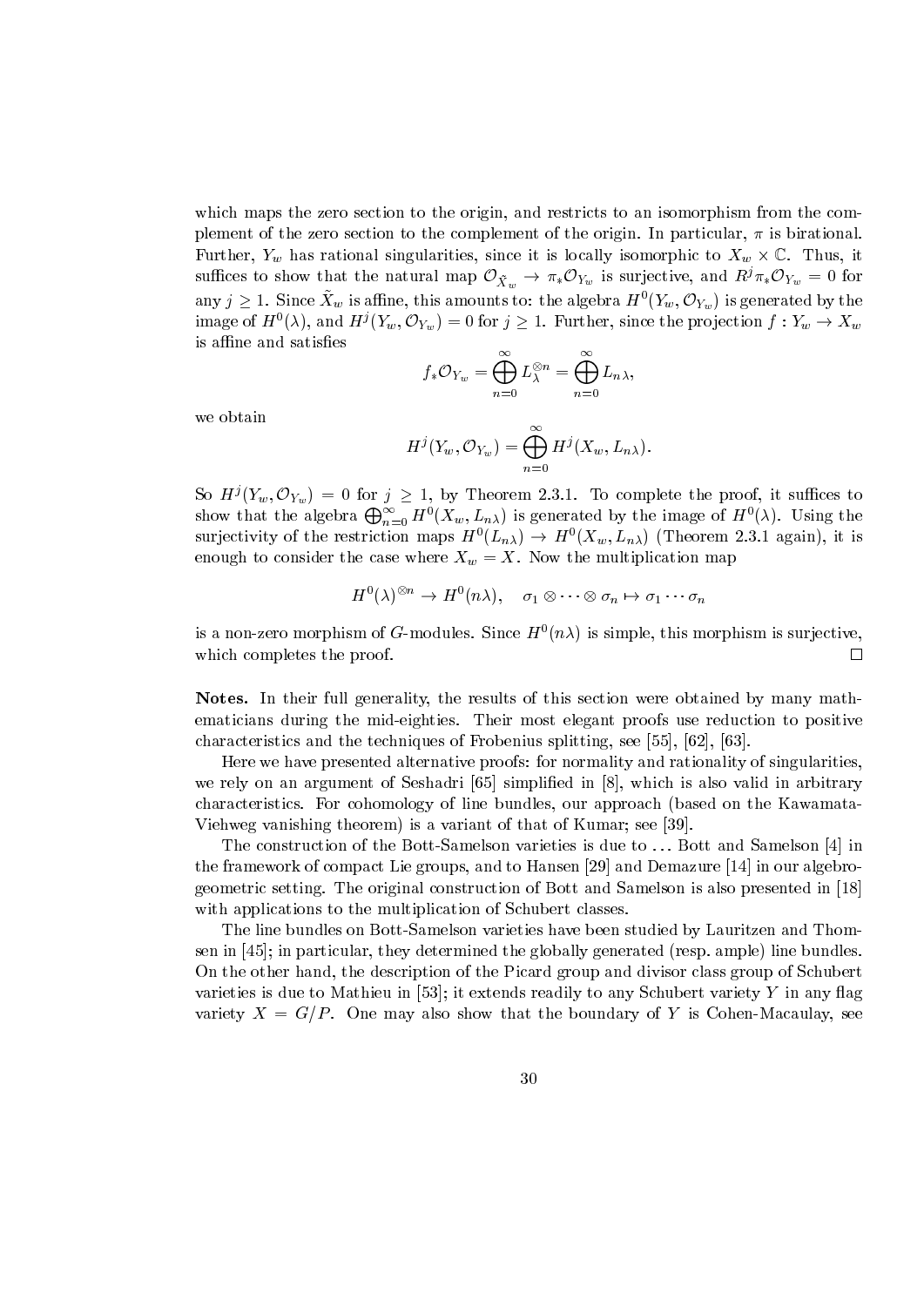which maps the zero section to the origin, and restricts to an isomorphism from the complement of the zero section to the complement of the origin. In particular, $\pi$ is birational. Further, $Y_w$ has rational singularities, since it is locally isomorphic to $X_w \times \mathbb{C}$. Thus, it suffices to show that the natural map $\mathcal{O}_{\tilde{X}_w} \to \pi_* \mathcal{O}_{Y_w}$ is surjective, and $R^j \pi_* \mathcal{O}_{Y_w} = 0$ for any $j \geq 1$. Since $\tilde{X}_w$ is affine, this amounts to: the algebra $H^0(Y_w, \mathcal{O}_{Y_w})$ is generated by the image of $H^0(\lambda)$, and $H^j(Y_w, \mathcal{O}_{Y_w}) = 0$ for $j \geq 1$. Further, since the projection $f : Y_w \to X_w$ is affine and satisfies

$$f_* \mathcal{O}_{Y_w} = \bigoplus_{n=0}^{\infty} L_\lambda^{\otimes n} = \bigoplus_{n=0}^{\infty} L_{n\lambda},$$

we obtain

$$H^j(Y_w, \mathcal{O}_{Y_w}) = \bigoplus_{n=0}^{\infty} H^j(X_w, L_{n\lambda}).$$

So $H^j(Y_w, \mathcal{O}_{Y_w}) = 0$ for $j \geq 1$, by Theorem 2.3.1. To complete the proof, it suffices to show that the algebra $\bigoplus_{n=0}^{\infty} H^0(X_w, L_{n\lambda})$ is generated by the image of $H^0(\lambda)$. Using the surjectivity of the restriction maps $H^0(L_{n\lambda}) \to H^0(X_w, L_{n\lambda})$ (Theorem 2.3.1 again), it is enough to consider the case where $X_w = X$. Now the multiplication map

$$H^0(\lambda)^{\otimes n} \to H^0(n\lambda), \quad \sigma_1 \otimes \cdots \otimes \sigma_n \mapsto \sigma_1 \cdots \sigma_n$$

is a non-zero morphism of $G$-modules. Since $H^0(n\lambda)$ is simple, this morphism is surjective, which completes the proof. $\square$

**Notes.** In their full generality, the results of this section were obtained by many mathematicians during the mid-eighties. Their most elegant proofs use reduction to positive characteristics and the techniques of Frobenius splitting, see [55], [62], [63].

Here we have presented alternative proofs: for normality and rationality of singularities, we rely on an argument of Seshadri [65] simplified in [8], which is also valid in arbitrary characteristics. For cohomology of line bundles, our approach (based on the Kawamata-Viehweg vanishing theorem) is a variant of that of Kumar; see [39].

The construction of the Bott-Samelson varieties is due to ... Bott and Samelson [4] in the framework of compact Lie groups, and to Hansen [29] and Demazure [14] in our algebro-geometric setting. The original construction of Bott and Samelson is also presented in [18] with applications to the multiplication of Schubert classes.

The line bundles on Bott-Samelson varieties have been studied by Lauritzen and Thomsen in [45]; in particular, they determined the globally generated (resp. ample) line bundles. On the other hand, the description of the Picard group and divisor class group of Schubert varieties is due to Mathieu in [53]; it extends readily to any Schubert variety $Y$ in any flag variety $X = G/P$. One may also show that the boundary of $Y$ is Cohen-Macaulay, see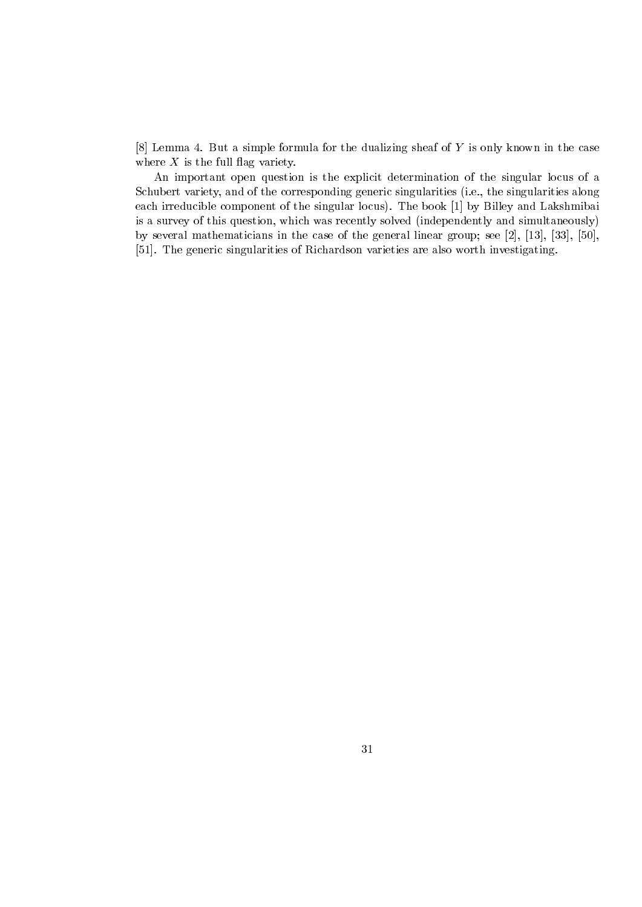[8] Lemma 4. But a simple formula for the dualizing sheaf of $Y$ is only known in the case where $X$ is the full flag variety.

An important open question is the explicit determination of the singular locus of a Schubert variety, and of the corresponding generic singularities (i.e., the singularities along each irreducible component of the singular locus). The book [1] by Billey and Lakshmibai is a survey of this question, which was recently solved (independently and simultaneously) by several mathematicians in the case of the general linear group; see [2], [13], [33], [50], [51]. The generic singularities of Richardson varieties are also worth investigating.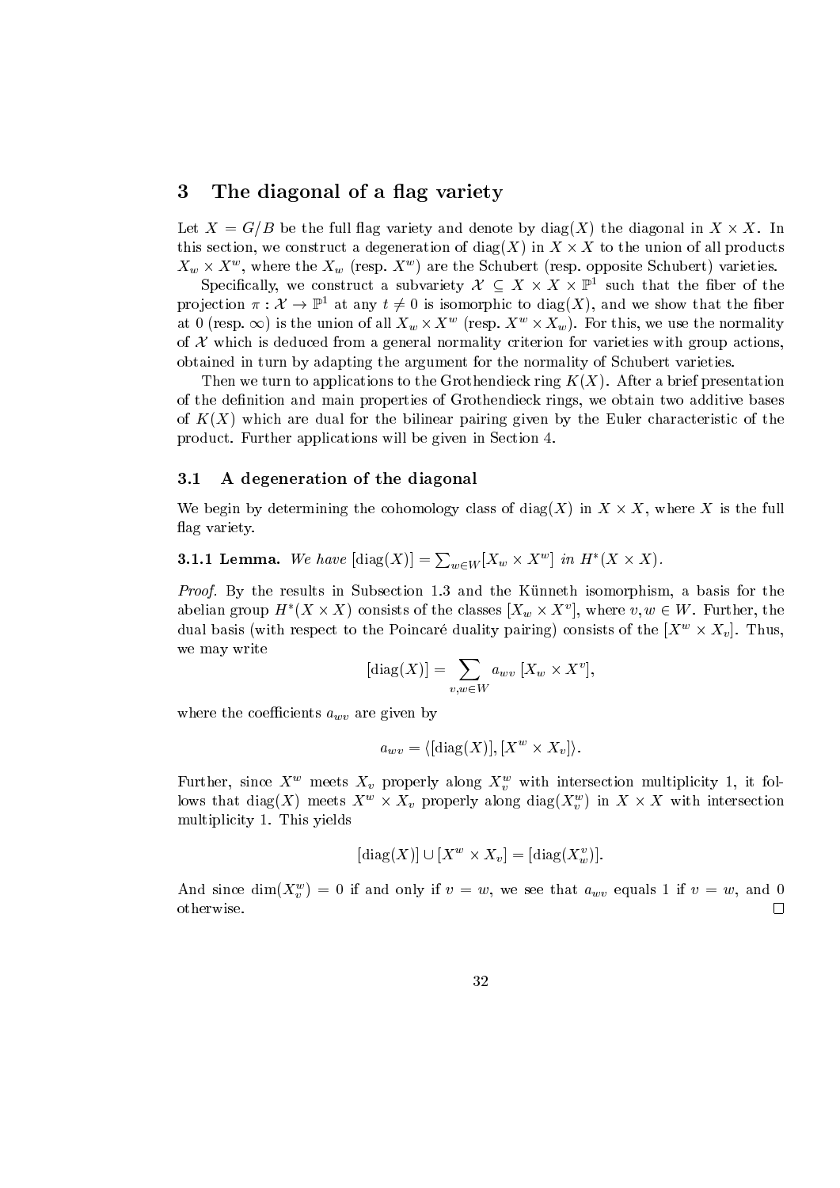# 3 The diagonal of a flag variety

Let $X = G/B$ be the full flag variety and denote by $\mathrm{diag}(X)$ the diagonal in $X \times X$. In this section, we construct a degeneration of $\mathrm{diag}(X)$ in $X \times X$ to the union of all products $X_w \times X^w$, where the $X_w$ (resp. $X^w$) are the Schubert (resp. opposite Schubert) varieties.

Specifically, we construct a subvariety $\mathcal{X} \subseteq X \times X \times \mathbb{P}^1$ such that the fiber of the projection $\pi : \mathcal{X} \to \mathbb{P}^1$ at any $t \neq 0$ is isomorphic to $\mathrm{diag}(X)$, and we show that the fiber at $0$ (resp. $\infty$) is the union of all $X_w \times X^w$ (resp. $X^w \times X_w$). For this, we use the normality of $\mathcal{X}$ which is deduced from a general normality criterion for varieties with group actions, obtained in turn by adapting the argument for the normality of Schubert varieties.

Then we turn to applications to the Grothendieck ring $K(X)$. After a brief presentation of the definition and main properties of Grothendieck rings, we obtain two additive bases of $K(X)$ which are dual for the bilinear pairing given by the Euler characteristic of the product. Further applications will be given in Section 4.

## 3.1 A degeneration of the diagonal

We begin by determining the cohomology class of $\mathrm{diag}(X)$ in $X \times X$, where $X$ is the full flag variety.

**3.1.1 Lemma.** *We have* $[\mathrm{diag}(X)] = \sum_{w \in W} [X_w \times X^w]$ *in* $H^*(X \times X)$.

*Proof.* By the results in Subsection 1.3 and the Künneth isomorphism, a basis for the abelian group $H^*(X \times X)$ consists of the classes $[X_w \times X^v]$, where $v, w \in W$. Further, the dual basis (with respect to the Poincaré duality pairing) consists of the $[X^w \times X_v]$. Thus, we may write

$$[\mathrm{diag}(X)] = \sum_{v,w \in W} a_{wv} \, [X_w \times X^v],$$

where the coefficients $a_{wv}$ are given by

$$a_{wv} = \langle [\mathrm{diag}(X)], [X^w \times X_v] \rangle.$$

Further, since $X^w$ meets $X_v$ properly along $X_v^w$ with intersection multiplicity 1, it follows that $\mathrm{diag}(X)$ meets $X^w \times X_v$ properly along $\mathrm{diag}(X_v^w)$ in $X \times X$ with intersection multiplicity 1. This yields

$$[\mathrm{diag}(X)] \cup [X^w \times X_v] = [\mathrm{diag}(X_w^v)].$$

And since $\dim(X_v^w) = 0$ if and only if $v = w$, we see that $a_{wv}$ equals 1 if $v = w$, and 0 otherwise. $\square$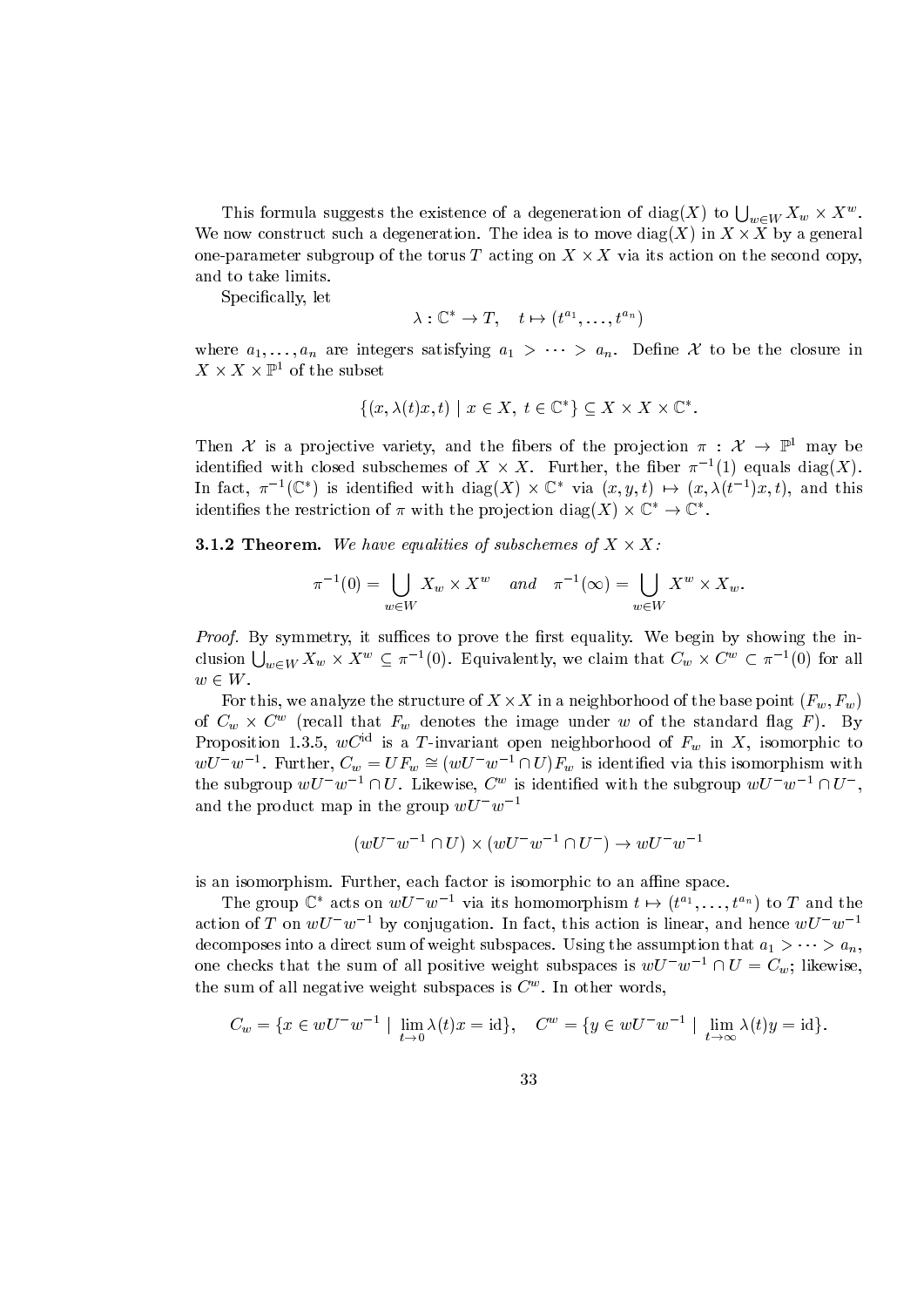This formula suggests the existence of a degeneration of $\operatorname{diag}(X)$ to $\bigcup_{w\in W} X_w \times X^w$. We now construct such a degeneration. The idea is to move $\operatorname{diag}(X)$ in $X \times X$ by a general one-parameter subgroup of the torus $T$ acting on $X \times X$ via its action on the second copy, and to take limits.

Specifically, let

$$\lambda : \mathbb{C}^* \to T, \quad t \mapsto (t^{a_1}, \ldots, t^{a_n})$$

where $a_1, \ldots, a_n$ are integers satisfying $a_1 > \cdots > a_n$. Define $\mathcal{X}$ to be the closure in $X \times X \times \mathbb{P}^1$ of the subset

$$\{(x, \lambda(t)x, t) \mid x \in X,\ t \in \mathbb{C}^*\} \subseteq X \times X \times \mathbb{C}^*.$$

Then $\mathcal{X}$ is a projective variety, and the fibers of the projection $\pi : \mathcal{X} \to \mathbb{P}^1$ may be identified with closed subschemes of $X \times X$. Further, the fiber $\pi^{-1}(1)$ equals $\operatorname{diag}(X)$. In fact, $\pi^{-1}(\mathbb{C}^*)$ is identified with $\operatorname{diag}(X) \times \mathbb{C}^*$ via $(x, y, t) \mapsto (x, \lambda(t^{-1})x, t)$, and this identifies the restriction of $\pi$ with the projection $\operatorname{diag}(X) \times \mathbb{C}^* \to \mathbb{C}^*$.

**3.1.2 Theorem.** *We have equalities of subschemes of $X \times X$:*

$$\pi^{-1}(0) = \bigcup_{w\in W} X_w \times X^w \quad \textit{and} \quad \pi^{-1}(\infty) = \bigcup_{w\in W} X^w \times X_w.$$

*Proof.* By symmetry, it suffices to prove the first equality. We begin by showing the inclusion $\bigcup_{w\in W} X_w \times X^w \subseteq \pi^{-1}(0)$. Equivalently, we claim that $C_w \times C^w \subset \pi^{-1}(0)$ for all $w \in W$.

For this, we analyze the structure of $X \times X$ in a neighborhood of the base point $(F_w, F_w)$ of $C_w \times C^w$ (recall that $F_w$ denotes the image under $w$ of the standard flag $F$). By Proposition 1.3.5, $wC^{\mathrm{id}}$ is a $T$-invariant open neighborhood of $F_w$ in $X$, isomorphic to $wU^-w^{-1}$. Further, $C_w = UF_w \cong (wU^-w^{-1} \cap U)F_w$ is identified via this isomorphism with the subgroup $wU^-w^{-1} \cap U$. Likewise, $C^w$ is identified with the subgroup $wU^-w^{-1} \cap U^-$, and the product map in the group $wU^-w^{-1}$

$$(wU^-w^{-1} \cap U) \times (wU^-w^{-1} \cap U^-) \to wU^-w^{-1}$$

is an isomorphism. Further, each factor is isomorphic to an affine space.

The group $\mathbb{C}^*$ acts on $wU^-w^{-1}$ via its homomorphism $t \mapsto (t^{a_1}, \ldots, t^{a_n})$ to $T$ and the action of $T$ on $wU^-w^{-1}$ by conjugation. In fact, this action is linear, and hence $wU^-w^{-1}$ decomposes into a direct sum of weight subspaces. Using the assumption that $a_1 > \cdots > a_n$, one checks that the sum of all positive weight subspaces is $wU^-w^{-1} \cap U = C_w$; likewise, the sum of all negative weight subspaces is $C^w$. In other words,

$$C_w = \{x \in wU^-w^{-1} \mid \lim_{t\to 0} \lambda(t)x = \mathrm{id}\}, \quad C^w = \{y \in wU^-w^{-1} \mid \lim_{t\to\infty} \lambda(t)y = \mathrm{id}\}.$$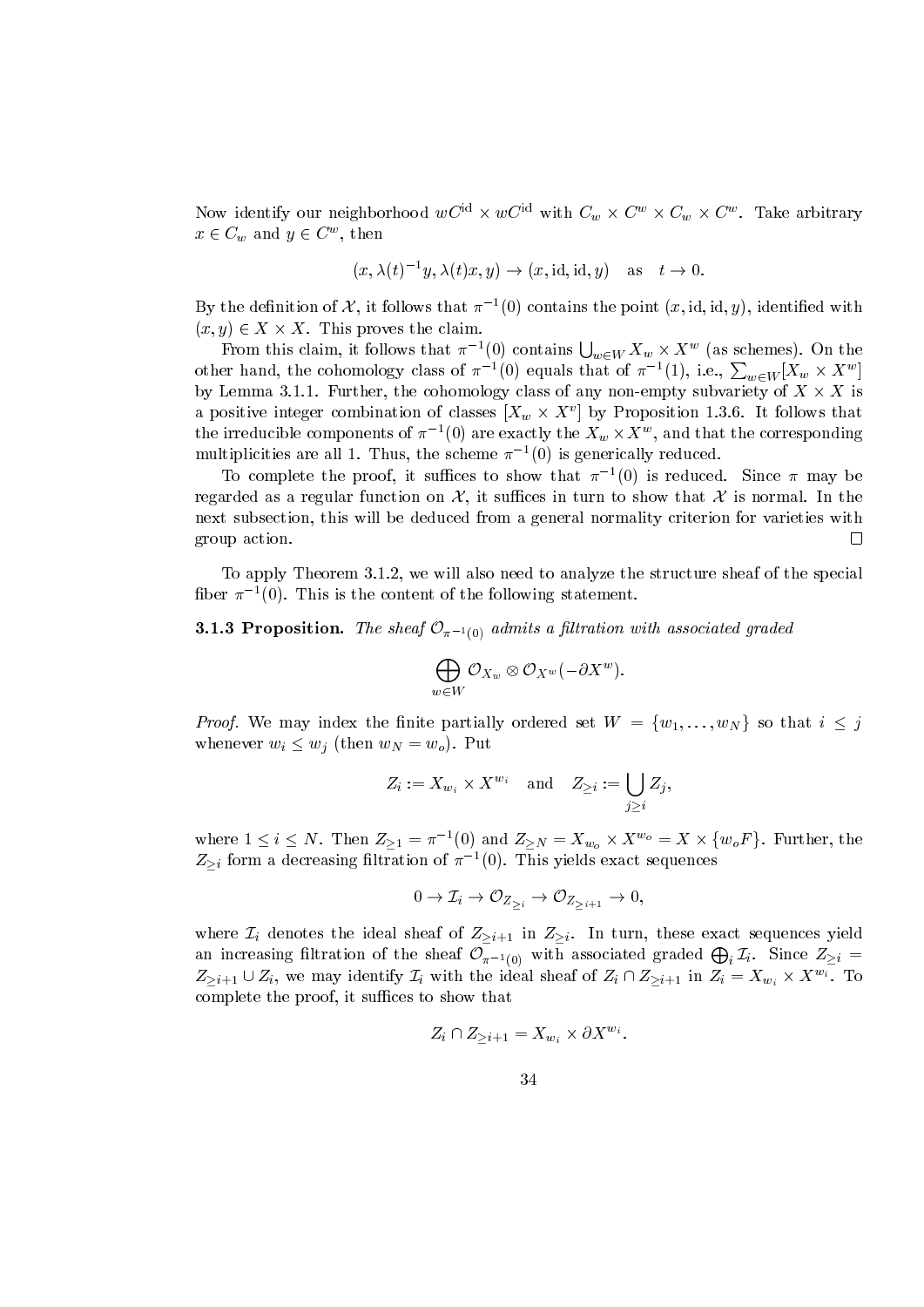Now identify our neighborhood $wC^{\mathrm{id}} \times wC^{\mathrm{id}}$ with $C_w \times C^w \times C_w \times C^w$. Take arbitrary $x \in C_w$ and $y \in C^w$, then

$$(x, \lambda(t)^{-1}y, \lambda(t)x, y) \to (x, \mathrm{id}, \mathrm{id}, y) \quad \text{as} \quad t \to 0.$$

By the definition of $\mathcal{X}$, it follows that $\pi^{-1}(0)$ contains the point $(x, \mathrm{id}, \mathrm{id}, y)$, identified with $(x, y) \in X \times X$. This proves the claim.

From this claim, it follows that $\pi^{-1}(0)$ contains $\bigcup_{w \in W} X_w \times X^w$ (as schemes). On the other hand, the cohomology class of $\pi^{-1}(0)$ equals that of $\pi^{-1}(1)$, i.e., $\sum_{w \in W}[X_w \times X^w]$ by Lemma 3.1.1. Further, the cohomology class of any non-empty subvariety of $X \times X$ is a positive integer combination of classes $[X_w \times X^v]$ by Proposition 1.3.6. It follows that the irreducible components of $\pi^{-1}(0)$ are exactly the $X_w \times X^w$, and that the corresponding multiplicities are all 1. Thus, the scheme $\pi^{-1}(0)$ is generically reduced.

To complete the proof, it suffices to show that $\pi^{-1}(0)$ is reduced. Since $\pi$ may be regarded as a regular function on $\mathcal{X}$, it suffices in turn to show that $\mathcal{X}$ is normal. In the next subsection, this will be deduced from a general normality criterion for varieties with group action. $\square$

To apply Theorem 3.1.2, we will also need to analyze the structure sheaf of the special fiber $\pi^{-1}(0)$. This is the content of the following statement.

**3.1.3 Proposition.** *The sheaf $\mathcal{O}_{\pi^{-1}(0)}$ admits a filtration with associated graded*

$$\bigoplus_{w \in W} \mathcal{O}_{X_w} \otimes \mathcal{O}_{X^w}(-\partial X^w).$$

*Proof.* We may index the finite partially ordered set $W = \{w_1, \ldots, w_N\}$ so that $i \leq j$ whenever $w_i \leq w_j$ (then $w_N = w_o$). Put

$$Z_i := X_{w_i} \times X^{w_i} \quad \text{and} \quad Z_{\geq i} := \bigcup_{j \geq i} Z_j,$$

where $1 \leq i \leq N$. Then $Z_{\geq 1} = \pi^{-1}(0)$ and $Z_{\geq N} = X_{w_o} \times X^{w_o} = X \times \{w_o F\}$. Further, the $Z_{\geq i}$ form a decreasing filtration of $\pi^{-1}(0)$. This yields exact sequences

$$0 \to \mathcal{I}_i \to \mathcal{O}_{Z_{\geq i}} \to \mathcal{O}_{Z_{\geq i+1}} \to 0,$$

where $\mathcal{I}_i$ denotes the ideal sheaf of $Z_{\geq i+1}$ in $Z_{\geq i}$. In turn, these exact sequences yield an increasing filtration of the sheaf $\mathcal{O}_{\pi^{-1}(0)}$ with associated graded $\bigoplus_i \mathcal{I}_i$. Since $Z_{\geq i} = Z_{\geq i+1} \cup Z_i$, we may identify $\mathcal{I}_i$ with the ideal sheaf of $Z_i \cap Z_{\geq i+1}$ in $Z_i = X_{w_i} \times X^{w_i}$. To complete the proof, it suffices to show that

$$Z_i \cap Z_{\geq i+1} = X_{w_i} \times \partial X^{w_i}.$$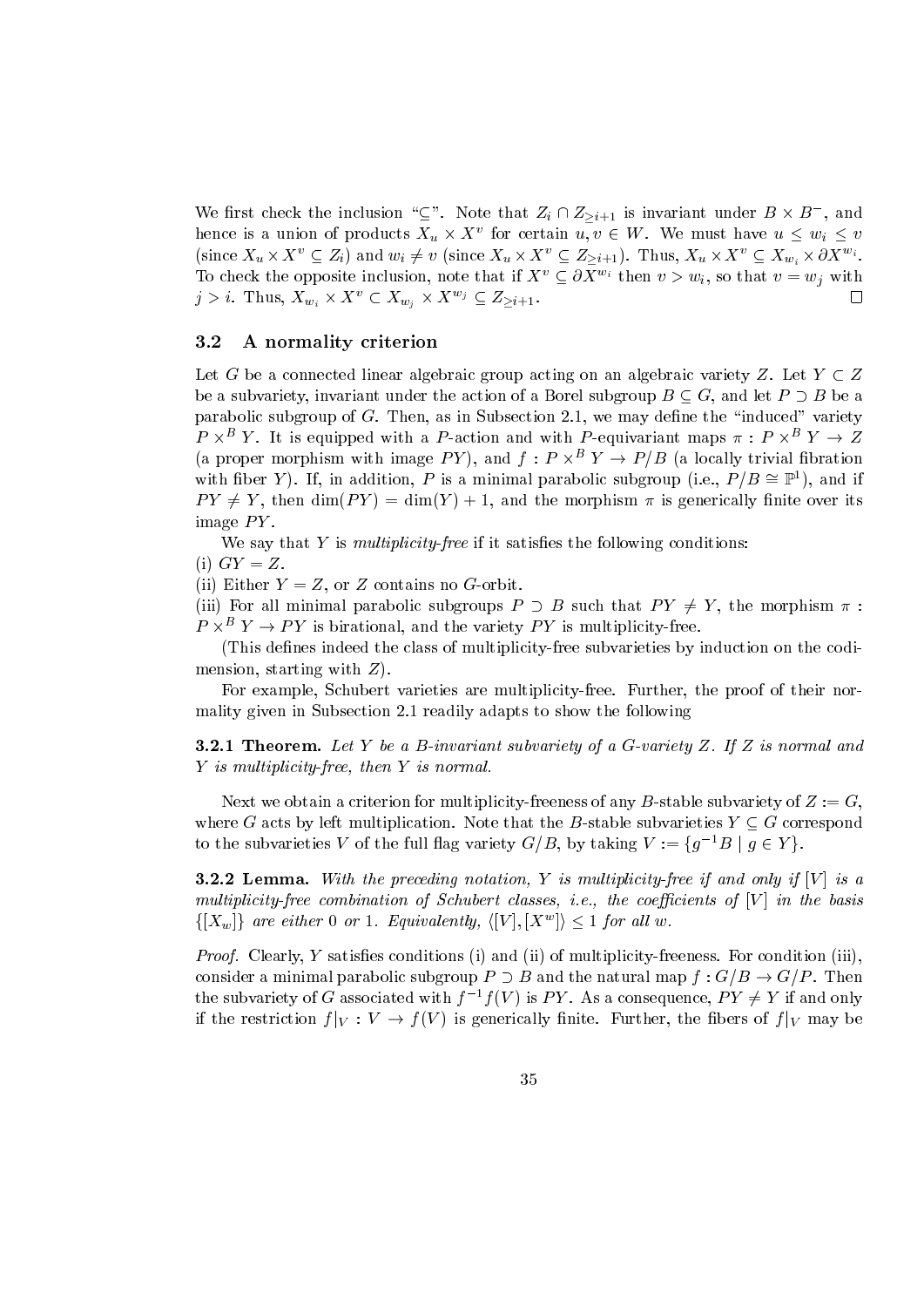We first check the inclusion "$\subseteq$". Note that $Z_i \cap Z_{\geq i+1}$ is invariant under $B \times B^-$, and hence is a union of products $X_u \times X^v$ for certain $u, v \in W$. We must have $u \leq w_i \leq v$ (since $X_u \times X^v \subseteq Z_i$) and $w_i \neq v$ (since $X_u \times X^v \subseteq Z_{\geq i+1}$). Thus, $X_u \times X^v \subseteq X_{w_i} \times \partial X^{w_i}$. To check the opposite inclusion, note that if $X^v \subseteq \partial X^{w_i}$ then $v > w_i$, so that $v = w_j$ with $j > i$. Thus, $X_{w_i} \times X^v \subset X_{w_j} \times X^{w_j} \subseteq Z_{\geq i+1}$. $\square$

### 3.2 A normality criterion

Let $G$ be a connected linear algebraic group acting on an algebraic variety $Z$. Let $Y \subset Z$ be a subvariety, invariant under the action of a Borel subgroup $B \subseteq G$, and let $P \supset B$ be a parabolic subgroup of $G$. Then, as in Subsection 2.1, we may define the "induced" variety $P \times^B Y$. It is equipped with a $P$-action and with $P$-equivariant maps $\pi : P \times^B Y \to Z$ (a proper morphism with image $PY$), and $f : P \times^B Y \to P/B$ (a locally trivial fibration with fiber $Y$). If, in addition, $P$ is a minimal parabolic subgroup (i.e., $P/B \cong \mathbb{P}^1$), and if $PY \neq Y$, then $\dim(PY) = \dim(Y) + 1$, and the morphism $\pi$ is generically finite over its image $PY$.

We say that $Y$ is *multiplicity-free* if it satisfies the following conditions:
(i) $GY = Z$.
(ii) Either $Y = Z$, or $Z$ contains no $G$-orbit.
(iii) For all minimal parabolic subgroups $P \supset B$ such that $PY \neq Y$, the morphism $\pi : P \times^B Y \to PY$ is birational, and the variety $PY$ is multiplicity-free.

(This defines indeed the class of multiplicity-free subvarieties by induction on the codimension, starting with $Z$).

For example, Schubert varieties are multiplicity-free. Further, the proof of their normality given in Subsection 2.1 readily adapts to show the following

**3.2.1 Theorem.** *Let $Y$ be a $B$-invariant subvariety of a $G$-variety $Z$. If $Z$ is normal and $Y$ is multiplicity-free, then $Y$ is normal.*

Next we obtain a criterion for multiplicity-freeness of any $B$-stable subvariety of $Z := G$, where $G$ acts by left multiplication. Note that the $B$-stable subvarieties $Y \subseteq G$ correspond to the subvarieties $V$ of the full flag variety $G/B$, by taking $V := \{g^{-1}B \mid g \in Y\}$.

**3.2.2 Lemma.** *With the preceding notation, $Y$ is multiplicity-free if and only if $[V]$ is a multiplicity-free combination of Schubert classes, i.e., the coefficients of $[V]$ in the basis $\{[X_w]\}$ are either 0 or 1. Equivalently, $\langle [V], [X^w] \rangle \leq 1$ for all $w$.*

*Proof.* Clearly, $Y$ satisfies conditions (i) and (ii) of multiplicity-freeness. For condition (iii), consider a minimal parabolic subgroup $P \supset B$ and the natural map $f : G/B \to G/P$. Then the subvariety of $G$ associated with $f^{-1}f(V)$ is $PY$. As a consequence, $PY \neq Y$ if and only if the restriction $f|_V : V \to f(V)$ is generically finite. Further, the fibers of $f|_V$ may be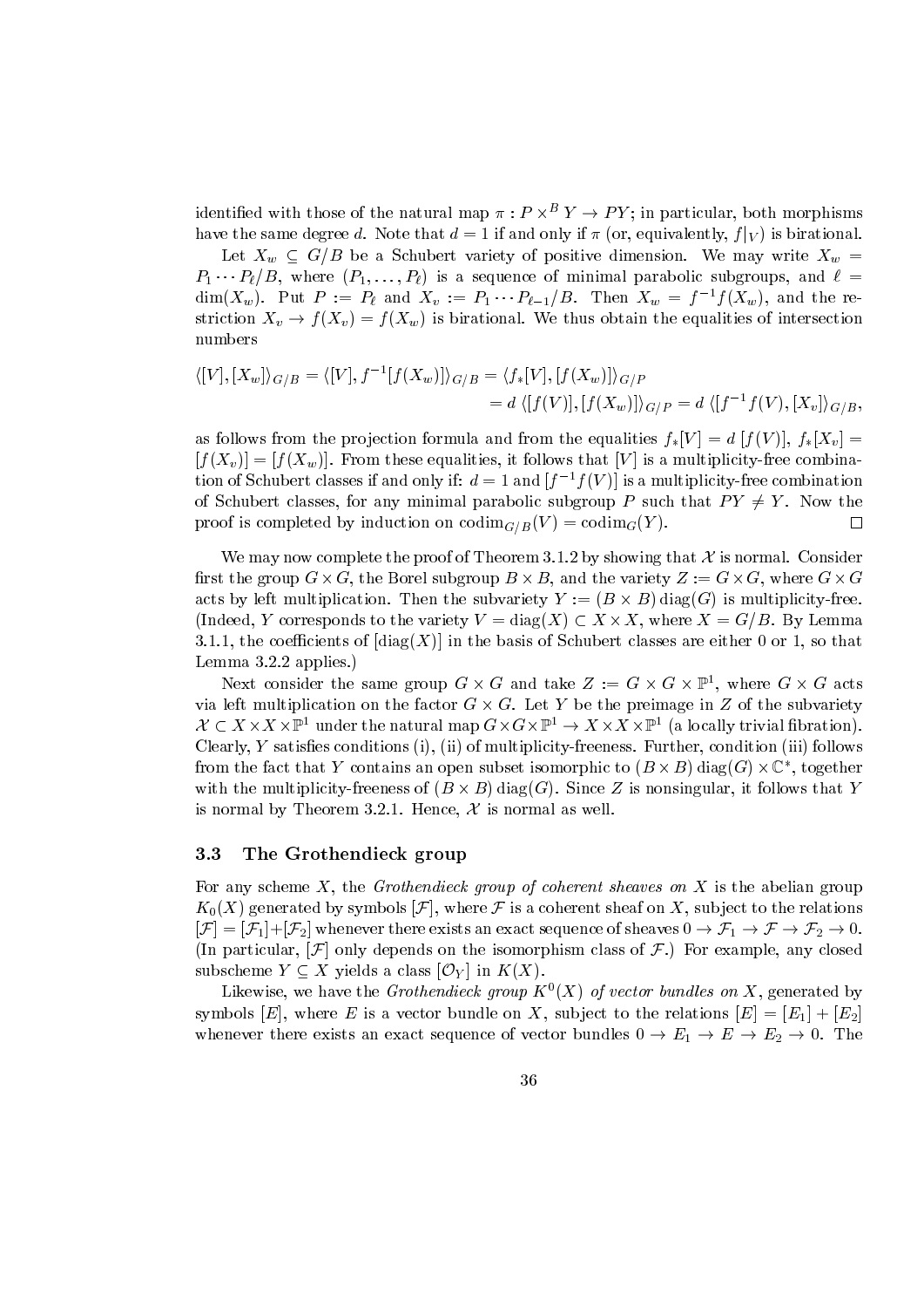identified with those of the natural map $\pi : P \times^B Y \to PY$; in particular, both morphisms have the same degree $d$. Note that $d = 1$ if and only if $\pi$ (or, equivalently, $f|_V$) is birational.

Let $X_w \subseteq G/B$ be a Schubert variety of positive dimension. We may write $X_w = P_1 \cdots P_\ell/B$, where $(P_1, \ldots, P_\ell)$ is a sequence of minimal parabolic subgroups, and $\ell = \dim(X_w)$. Put $P := P_\ell$ and $X_v := P_1 \cdots P_{\ell-1}/B$. Then $X_w = f^{-1}f(X_w)$, and the restriction $X_v \to f(X_v) = f(X_w)$ is birational. We thus obtain the equalities of intersection numbers

$$\begin{aligned}
\langle [V], [X_w] \rangle_{G/B} = \langle [V], f^{-1}[f(X_w)] \rangle_{G/B} &= \langle f_*[V], [f(X_w)] \rangle_{G/P} \\
&= d \, \langle [f(V)], [f(X_w)] \rangle_{G/P} = d \, \langle [f^{-1}f(V), [X_v] \rangle_{G/B},
\end{aligned}$$

as follows from the projection formula and from the equalities $f_*[V] = d\,[f(V)]$, $f_*[X_v] = [f(X_v)] = [f(X_w)]$. From these equalities, it follows that $[V]$ is a multiplicity-free combination of Schubert classes if and only if: $d = 1$ and $[f^{-1}f(V)]$ is a multiplicity-free combination of Schubert classes, for any minimal parabolic subgroup $P$ such that $PY \neq Y$. Now the proof is completed by induction on $\operatorname{codim}_{G/B}(V) = \operatorname{codim}_G(Y)$. □

We may now complete the proof of Theorem 3.1.2 by showing that $\mathcal{X}$ is normal. Consider first the group $G \times G$, the Borel subgroup $B \times B$, and the variety $Z := G \times G$, where $G \times G$ acts by left multiplication. Then the subvariety $Y := (B \times B) \operatorname{diag}(G)$ is multiplicity-free. (Indeed, $Y$ corresponds to the variety $V = \operatorname{diag}(X) \subset X \times X$, where $X = G/B$. By Lemma 3.1.1, the coefficients of $[\operatorname{diag}(X)]$ in the basis of Schubert classes are either 0 or 1, so that Lemma 3.2.2 applies.)

Next consider the same group $G \times G$ and take $Z := G \times G \times \mathbb{P}^1$, where $G \times G$ acts via left multiplication on the factor $G \times G$. Let $Y$ be the preimage in $Z$ of the subvariety $\mathcal{X} \subset X \times X \times \mathbb{P}^1$ under the natural map $G \times G \times \mathbb{P}^1 \to X \times X \times \mathbb{P}^1$ (a locally trivial fibration). Clearly, $Y$ satisfies conditions (i), (ii) of multiplicity-freeness. Further, condition (iii) follows from the fact that $Y$ contains an open subset isomorphic to $(B \times B) \operatorname{diag}(G) \times \mathbb{C}^*$, together with the multiplicity-freeness of $(B \times B) \operatorname{diag}(G)$. Since $Z$ is nonsingular, it follows that $Y$ is normal by Theorem 3.2.1. Hence, $\mathcal{X}$ is normal as well.

### 3.3 The Grothendieck group

For any scheme $X$, the *Grothendieck group of coherent sheaves on* $X$ is the abelian group $K_0(X)$ generated by symbols $[\mathcal{F}]$, where $\mathcal{F}$ is a coherent sheaf on $X$, subject to the relations $[\mathcal{F}] = [\mathcal{F}_1] + [\mathcal{F}_2]$ whenever there exists an exact sequence of sheaves $0 \to \mathcal{F}_1 \to \mathcal{F} \to \mathcal{F}_2 \to 0$. (In particular, $[\mathcal{F}]$ only depends on the isomorphism class of $\mathcal{F}$.) For example, any closed subscheme $Y \subseteq X$ yields a class $[\mathcal{O}_Y]$ in $K(X)$.

Likewise, we have the *Grothendieck group* $K^0(X)$ *of vector bundles on* $X$, generated by symbols $[E]$, where $E$ is a vector bundle on $X$, subject to the relations $[E] = [E_1] + [E_2]$ whenever there exists an exact sequence of vector bundles $0 \to E_1 \to E \to E_2 \to 0$. The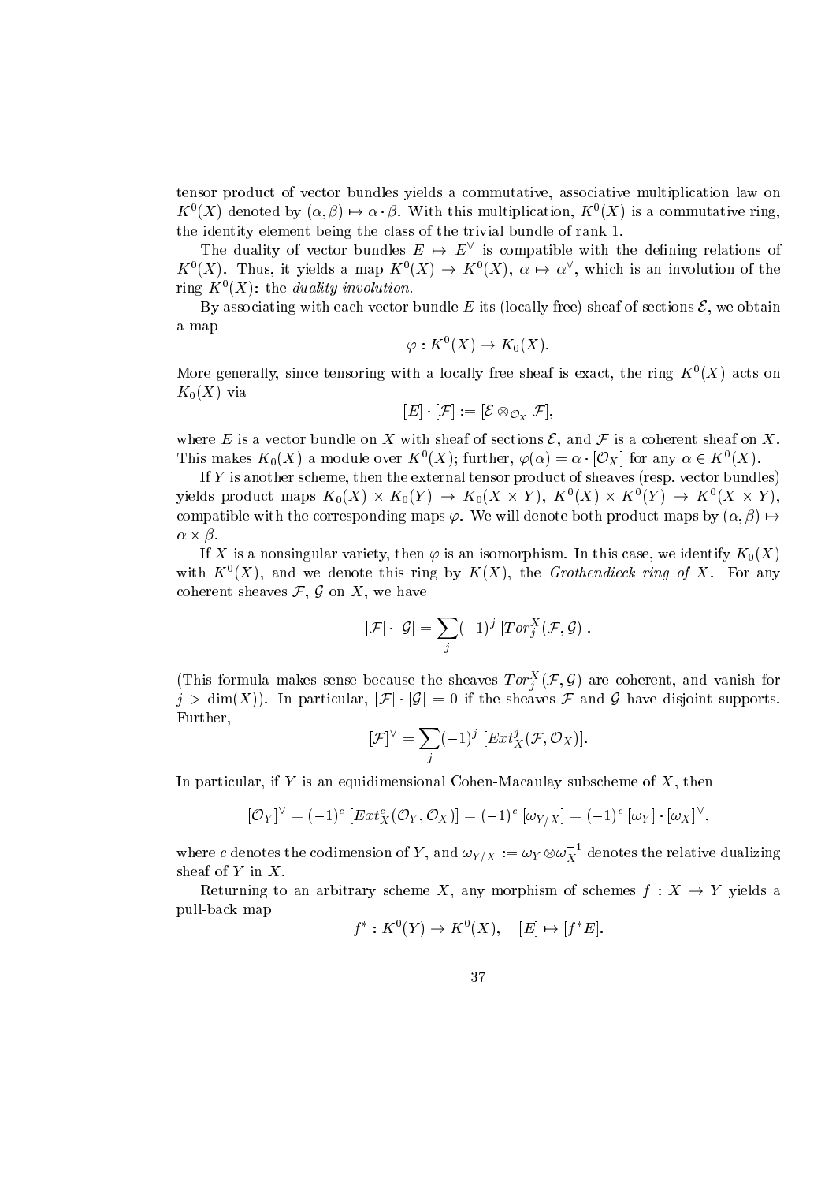tensor product of vector bundles yields a commutative, associative multiplication law on $K^0(X)$ denoted by $(\alpha, \beta) \mapsto \alpha \cdot \beta$. With this multiplication, $K^0(X)$ is a commutative ring, the identity element being the class of the trivial bundle of rank 1.

The duality of vector bundles $E \mapsto E^\vee$ is compatible with the defining relations of $K^0(X)$. Thus, it yields a map $K^0(X) \to K^0(X)$, $\alpha \mapsto \alpha^\vee$, which is an involution of the ring $K^0(X)$: the *duality involution.*

By associating with each vector bundle $E$ its (locally free) sheaf of sections $\mathcal{E}$, we obtain a map

$$\varphi : K^0(X) \to K_0(X).$$

More generally, since tensoring with a locally free sheaf is exact, the ring $K^0(X)$ acts on $K_0(X)$ via

$$[E] \cdot [\mathcal{F}] := [\mathcal{E} \otimes_{\mathcal{O}_X} \mathcal{F}],$$

where $E$ is a vector bundle on $X$ with sheaf of sections $\mathcal{E}$, and $\mathcal{F}$ is a coherent sheaf on $X$. This makes $K_0(X)$ a module over $K^0(X)$; further, $\varphi(\alpha) = \alpha \cdot [\mathcal{O}_X]$ for any $\alpha \in K^0(X)$.

If $Y$ is another scheme, then the external tensor product of sheaves (resp. vector bundles) yields product maps $K_0(X) \times K_0(Y) \to K_0(X \times Y)$, $K^0(X) \times K^0(Y) \to K^0(X \times Y)$, compatible with the corresponding maps $\varphi$. We will denote both product maps by $(\alpha, \beta) \mapsto \alpha \times \beta$.

If $X$ is a nonsingular variety, then $\varphi$ is an isomorphism. In this case, we identify $K_0(X)$ with $K^0(X)$, and we denote this ring by $K(X)$, the *Grothendieck ring of* $X$. For any coherent sheaves $\mathcal{F}$, $\mathcal{G}$ on $X$, we have

$$[\mathcal{F}] \cdot [\mathcal{G}] = \sum_j (-1)^j \, [Tor_j^X(\mathcal{F}, \mathcal{G})].$$

(This formula makes sense because the sheaves $Tor_j^X(\mathcal{F}, \mathcal{G})$ are coherent, and vanish for $j > \dim(X)$). In particular, $[\mathcal{F}] \cdot [\mathcal{G}] = 0$ if the sheaves $\mathcal{F}$ and $\mathcal{G}$ have disjoint supports. Further,

$$[\mathcal{F}]^\vee = \sum_j (-1)^j \, [Ext_X^j(\mathcal{F}, \mathcal{O}_X)].$$

In particular, if $Y$ is an equidimensional Cohen-Macaulay subscheme of $X$, then

$$[\mathcal{O}_Y]^\vee = (-1)^c \, [Ext_X^c(\mathcal{O}_Y, \mathcal{O}_X)] = (-1)^c \, [\omega_{Y/X}] = (-1)^c \, [\omega_Y] \cdot [\omega_X]^\vee,$$

where $c$ denotes the codimension of $Y$, and $\omega_{Y/X} := \omega_Y \otimes \omega_X^{-1}$ denotes the relative dualizing sheaf of $Y$ in $X$.

Returning to an arbitrary scheme $X$, any morphism of schemes $f : X \to Y$ yields a pull-back map

$$f^* : K^0(Y) \to K^0(X), \quad [E] \mapsto [f^*E].$$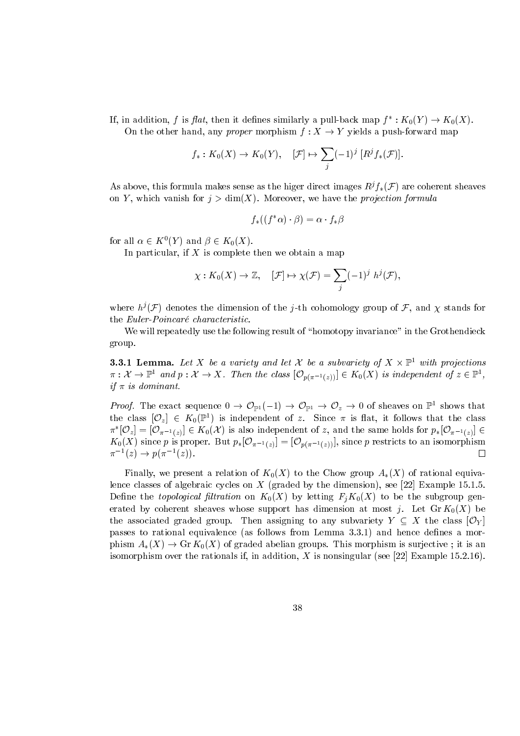If, in addition, $f$ is *flat*, then it defines similarly a pull-back map $f^* : K_0(Y) \to K_0(X)$.

On the other hand, any *proper* morphism $f : X \to Y$ yields a push-forward map

$$f_* : K_0(X) \to K_0(Y), \quad [\mathcal{F}] \mapsto \sum_j (-1)^j \, [R^j f_*(\mathcal{F})].$$

As above, this formula makes sense as the higer direct images $R^j f_*(\mathcal{F})$ are coherent sheaves on $Y$, which vanish for $j > \dim(X)$. Moreover, we have the *projection formula*

$$f_*((f^*\alpha) \cdot \beta) = \alpha \cdot f_*\beta$$

for all $\alpha \in K^0(Y)$ and $\beta \in K_0(X)$.

In particular, if $X$ is complete then we obtain a map

$$\chi : K_0(X) \to \mathbb{Z}, \quad [\mathcal{F}] \mapsto \chi(\mathcal{F}) = \sum_j (-1)^j \; h^j(\mathcal{F}),$$

where $h^j(\mathcal{F})$ denotes the dimension of the $j$-th cohomology group of $\mathcal{F}$, and $\chi$ stands for the *Euler-Poincaré characteristic*.

We will repeatedly use the following result of "homotopy invariance" in the Grothendieck group.

**3.3.1 Lemma.** *Let $X$ be a variety and let $\mathcal{X}$ be a subvariety of $X \times \mathbb{P}^1$ with projections $\pi : \mathcal{X} \to \mathbb{P}^1$ and $p : \mathcal{X} \to X$. Then the class $[\mathcal{O}_{p(\pi^{-1}(z))}] \in K_0(X)$ is independent of $z \in \mathbb{P}^1$, if $\pi$ is dominant.*

*Proof.* The exact sequence $0 \to \mathcal{O}_{\mathbb{P}^1}(-1) \to \mathcal{O}_{\mathbb{P}^1} \to \mathcal{O}_z \to 0$ of sheaves on $\mathbb{P}^1$ shows that the class $[\mathcal{O}_z] \in K_0(\mathbb{P}^1)$ is independent of $z$. Since $\pi$ is flat, it follows that the class $\pi^*[\mathcal{O}_z] = [\mathcal{O}_{\pi^{-1}(z)}] \in K_0(\mathcal{X})$ is also independent of $z$, and the same holds for $p_*[\mathcal{O}_{\pi^{-1}(z)}] \in K_0(X)$ since $p$ is proper. But $p_*[\mathcal{O}_{\pi^{-1}(z)}] = [\mathcal{O}_{p(\pi^{-1}(z))}]$, since $p$ restricts to an isomorphism $\pi^{-1}(z) \to p(\pi^{-1}(z))$. $\square$

Finally, we present a relation of $K_0(X)$ to the Chow group $A_*(X)$ of rational equivalence classes of algebraic cycles on $X$ (graded by the dimension), see [22] Example 15.1.5. Define the *topological filtration* on $K_0(X)$ by letting $F_j K_0(X)$ to be the subgroup generated by coherent sheaves whose support has dimension at most $j$. Let $\operatorname{Gr} K_0(X)$ be the associated graded group. Then assigning to any subvariety $Y \subseteq X$ the class $[\mathcal{O}_Y]$ passes to rational equivalence (as follows from Lemma 3.3.1) and hence defines a morphism $A_*(X) \to \operatorname{Gr} K_0(X)$ of graded abelian groups. This morphism is surjective ; it is an isomorphism over the rationals if, in addition, $X$ is nonsingular (see [22] Example 15.2.16).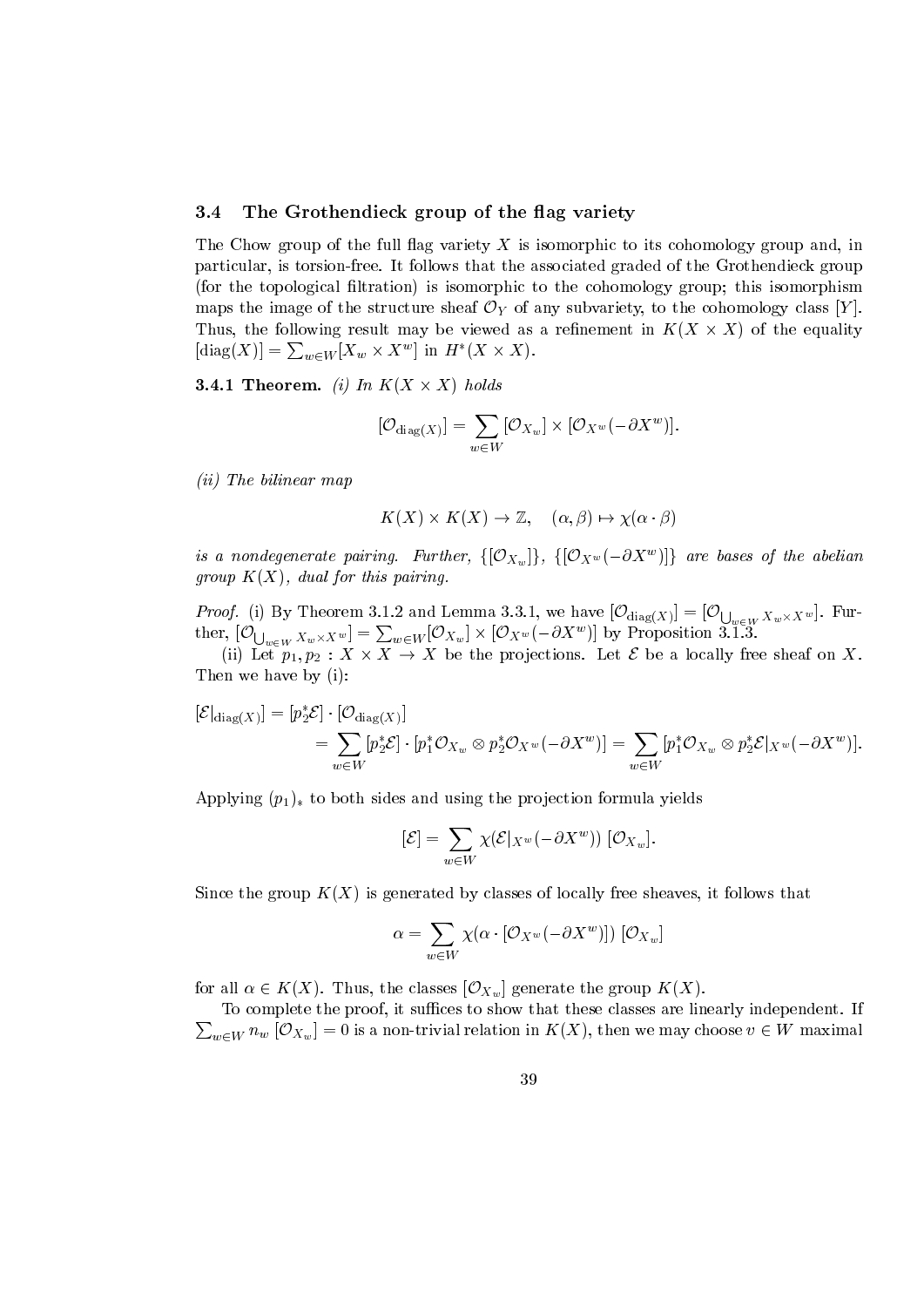## 3.4 The Grothendieck group of the flag variety

The Chow group of the full flag variety $X$ is isomorphic to its cohomology group and, in particular, is torsion-free. It follows that the associated graded of the Grothendieck group (for the topological filtration) is isomorphic to the cohomology group; this isomorphism maps the image of the structure sheaf $\mathcal{O}_Y$ of any subvariety, to the cohomology class $[Y]$. Thus, the following result may be viewed as a refinement in $K(X \times X)$ of the equality $[\mathrm{diag}(X)] = \sum_{w \in W} [X_w \times X^w]$ in $H^*(X \times X)$.

**3.4.1 Theorem.** *(i) In $K(X \times X)$ holds*

$$[\mathcal{O}_{\mathrm{diag}(X)}] = \sum_{w \in W} [\mathcal{O}_{X_w}] \times [\mathcal{O}_{X^w}(-\partial X^w)].$$

*(ii) The bilinear map*

$$K(X) \times K(X) \to \mathbb{Z}, \quad (\alpha, \beta) \mapsto \chi(\alpha \cdot \beta)$$

*is a nondegenerate pairing. Further, $\{[\mathcal{O}_{X_w}]\}$, $\{[\mathcal{O}_{X^w}(-\partial X^w)]\}$ are bases of the abelian group $K(X)$, dual for this pairing.*

*Proof.* (i) By Theorem 3.1.2 and Lemma 3.3.1, we have $[\mathcal{O}_{\mathrm{diag}(X)}] = [\mathcal{O}_{\bigcup_{w \in W} X_w \times X^w}]$. Further, $[\mathcal{O}_{\bigcup_{w \in W} X_w \times X^w}] = \sum_{w \in W} [\mathcal{O}_{X_w}] \times [\mathcal{O}_{X^w}(-\partial X^w)]$ by Proposition 3.1.3.

(ii) Let $p_1, p_2 : X \times X \to X$ be the projections. Let $\mathcal{E}$ be a locally free sheaf on $X$. Then we have by (i):

$$\begin{aligned}
[\mathcal{E}|_{\mathrm{diag}(X)}] &= [p_2^*\mathcal{E}] \cdot [\mathcal{O}_{\mathrm{diag}(X)}] \\
&= \sum_{w \in W} [p_2^*\mathcal{E}] \cdot [p_1^*\mathcal{O}_{X_w} \otimes p_2^*\mathcal{O}_{X^w}(-\partial X^w)] = \sum_{w \in W} [p_1^*\mathcal{O}_{X_w} \otimes p_2^*\mathcal{E}|_{X^w}(-\partial X^w)].
\end{aligned}$$

Applying $(p_1)_*$ to both sides and using the projection formula yields

$$[\mathcal{E}] = \sum_{w \in W} \chi(\mathcal{E}|_{X^w}(-\partial X^w))\, [\mathcal{O}_{X_w}].$$

Since the group $K(X)$ is generated by classes of locally free sheaves, it follows that

$$\alpha = \sum_{w \in W} \chi(\alpha \cdot [\mathcal{O}_{X^w}(-\partial X^w)])\, [\mathcal{O}_{X_w}]$$

for all $\alpha \in K(X)$. Thus, the classes $[\mathcal{O}_{X_w}]$ generate the group $K(X)$.

To complete the proof, it suffices to show that these classes are linearly independent. If $\sum_{w \in W} n_w\, [\mathcal{O}_{X_w}] = 0$ is a non-trivial relation in $K(X)$, then we may choose $v \in W$ maximal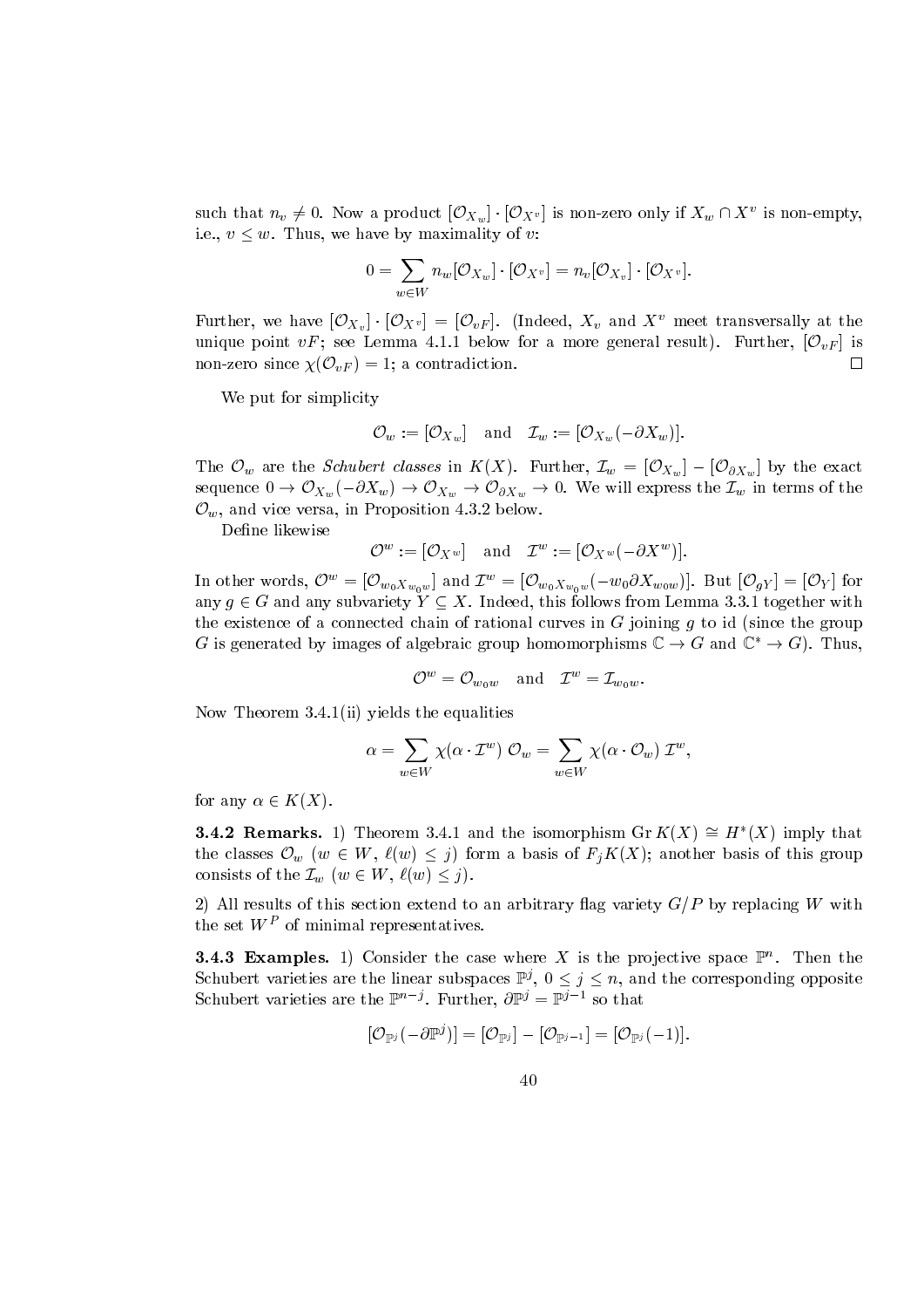such that $n_v \neq 0$. Now a product $[\mathcal{O}_{X_w}] \cdot [\mathcal{O}_{X^v}]$ is non-zero only if $X_w \cap X^v$ is non-empty, i.e., $v \leq w$. Thus, we have by maximality of $v$:

$$0 = \sum_{w \in W} n_w [\mathcal{O}_{X_w}] \cdot [\mathcal{O}_{X^v}] = n_v [\mathcal{O}_{X_v}] \cdot [\mathcal{O}_{X^v}].$$

Further, we have $[\mathcal{O}_{X_v}] \cdot [\mathcal{O}_{X^v}] = [\mathcal{O}_{vF}]$. (Indeed, $X_v$ and $X^v$ meet transversally at the unique point $vF$; see Lemma 4.1.1 below for a more general result). Further, $[\mathcal{O}_{vF}]$ is non-zero since $\chi(\mathcal{O}_{vF}) = 1$; a contradiction. □

We put for simplicity

$$\mathcal{O}_w := [\mathcal{O}_{X_w}] \quad \text{and} \quad \mathcal{I}_w := [\mathcal{O}_{X_w}(-\partial X_w)].$$

The $\mathcal{O}_w$ are the *Schubert classes* in $K(X)$. Further, $\mathcal{I}_w = [\mathcal{O}_{X_w}] - [\mathcal{O}_{\partial X_w}]$ by the exact sequence $0 \to \mathcal{O}_{X_w}(-\partial X_w) \to \mathcal{O}_{X_w} \to \mathcal{O}_{\partial X_w} \to 0$. We will express the $\mathcal{I}_w$ in terms of the $\mathcal{O}_w$, and vice versa, in Proposition 4.3.2 below.

Define likewise

$$\mathcal{O}^w := [\mathcal{O}_{X^w}] \quad \text{and} \quad \mathcal{I}^w := [\mathcal{O}_{X^w}(-\partial X^w)].$$

In other words, $\mathcal{O}^w = [\mathcal{O}_{w_0 X_{w_0 w}}]$ and $\mathcal{I}^w = [\mathcal{O}_{w_0 X_{w_0 w}}(-w_0 \partial X_{w_0 w})]$. But $[\mathcal{O}_{gY}] = [\mathcal{O}_Y]$ for any $g \in G$ and any subvariety $Y \subseteq X$. Indeed, this follows from Lemma 3.3.1 together with the existence of a connected chain of rational curves in $G$ joining $g$ to id (since the group $G$ is generated by images of algebraic group homomorphisms $\mathbb{C} \to G$ and $\mathbb{C}^* \to G$). Thus,

$$\mathcal{O}^w = \mathcal{O}_{w_0 w} \quad \text{and} \quad \mathcal{I}^w = \mathcal{I}_{w_0 w}.$$

Now Theorem 3.4.1(ii) yields the equalities

$$\alpha = \sum_{w \in W} \chi(\alpha \cdot \mathcal{I}^w)\, \mathcal{O}_w = \sum_{w \in W} \chi(\alpha \cdot \mathcal{O}_w)\, \mathcal{I}^w,$$

for any $\alpha \in K(X)$.

**3.4.2 Remarks.** 1) Theorem 3.4.1 and the isomorphism $\mathrm{Gr}\, K(X) \cong H^*(X)$ imply that the classes $\mathcal{O}_w$ ($w \in W$, $\ell(w) \leq j$) form a basis of $F_j K(X)$; another basis of this group consists of the $\mathcal{I}_w$ ($w \in W$, $\ell(w) \leq j$).

2) All results of this section extend to an arbitrary flag variety $G/P$ by replacing $W$ with the set $W^P$ of minimal representatives.

**3.4.3 Examples.** 1) Consider the case where $X$ is the projective space $\mathbb{P}^n$. Then the Schubert varieties are the linear subspaces $\mathbb{P}^j$, $0 \leq j \leq n$, and the corresponding opposite Schubert varieties are the $\mathbb{P}^{n-j}$. Further, $\partial \mathbb{P}^j = \mathbb{P}^{j-1}$ so that

$$[\mathcal{O}_{\mathbb{P}^j}(-\partial \mathbb{P}^j)] = [\mathcal{O}_{\mathbb{P}^j}] - [\mathcal{O}_{\mathbb{P}^{j-1}}] = [\mathcal{O}_{\mathbb{P}^j}(-1)].$$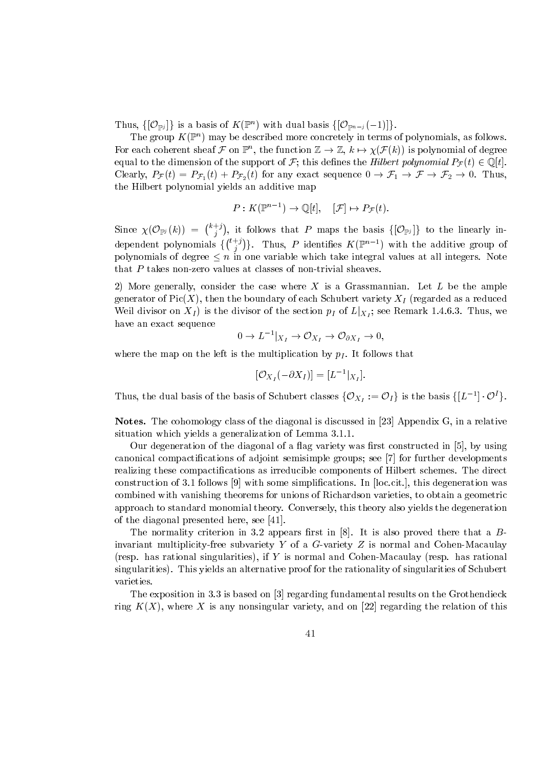Thus, $\{[\mathcal{O}_{\mathbb{P}^j}]\}$ is a basis of $K(\mathbb{P}^n)$ with dual basis $\{[\mathcal{O}_{\mathbb{P}^{n-j}}(-1)]\}$.

The group $K(\mathbb{P}^n)$ may be described more concretely in terms of polynomials, as follows. For each coherent sheaf $\mathcal{F}$ on $\mathbb{P}^n$, the function $\mathbb{Z} \to \mathbb{Z}$, $k \mapsto \chi(\mathcal{F}(k))$ is polynomial of degree equal to the dimension of the support of $\mathcal{F}$; this defines the *Hilbert polynomial* $P_{\mathcal{F}}(t) \in \mathbb{Q}[t]$. Clearly, $P_{\mathcal{F}}(t) = P_{\mathcal{F}_1}(t) + P_{\mathcal{F}_2}(t)$ for any exact sequence $0 \to \mathcal{F}_1 \to \mathcal{F} \to \mathcal{F}_2 \to 0$. Thus, the Hilbert polynomial yields an additive map

$$P : K(\mathbb{P}^{n-1}) \to \mathbb{Q}[t], \quad [\mathcal{F}] \mapsto P_{\mathcal{F}}(t).$$

Since $\chi(\mathcal{O}_{\mathbb{P}^j}(k)) = \binom{k+j}{j}$, it follows that $P$ maps the basis $\{[\mathcal{O}_{\mathbb{P}^j}]\}$ to the linearly independent polynomials $\{\binom{t+j}{j}\}$. Thus, $P$ identifies $K(\mathbb{P}^{n-1})$ with the additive group of polynomials of degree $\leq n$ in one variable which take integral values at all integers. Note that $P$ takes non-zero values at classes of non-trivial sheaves.

2) More generally, consider the case where $X$ is a Grassmannian. Let $L$ be the ample generator of $\mathrm{Pic}(X)$, then the boundary of each Schubert variety $X_I$ (regarded as a reduced Weil divisor on $X_I$) is the divisor of the section $p_I$ of $L|_{X_I}$; see Remark 1.4.6.3. Thus, we have an exact sequence

$$0 \to L^{-1}|_{X_I} \to \mathcal{O}_{X_I} \to \mathcal{O}_{\partial X_I} \to 0,$$

where the map on the left is the multiplication by $p_I$. It follows that

$$[\mathcal{O}_{X_I}(-\partial X_I)] = [L^{-1}|_{X_I}].$$

Thus, the dual basis of the basis of Schubert classes $\{\mathcal{O}_{X_I} := \mathcal{O}_I\}$ is the basis $\{[L^{-1}] \cdot \mathcal{O}^I\}$.

**Notes.** The cohomology class of the diagonal is discussed in [23] Appendix G, in a relative situation which yields a generalization of Lemma 3.1.1.

Our degeneration of the diagonal of a flag variety was first constructed in [5], by using canonical compactifications of adjoint semisimple groups; see [7] for further developments realizing these compactifications as irreducible components of Hilbert schemes. The direct construction of 3.1 follows [9] with some simplifications. In [loc.cit.], this degeneration was combined with vanishing theorems for unions of Richardson varieties, to obtain a geometric approach to standard monomial theory. Conversely, this theory also yields the degeneration of the diagonal presented here, see [41].

The normality criterion in 3.2 appears first in [8]. It is also proved there that a $B$-invariant multiplicity-free subvariety $Y$ of a $G$-variety $Z$ is normal and Cohen-Macaulay (resp. has rational singularities), if $Y$ is normal and Cohen-Macaulay (resp. has rational singularities). This yields an alternative proof for the rationality of singularities of Schubert varieties.

The exposition in 3.3 is based on [3] regarding fundamental results on the Grothendieck ring $K(X)$, where $X$ is any nonsingular variety, and on [22] regarding the relation of this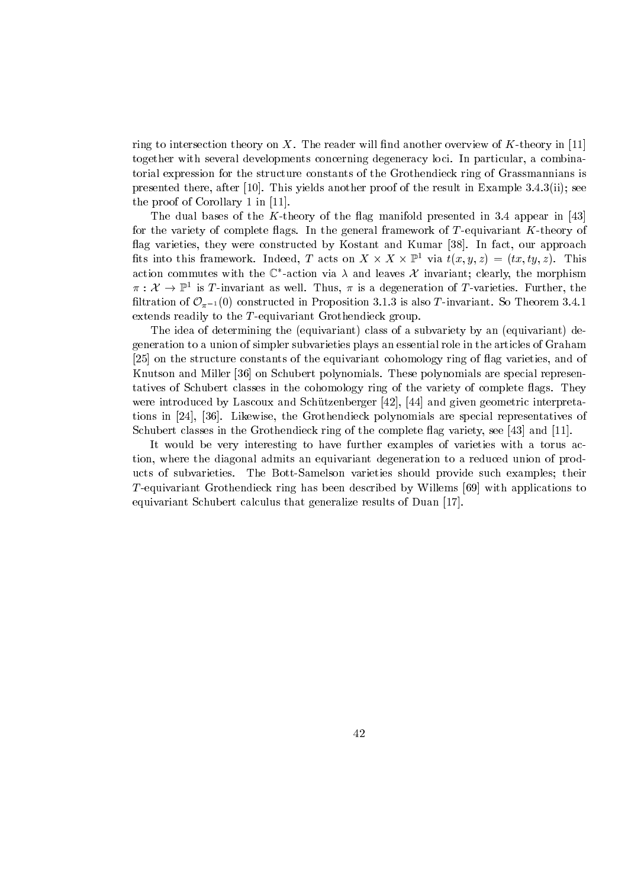ring to intersection theory on $X$. The reader will find another overview of $K$-theory in [11] together with several developments concerning degeneracy loci. In particular, a combinatorial expression for the structure constants of the Grothendieck ring of Grassmannians is presented there, after [10]. This yields another proof of the result in Example 3.4.3(ii); see the proof of Corollary 1 in [11].

The dual bases of the $K$-theory of the flag manifold presented in 3.4 appear in [43] for the variety of complete flags. In the general framework of $T$-equivariant $K$-theory of flag varieties, they were constructed by Kostant and Kumar [38]. In fact, our approach fits into this framework. Indeed, $T$ acts on $X \times X \times \mathbb{P}^1$ via $t(x, y, z) = (tx, ty, z)$. This action commutes with the $\mathbb{C}^*$-action via $\lambda$ and leaves $\mathcal{X}$ invariant; clearly, the morphism $\pi : \mathcal{X} \to \mathbb{P}^1$ is $T$-invariant as well. Thus, $\pi$ is a degeneration of $T$-varieties. Further, the filtration of $\mathcal{O}_{\pi^{-1}}(0)$ constructed in Proposition 3.1.3 is also $T$-invariant. So Theorem 3.4.1 extends readily to the $T$-equivariant Grothendieck group.

The idea of determining the (equivariant) class of a subvariety by an (equivariant) degeneration to a union of simpler subvarieties plays an essential role in the articles of Graham [25] on the structure constants of the equivariant cohomology ring of flag varieties, and of Knutson and Miller [36] on Schubert polynomials. These polynomials are special representatives of Schubert classes in the cohomology ring of the variety of complete flags. They were introduced by Lascoux and Schützenberger [42], [44] and given geometric interpretations in [24], [36]. Likewise, the Grothendieck polynomials are special representatives of Schubert classes in the Grothendieck ring of the complete flag variety, see [43] and [11].

It would be very interesting to have further examples of varieties with a torus action, where the diagonal admits an equivariant degeneration to a reduced union of products of subvarieties. The Bott-Samelson varieties should provide such examples; their $T$-equivariant Grothendieck ring has been described by Willems [69] with applications to equivariant Schubert calculus that generalize results of Duan [17].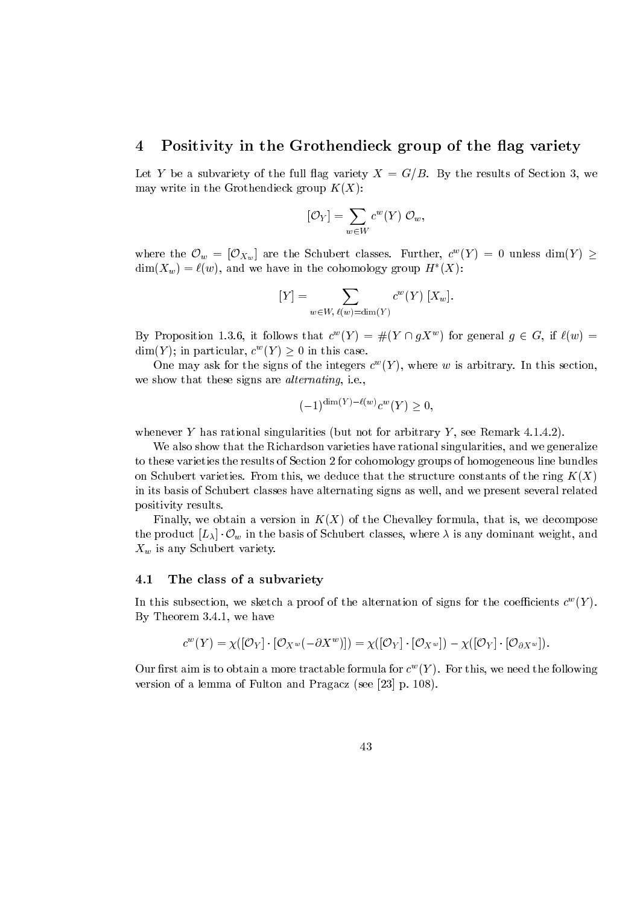# 4 Positivity in the Grothendieck group of the flag variety

Let $Y$ be a subvariety of the full flag variety $X = G/B$. By the results of Section 3, we may write in the Grothendieck group $K(X)$:

$$[\mathcal{O}_Y] = \sum_{w \in W} c^w(Y)\, \mathcal{O}_w,$$

where the $\mathcal{O}_w = [\mathcal{O}_{X_w}]$ are the Schubert classes. Further, $c^w(Y) = 0$ unless $\dim(Y) \geq \dim(X_w) = \ell(w)$, and we have in the cohomology group $H^*(X)$:

$$[Y] = \sum_{w \in W,\, \ell(w) = \dim(Y)} c^w(Y)\, [X_w].$$

By Proposition 1.3.6, it follows that $c^w(Y) = \#(Y \cap gX^w)$ for general $g \in G$, if $\ell(w) = \dim(Y)$; in particular, $c^w(Y) \geq 0$ in this case.

One may ask for the signs of the integers $c^w(Y)$, where $w$ is arbitrary. In this section, we show that these signs are *alternating*, i.e.,

$$(-1)^{\dim(Y) - \ell(w)} c^w(Y) \geq 0,$$

whenever $Y$ has rational singularities (but not for arbitrary $Y$, see Remark 4.1.4.2).

We also show that the Richardson varieties have rational singularities, and we generalize to these varieties the results of Section 2 for cohomology groups of homogeneous line bundles on Schubert varieties. From this, we deduce that the structure constants of the ring $K(X)$ in its basis of Schubert classes have alternating signs as well, and we present several related positivity results.

Finally, we obtain a version in $K(X)$ of the Chevalley formula, that is, we decompose the product $[L_\lambda] \cdot \mathcal{O}_w$ in the basis of Schubert classes, where $\lambda$ is any dominant weight, and $X_w$ is any Schubert variety.

## 4.1 The class of a subvariety

In this subsection, we sketch a proof of the alternation of signs for the coefficients $c^w(Y)$. By Theorem 3.4.1, we have

$$c^w(Y) = \chi([\mathcal{O}_Y] \cdot [\mathcal{O}_{X^w}(-\partial X^w)]) = \chi([\mathcal{O}_Y] \cdot [\mathcal{O}_{X^w}]) - \chi([\mathcal{O}_Y] \cdot [\mathcal{O}_{\partial X^w}]).$$

Our first aim is to obtain a more tractable formula for $c^w(Y)$. For this, we need the following version of a lemma of Fulton and Pragacz (see [23] p. 108).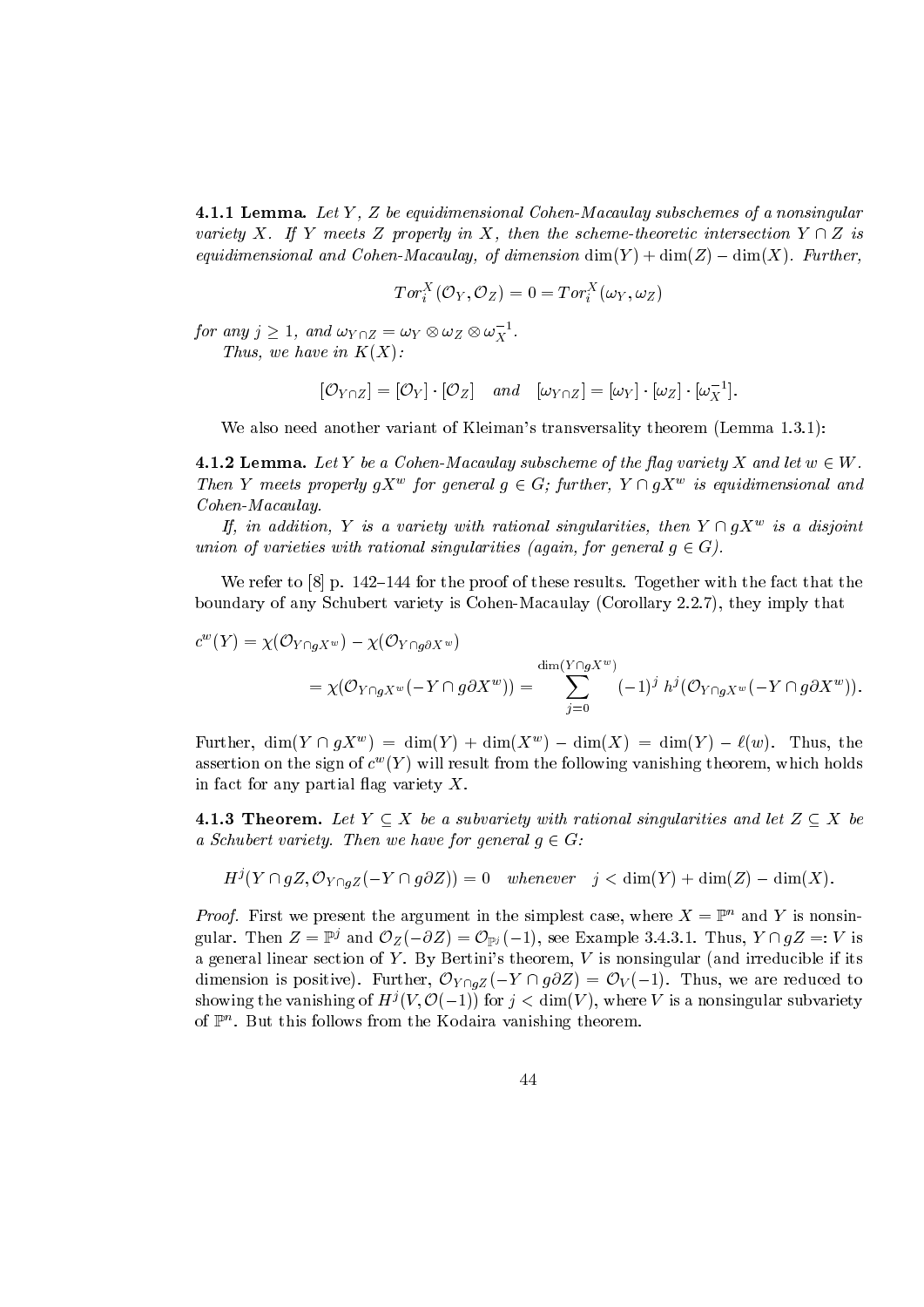**4.1.1 Lemma.** *Let $Y$, $Z$ be equidimensional Cohen-Macaulay subschemes of a nonsingular variety $X$. If $Y$ meets $Z$ properly in $X$, then the scheme-theoretic intersection $Y \cap Z$ is equidimensional and Cohen-Macaulay, of dimension $\dim(Y) + \dim(Z) - \dim(X)$. Further,*

$$Tor_i^X(\mathcal{O}_Y, \mathcal{O}_Z) = 0 = Tor_i^X(\omega_Y, \omega_Z)$$

*for any $j \geq 1$, and $\omega_{Y\cap Z} = \omega_Y \otimes \omega_Z \otimes \omega_X^{-1}$.*

*Thus, we have in $K(X)$:*

$$[\mathcal{O}_{Y\cap Z}] = [\mathcal{O}_Y] \cdot [\mathcal{O}_Z] \quad \textit{and} \quad [\omega_{Y\cap Z}] = [\omega_Y] \cdot [\omega_Z] \cdot [\omega_X^{-1}].$$

We also need another variant of Kleiman's transversality theorem (Lemma 1.3.1):

**4.1.2 Lemma.** *Let $Y$ be a Cohen-Macaulay subscheme of the flag variety $X$ and let $w \in W$. Then $Y$ meets properly $gX^w$ for general $g \in G$; further, $Y \cap gX^w$ is equidimensional and Cohen-Macaulay.*

*If, in addition, $Y$ is a variety with rational singularities, then $Y \cap gX^w$ is a disjoint union of varieties with rational singularities (again, for general $g \in G$).*

We refer to [8] p. 142–144 for the proof of these results. Together with the fact that the boundary of any Schubert variety is Cohen-Macaulay (Corollary 2.2.7), they imply that

$$\begin{aligned} c^w(Y) &= \chi(\mathcal{O}_{Y\cap gX^w}) - \chi(\mathcal{O}_{Y\cap g\partial X^w}) \\ &= \chi(\mathcal{O}_{Y\cap gX^w}(-Y\cap g\partial X^w)) = \sum_{j=0}^{\dim(Y\cap gX^w)} (-1)^j \, h^j(\mathcal{O}_{Y\cap gX^w}(-Y\cap g\partial X^w)). \end{aligned}$$

Further, $\dim(Y \cap gX^w) = \dim(Y) + \dim(X^w) - \dim(X) = \dim(Y) - \ell(w)$. Thus, the assertion on the sign of $c^w(Y)$ will result from the following vanishing theorem, which holds in fact for any partial flag variety $X$.

**4.1.3 Theorem.** *Let $Y \subseteq X$ be a subvariety with rational singularities and let $Z \subseteq X$ be a Schubert variety. Then we have for general $g \in G$:*

$$H^j(Y \cap gZ, \mathcal{O}_{Y\cap gZ}(-Y \cap g\partial Z)) = 0 \quad \textit{whenever} \quad j < \dim(Y) + \dim(Z) - \dim(X).$$

*Proof.* First we present the argument in the simplest case, where $X = \mathbb{P}^n$ and $Y$ is nonsingular. Then $Z = \mathbb{P}^j$ and $\mathcal{O}_Z(-\partial Z) = \mathcal{O}_{\mathbb{P}^j}(-1)$, see Example 3.4.3.1. Thus, $Y \cap gZ =: V$ is a general linear section of $Y$. By Bertini's theorem, $V$ is nonsingular (and irreducible if its dimension is positive). Further, $\mathcal{O}_{Y\cap gZ}(-Y \cap g\partial Z) = \mathcal{O}_V(-1)$. Thus, we are reduced to showing the vanishing of $H^j(V, \mathcal{O}(-1))$ for $j < \dim(V)$, where $V$ is a nonsingular subvariety of $\mathbb{P}^n$. But this follows from the Kodaira vanishing theorem.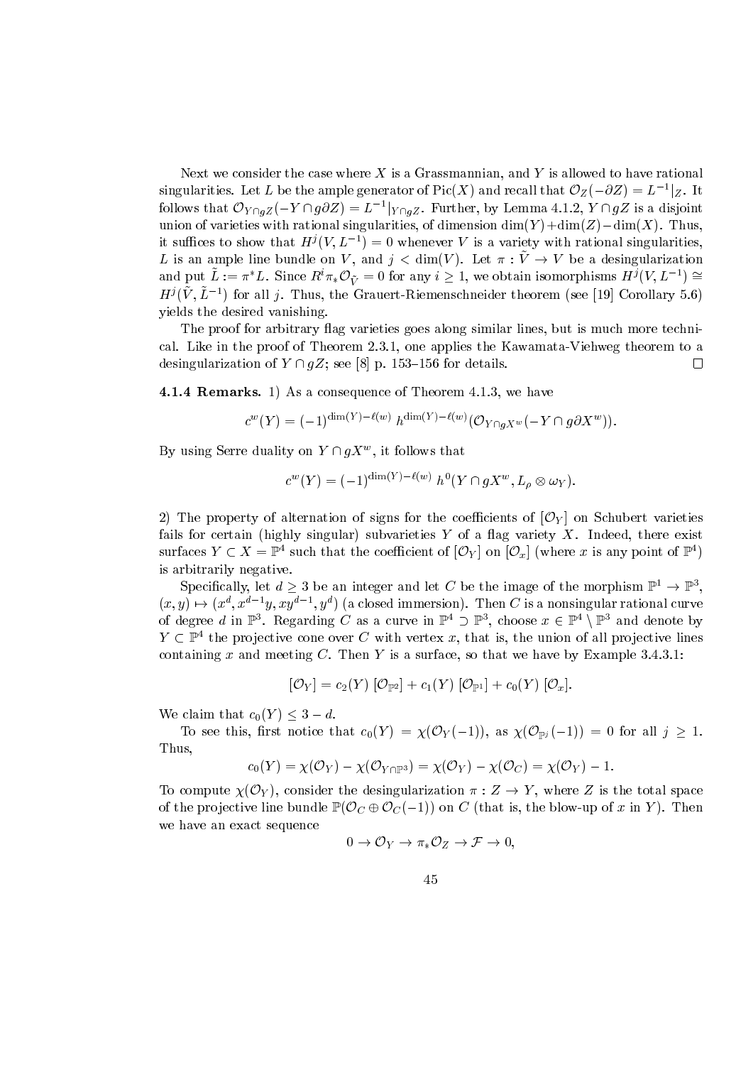Next we consider the case where $X$ is a Grassmannian, and $Y$ is allowed to have rational singularities. Let $L$ be the ample generator of $\mathrm{Pic}(X)$ and recall that $\mathcal{O}_Z(-\partial Z) = L^{-1}|_Z$. It follows that $\mathcal{O}_{Y\cap gZ}(-Y\cap g\partial Z) = L^{-1}|_{Y\cap gZ}$. Further, by Lemma 4.1.2, $Y \cap gZ$ is a disjoint union of varieties with rational singularities, of dimension $\dim(Y)+\dim(Z)-\dim(X)$. Thus, it suffices to show that $H^j(V, L^{-1}) = 0$ whenever $V$ is a variety with rational singularities, $L$ is an ample line bundle on $V$, and $j < \dim(V)$. Let $\pi : \tilde{V} \to V$ be a desingularization and put $\tilde{L} := \pi^* L$. Since $R^i\pi_*\mathcal{O}_{\tilde{V}} = 0$ for any $i \geq 1$, we obtain isomorphisms $H^j(V, L^{-1}) \cong H^j(\tilde{V}, \tilde{L}^{-1})$ for all $j$. Thus, the Grauert-Riemenschneider theorem (see [19] Corollary 5.6) yields the desired vanishing.

The proof for arbitrary flag varieties goes along similar lines, but is much more technical. Like in the proof of Theorem 2.3.1, one applies the Kawamata-Viehweg theorem to a desingularization of $Y \cap gZ$; see [8] p. 153–156 for details. $\square$

**4.1.4 Remarks.** 1) As a consequence of Theorem 4.1.3, we have

$$c^w(Y) = (-1)^{\dim(Y)-\ell(w)}\, h^{\dim(Y)-\ell(w)}(\mathcal{O}_{Y\cap gX^w}(-Y\cap g\partial X^w)).$$

By using Serre duality on $Y \cap gX^w$, it follows that

$$c^w(Y) = (-1)^{\dim(Y)-\ell(w)}\, h^0(Y\cap gX^w, L_\rho \otimes \omega_Y).$$

2) The property of alternation of signs for the coefficients of $[\mathcal{O}_Y]$ on Schubert varieties fails for certain (highly singular) subvarieties $Y$ of a flag variety $X$. Indeed, there exist surfaces $Y \subset X = \mathbb{P}^4$ such that the coefficient of $[\mathcal{O}_Y]$ on $[\mathcal{O}_x]$ (where $x$ is any point of $\mathbb{P}^4$) is arbitrarily negative.

Specifically, let $d \geq 3$ be an integer and let $C$ be the image of the morphism $\mathbb{P}^1 \to \mathbb{P}^3$, $(x, y) \mapsto (x^d, x^{d-1}y, xy^{d-1}, y^d)$ (a closed immersion). Then $C$ is a nonsingular rational curve of degree $d$ in $\mathbb{P}^3$. Regarding $C$ as a curve in $\mathbb{P}^4 \supset \mathbb{P}^3$, choose $x \in \mathbb{P}^4 \setminus \mathbb{P}^3$ and denote by $Y \subset \mathbb{P}^4$ the projective cone over $C$ with vertex $x$, that is, the union of all projective lines containing $x$ and meeting $C$. Then $Y$ is a surface, so that we have by Example 3.4.3.1:

$$[\mathcal{O}_Y] = c_2(Y)\,[\mathcal{O}_{\mathbb{P}^2}] + c_1(Y)\,[\mathcal{O}_{\mathbb{P}^1}] + c_0(Y)\,[\mathcal{O}_x].$$

We claim that $c_0(Y) \leq 3 - d$.

To see this, first notice that $c_0(Y) = \chi(\mathcal{O}_Y(-1))$, as $\chi(\mathcal{O}_{\mathbb{P}^j}(-1)) = 0$ for all $j \geq 1$. Thus,

$$c_0(Y) = \chi(\mathcal{O}_Y) - \chi(\mathcal{O}_{Y\cap\mathbb{P}^3}) = \chi(\mathcal{O}_Y) - \chi(\mathcal{O}_C) = \chi(\mathcal{O}_Y) - 1.$$

To compute $\chi(\mathcal{O}_Y)$, consider the desingularization $\pi : Z \to Y$, where $Z$ is the total space of the projective line bundle $\mathbb{P}(\mathcal{O}_C \oplus \mathcal{O}_C(-1))$ on $C$ (that is, the blow-up of $x$ in $Y$). Then we have an exact sequence

$$0 \to \mathcal{O}_Y \to \pi_*\mathcal{O}_Z \to \mathcal{F} \to 0,$$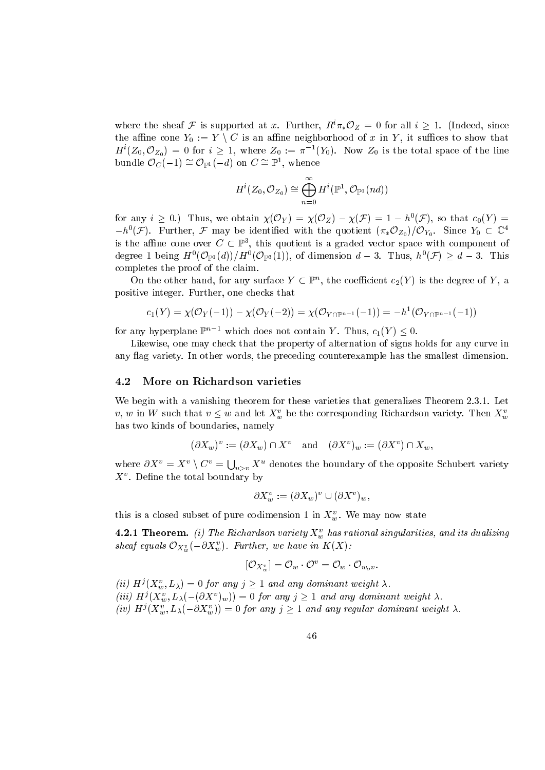where the sheaf $\mathcal{F}$ is supported at $x$. Further, $R^i\pi_*\mathcal{O}_Z = 0$ for all $i \geq 1$. (Indeed, since the affine cone $Y_0 := Y \setminus C$ is an affine neighborhood of $x$ in $Y$, it suffices to show that $H^i(Z_0, \mathcal{O}_{Z_0}) = 0$ for $i \geq 1$, where $Z_0 := \pi^{-1}(Y_0)$. Now $Z_0$ is the total space of the line bundle $\mathcal{O}_C(-1) \cong \mathcal{O}_{\mathbb{P}^1}(-d)$ on $C \cong \mathbb{P}^1$, whence

$$H^i(Z_0, \mathcal{O}_{Z_0}) \cong \bigoplus_{n=0}^{\infty} H^i(\mathbb{P}^1, \mathcal{O}_{\mathbb{P}^1}(nd))$$

for any $i \geq 0$.) Thus, we obtain $\chi(\mathcal{O}_Y) = \chi(\mathcal{O}_Z) - \chi(\mathcal{F}) = 1 - h^0(\mathcal{F})$, so that $c_0(Y) = -h^0(\mathcal{F})$. Further, $\mathcal{F}$ may be identified with the quotient $(\pi_*\mathcal{O}_{Z_0})/\mathcal{O}_{Y_0}$. Since $Y_0 \subset \mathbb{C}^4$ is the affine cone over $C \subset \mathbb{P}^3$, this quotient is a graded vector space with component of degree 1 being $H^0(\mathcal{O}_{\mathbb{P}^1}(d))/H^0(\mathcal{O}_{\mathbb{P}^3}(1))$, of dimension $d-3$. Thus, $h^0(\mathcal{F}) \geq d-3$. This completes the proof of the claim.

On the other hand, for any surface $Y \subset \mathbb{P}^n$, the coefficient $c_2(Y)$ is the degree of $Y$, a positive integer. Further, one checks that

$$c_1(Y) = \chi(\mathcal{O}_Y(-1)) - \chi(\mathcal{O}_Y(-2)) = \chi(\mathcal{O}_{Y\cap\mathbb{P}^{n-1}}(-1)) = -h^1(\mathcal{O}_{Y\cap\mathbb{P}^{n-1}}(-1))$$

for any hyperplane $\mathbb{P}^{n-1}$ which does not contain $Y$. Thus, $c_1(Y) \leq 0$.

Likewise, one may check that the property of alternation of signs holds for any curve in any flag variety. In other words, the preceding counterexample has the smallest dimension.

## 4.2 More on Richardson varieties

We begin with a vanishing theorem for these varieties that generalizes Theorem 2.3.1. Let $v, w$ in $W$ such that $v \leq w$ and let $X_w^v$ be the corresponding Richardson variety. Then $X_w^v$ has two kinds of boundaries, namely

$$(\partial X_w)^v := (\partial X_w) \cap X^v \quad \text{and} \quad (\partial X^v)_w := (\partial X^v) \cap X_w,$$

where $\partial X^v = X^v \setminus C^v = \bigcup_{u>v} X^u$ denotes the boundary of the opposite Schubert variety $X^v$. Define the total boundary by

$$\partial X_w^v := (\partial X_w)^v \cup (\partial X^v)_w,$$

this is a closed subset of pure codimension 1 in $X_w^v$. We may now state

**4.2.1 Theorem.** *(i) The Richardson variety $X_w^v$ has rational singularities, and its dualizing sheaf equals $\mathcal{O}_{X_w^v}(-\partial X_w^v)$. Further, we have in $K(X)$:*

$$[\mathcal{O}_{X_w^v}] = \mathcal{O}_w \cdot \mathcal{O}^v = \mathcal{O}_w \cdot \mathcal{O}_{w_o v}.$$

*(ii) $H^j(X_w^v, L_\lambda) = 0$ for any $j \geq 1$ and any dominant weight $\lambda$.*
*(iii) $H^j(X_w^v, L_\lambda(-(\partial X^v)_w)) = 0$ for any $j \geq 1$ and any dominant weight $\lambda$.*
*(iv) $H^j(X_w^v, L_\lambda(-\partial X_w^v)) = 0$ for any $j \geq 1$ and any regular dominant weight $\lambda$.*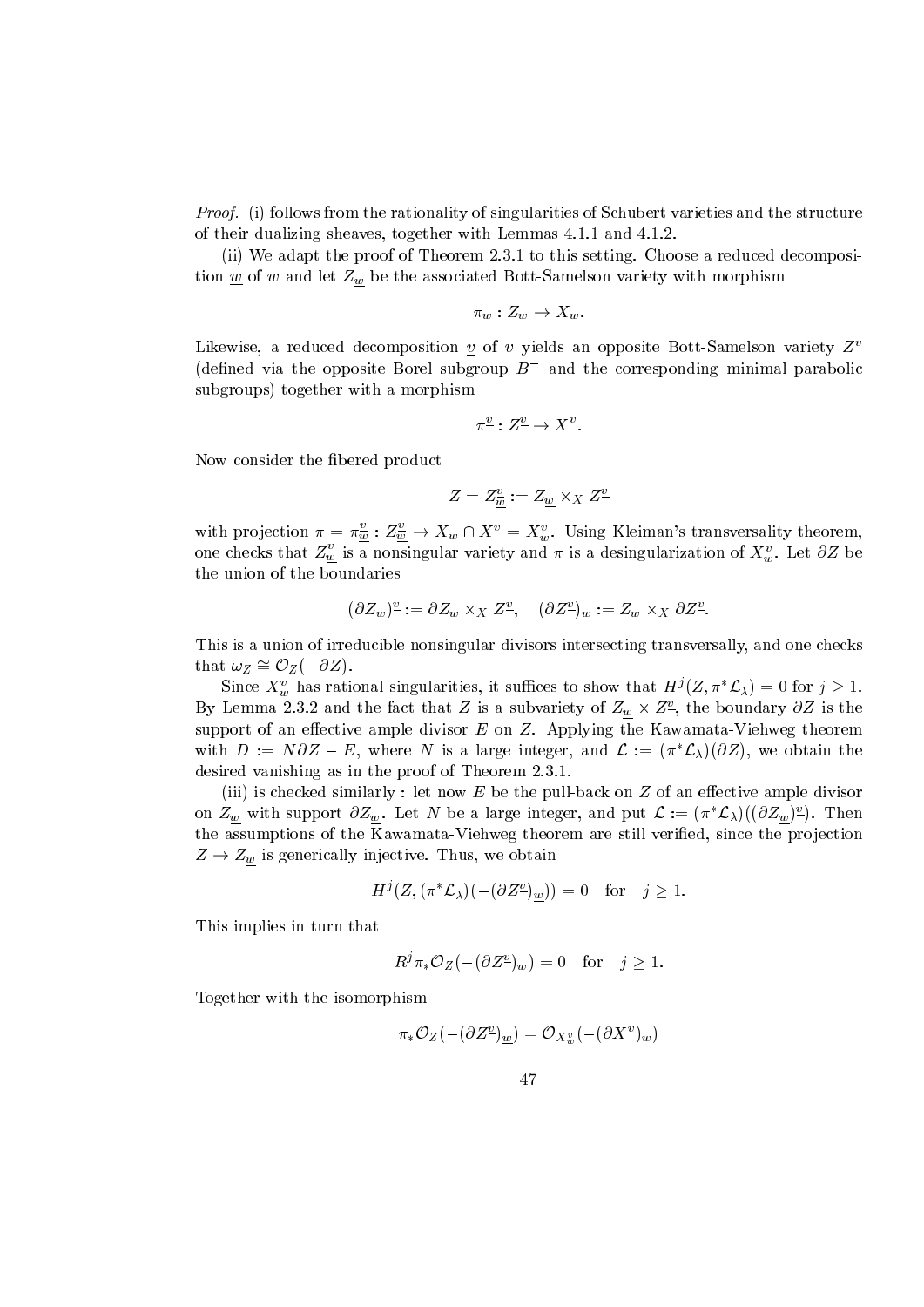*Proof.* (i) follows from the rationality of singularities of Schubert varieties and the structure of their dualizing sheaves, together with Lemmas 4.1.1 and 4.1.2.

(ii) We adapt the proof of Theorem 2.3.1 to this setting. Choose a reduced decomposition $\underline{w}$ of $w$ and let $Z_{\underline{w}}$ be the associated Bott-Samelson variety with morphism

$$\pi_{\underline{w}} : Z_{\underline{w}} \to X_w.$$

Likewise, a reduced decomposition $\underline{v}$ of $v$ yields an opposite Bott-Samelson variety $Z^{\underline{v}}$ (defined via the opposite Borel subgroup $B^-$ and the corresponding minimal parabolic subgroups) together with a morphism

$$\pi^{\underline{v}} : Z^{\underline{v}} \to X^v.$$

Now consider the fibered product

$$Z = Z_{\underline{w}}^{\underline{v}} := Z_{\underline{w}} \times_X Z^{\underline{v}}$$

with projection $\pi = \pi_{\underline{w}}^{\underline{v}} : Z_{\underline{w}}^{\underline{v}} \to X_w \cap X^v = X_w^v$. Using Kleiman's transversality theorem, one checks that $Z_{\underline{w}}^{\underline{v}}$ is a nonsingular variety and $\pi$ is a desingularization of $X_w^v$. Let $\partial Z$ be the union of the boundaries

$$(\partial Z_{\underline{w}})^{\underline{v}} := \partial Z_{\underline{w}} \times_X Z^{\underline{v}}, \quad (\partial Z^{\underline{v}})_{\underline{w}} := Z_{\underline{w}} \times_X \partial Z^{\underline{v}}.$$

This is a union of irreducible nonsingular divisors intersecting transversally, and one checks that $\omega_Z \cong \mathcal{O}_Z(-\partial Z)$.

Since $X_w^v$ has rational singularities, it suffices to show that $H^j(Z, \pi^* \mathcal{L}_\lambda) = 0$ for $j \geq 1$. By Lemma 2.3.2 and the fact that $Z$ is a subvariety of $Z_{\underline{w}} \times Z^{\underline{v}}$, the boundary $\partial Z$ is the support of an effective ample divisor $E$ on $Z$. Applying the Kawamata-Viehweg theorem with $D := N\partial Z - E$, where $N$ is a large integer, and $\mathcal{L} := (\pi^* \mathcal{L}_\lambda)(\partial Z)$, we obtain the desired vanishing as in the proof of Theorem 2.3.1.

(iii) is checked similarly : let now $E$ be the pull-back on $Z$ of an effective ample divisor on $Z_{\underline{w}}$ with support $\partial Z_{\underline{w}}$. Let $N$ be a large integer, and put $\mathcal{L} := (\pi^* \mathcal{L}_\lambda)((\partial Z_{\underline{w}})^{\underline{v}})$. Then the assumptions of the Kawamata-Viehweg theorem are still verified, since the projection $Z \to Z_{\underline{w}}$ is generically injective. Thus, we obtain

$$H^j(Z, (\pi^* \mathcal{L}_\lambda)(-(\partial Z^{\underline{v}})_{\underline{w}})) = 0 \quad \text{for} \quad j \geq 1.$$

This implies in turn that

$$R^j \pi_* \mathcal{O}_Z(-(\partial Z^{\underline{v}})_{\underline{w}}) = 0 \quad \text{for} \quad j \geq 1.$$

Together with the isomorphism

$$\pi_* \mathcal{O}_Z(-(\partial Z^{\underline{v}})_{\underline{w}}) = \mathcal{O}_{X_w^v}(-(\partial X^v)_w)$$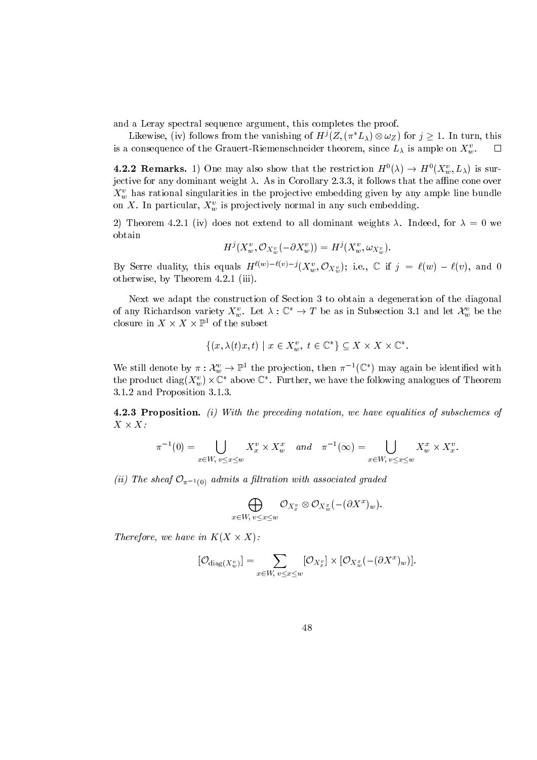and a Leray spectral sequence argument, this completes the proof.

Likewise, (iv) follows from the vanishing of $H^j(Z, (\pi^* L_\lambda) \otimes \omega_Z)$ for $j \geq 1$. In turn, this is a consequence of the Grauert-Riemenschneider theorem, since $L_\lambda$ is ample on $X_w^v$. $\square$

**4.2.2 Remarks.** 1) One may also show that the restriction $H^0(\lambda) \to H^0(X_w^v, L_\lambda)$ is surjective for any dominant weight $\lambda$. As in Corollary 2.3.3, it follows that the affine cone over $X_w^v$ has rational singularities in the projective embedding given by any ample line bundle on $X$. In particular, $X_w^v$ is projectively normal in any such embedding.

2) Theorem 4.2.1 (iv) does not extend to all dominant weights $\lambda$. Indeed, for $\lambda = 0$ we obtain

$$H^j(X_w^v, \mathcal{O}_{X_w^v}(-\partial X_w^v)) = H^j(X_w^v, \omega_{X_w^v}).$$

By Serre duality, this equals $H^{\ell(w)-\ell(v)-j}(X_w^v, \mathcal{O}_{X_w^v})$; i.e., $\mathbb{C}$ if $j = \ell(w) - \ell(v)$, and 0 otherwise, by Theorem 4.2.1 (iii).

Next we adapt the construction of Section 3 to obtain a degeneration of the diagonal of any Richardson variety $X_w^v$. Let $\lambda : \mathbb{C}^* \to T$ be as in Subsection 3.1 and let $\mathcal{X}_w^v$ be the closure in $X \times X \times \mathbb{P}^1$ of the subset

$$\{(x, \lambda(t)x, t) \mid x \in X_w^v,\ t \in \mathbb{C}^*\} \subseteq X \times X \times \mathbb{C}^*.$$

We still denote by $\pi : \mathcal{X}_w^v \to \mathbb{P}^1$ the projection, then $\pi^{-1}(\mathbb{C}^*)$ may again be identified with the product $\operatorname{diag}(X_w^v) \times \mathbb{C}^*$ above $\mathbb{C}^*$. Further, we have the following analogues of Theorem 3.1.2 and Proposition 3.1.3.

**4.2.3 Proposition.** *(i) With the preceding notation, we have equalities of subschemes of $X \times X$:*

$$\pi^{-1}(0) = \bigcup_{x \in W,\ v \leq x \leq w} X_x^v \times X_w^x \quad \textit{and} \quad \pi^{-1}(\infty) = \bigcup_{x \in W,\ v \leq x \leq w} X_w^x \times X_x^v.$$

*(ii) The sheaf $\mathcal{O}_{\pi^{-1}(0)}$ admits a filtration with associated graded*

$$\bigoplus_{x \in W,\ v \leq x \leq w} \mathcal{O}_{X_x^v} \otimes \mathcal{O}_{X_w^x}(-(\partial X^x)_w).$$

*Therefore, we have in $K(X \times X)$:*

$$[\mathcal{O}_{\operatorname{diag}(X_w^v)}] = \sum_{x \in W,\ v \leq x \leq w} [\mathcal{O}_{X_x^v}] \times [\mathcal{O}_{X_w^x}(-(\partial X^x)_w)].$$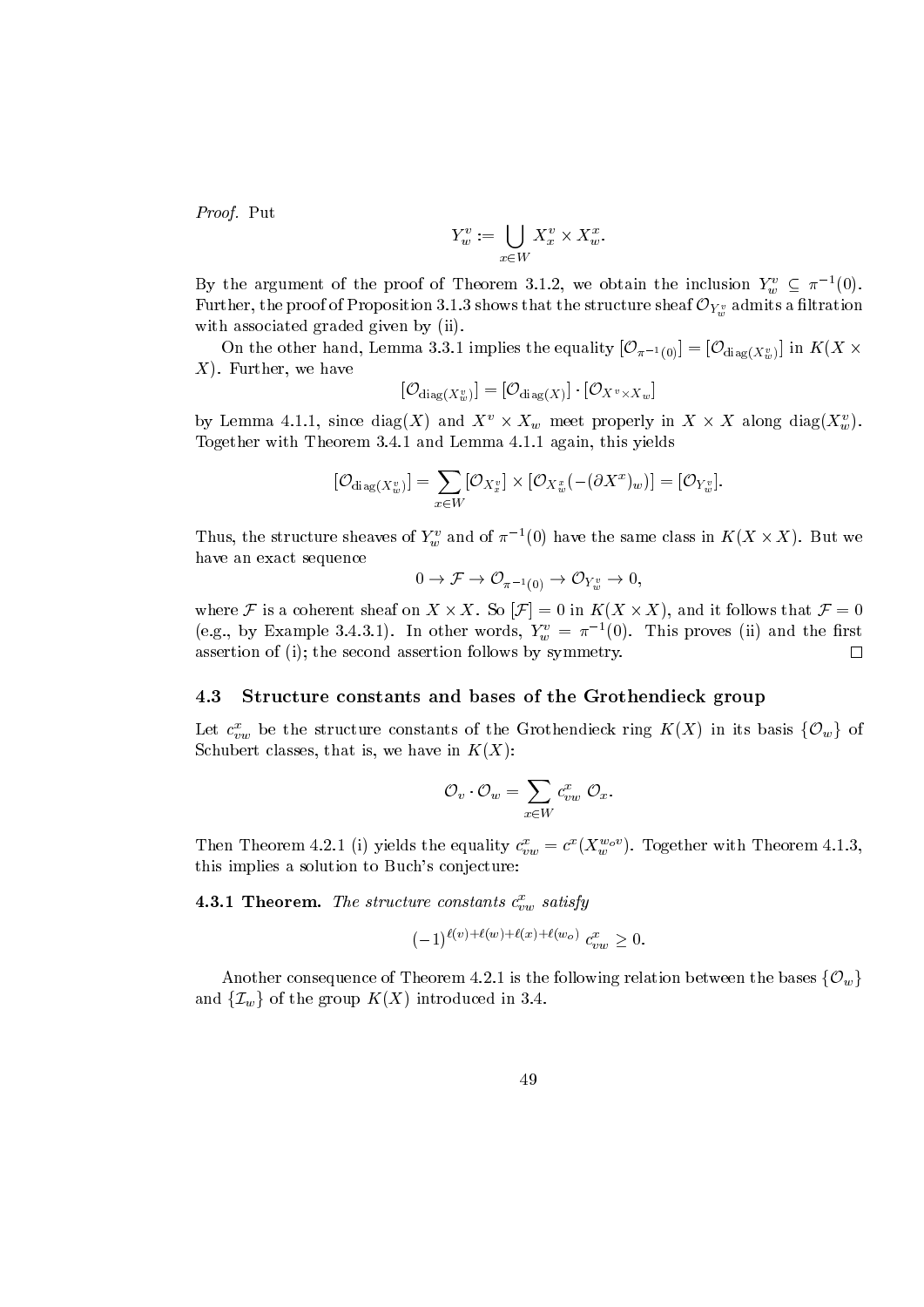*Proof.* Put

$$Y_w^v := \bigcup_{x \in W} X_x^v \times X_w^x.$$

By the argument of the proof of Theorem 3.1.2, we obtain the inclusion $Y_w^v \subseteq \pi^{-1}(0)$. Further, the proof of Proposition 3.1.3 shows that the structure sheaf $\mathcal{O}_{Y_w^v}$ admits a filtration with associated graded given by (ii).

On the other hand, Lemma 3.3.1 implies the equality $[\mathcal{O}_{\pi^{-1}(0)}] = [\mathcal{O}_{\mathrm{diag}(X_w^v)}]$ in $K(X \times X)$. Further, we have

$$[\mathcal{O}_{\mathrm{diag}(X_w^v)}] = [\mathcal{O}_{\mathrm{diag}(X)}] \cdot [\mathcal{O}_{X^v \times X_w}]$$

by Lemma 4.1.1, since $\mathrm{diag}(X)$ and $X^v \times X_w$ meet properly in $X \times X$ along $\mathrm{diag}(X_w^v)$. Together with Theorem 3.4.1 and Lemma 4.1.1 again, this yields

$$[\mathcal{O}_{\mathrm{diag}(X_w^v)}] = \sum_{x \in W} [\mathcal{O}_{X_x^v}] \times [\mathcal{O}_{X_w^x}(-(\partial X^x)_w)] = [\mathcal{O}_{Y_w^v}].$$

Thus, the structure sheaves of $Y_w^v$ and of $\pi^{-1}(0)$ have the same class in $K(X \times X)$. But we have an exact sequence

$$0 \to \mathcal{F} \to \mathcal{O}_{\pi^{-1}(0)} \to \mathcal{O}_{Y_w^v} \to 0,$$

where $\mathcal{F}$ is a coherent sheaf on $X \times X$. So $[\mathcal{F}] = 0$ in $K(X \times X)$, and it follows that $\mathcal{F} = 0$ (e.g., by Example 3.4.3.1). In other words, $Y_w^v = \pi^{-1}(0)$. This proves (ii) and the first assertion of (i); the second assertion follows by symmetry. $\square$

### 4.3 Structure constants and bases of the Grothendieck group

Let $c_{vw}^x$ be the structure constants of the Grothendieck ring $K(X)$ in its basis $\{\mathcal{O}_w\}$ of Schubert classes, that is, we have in $K(X)$:

$$\mathcal{O}_v \cdot \mathcal{O}_w = \sum_{x \in W} c_{vw}^x \, \mathcal{O}_x.$$

Then Theorem 4.2.1 (i) yields the equality $c_{vw}^x = c^x(X_w^{w_o v})$. Together with Theorem 4.1.3, this implies a solution to Buch's conjecture:

**4.3.1 Theorem.** *The structure constants $c_{vw}^x$ satisfy*

$$(-1)^{\ell(v)+\ell(w)+\ell(x)+\ell(w_o)} \, c_{vw}^x \geq 0.$$

Another consequence of Theorem 4.2.1 is the following relation between the bases $\{\mathcal{O}_w\}$ and $\{\mathcal{I}_w\}$ of the group $K(X)$ introduced in 3.4.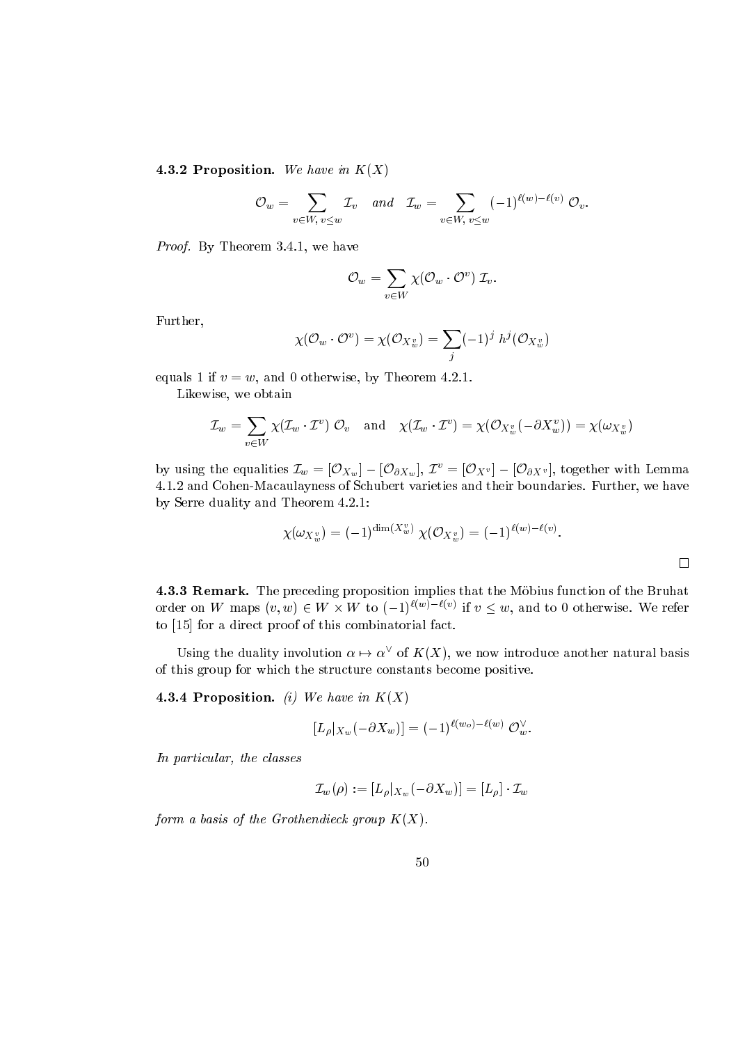**4.3.2 Proposition.** *We have in $K(X)$*

$$\mathcal{O}_w = \sum_{v \in W,\, v \le w} \mathcal{I}_v \quad \text{and} \quad \mathcal{I}_w = \sum_{v \in W,\, v \le w} (-1)^{\ell(w)-\ell(v)}\, \mathcal{O}_v.$$

*Proof.* By Theorem 3.4.1, we have

$$\mathcal{O}_w = \sum_{v \in W} \chi(\mathcal{O}_w \cdot \mathcal{O}^v)\, \mathcal{I}_v.$$

Further,

$$\chi(\mathcal{O}_w \cdot \mathcal{O}^v) = \chi(\mathcal{O}_{X_w^v}) = \sum_j (-1)^j\, h^j(\mathcal{O}_{X_w^v})$$

equals 1 if $v = w$, and 0 otherwise, by Theorem 4.2.1.

Likewise, we obtain

$$\mathcal{I}_w = \sum_{v \in W} \chi(\mathcal{I}_w \cdot \mathcal{I}^v)\, \mathcal{O}_v \quad \text{and} \quad \chi(\mathcal{I}_w \cdot \mathcal{I}^v) = \chi(\mathcal{O}_{X_w^v}(-\partial X_w^v)) = \chi(\omega_{X_w^v})$$

by using the equalities $\mathcal{I}_w = [\mathcal{O}_{X_w}] - [\mathcal{O}_{\partial X_w}]$, $\mathcal{I}^v = [\mathcal{O}_{X^v}] - [\mathcal{O}_{\partial X^v}]$, together with Lemma 4.1.2 and Cohen-Macaulayness of Schubert varieties and their boundaries. Further, we have by Serre duality and Theorem 4.2.1:

$$\chi(\omega_{X_w^v}) = (-1)^{\dim(X_w^v)}\, \chi(\mathcal{O}_{X_w^v}) = (-1)^{\ell(w)-\ell(v)}.$$

□

**4.3.3 Remark.** The preceding proposition implies that the Möbius function of the Bruhat order on $W$ maps $(v, w) \in W \times W$ to $(-1)^{\ell(w)-\ell(v)}$ if $v \le w$, and to 0 otherwise. We refer to [15] for a direct proof of this combinatorial fact.

Using the duality involution $\alpha \mapsto \alpha^\vee$ of $K(X)$, we now introduce another natural basis of this group for which the structure constants become positive.

**4.3.4 Proposition.** *(i) We have in $K(X)$*

$$[L_\rho|_{X_w}(-\partial X_w)] = (-1)^{\ell(w_o)-\ell(w)}\, \mathcal{O}_w^\vee.$$

*In particular, the classes*

$$\mathcal{I}_w(\rho) := [L_\rho|_{X_w}(-\partial X_w)] = [L_\rho] \cdot \mathcal{I}_w$$

*form a basis of the Grothendieck group $K(X)$.*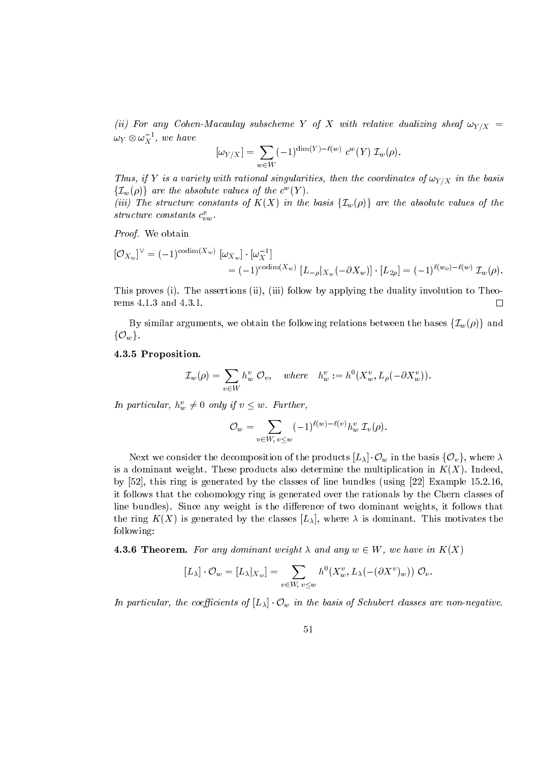*(ii) For any Cohen-Macaulay subscheme $Y$ of $X$ with relative dualizing sheaf $\omega_{Y/X} = \omega_Y \otimes \omega_X^{-1}$, we have*

$$[\omega_{Y/X}] = \sum_{w \in W} (-1)^{\dim(Y) - \ell(w)} \; c^w(Y) \; \mathcal{I}_w(\rho).$$

*Thus, if $Y$ is a variety with rational singularities, then the coordinates of $\omega_{Y/X}$ in the basis $\{\mathcal{I}_w(\rho)\}$ are the absolute values of the $c^w(Y)$.*
*(iii) The structure constants of $K(X)$ in the basis $\{\mathcal{I}_w(\rho)\}$ are the absolute values of the structure constants $c^x_{vw}$.*

*Proof.* We obtain

$$[\mathcal{O}_{X_w}]^\vee = (-1)^{\mathrm{codim}(X_w)} \; [\omega_{X_w}] \cdot [\omega_X^{-1}]$$
$$= (-1)^{\mathrm{codim}(X_w)} \; [L_{-\rho}|_{X_w}(-\partial X_w)] \cdot [L_{2\rho}] = (-1)^{\ell(w_o) - \ell(w)} \; \mathcal{I}_w(\rho).$$

This proves (i). The assertions (ii), (iii) follow by applying the duality involution to Theorems 4.1.3 and 4.3.1. □

By similar arguments, we obtain the following relations between the bases $\{\mathcal{I}_w(\rho)\}$ and $\{\mathcal{O}_w\}$.

**4.3.5 Proposition.**

$$\mathcal{I}_w(\rho) = \sum_{v \in W} h^v_w \; \mathcal{O}_v, \quad \textit{where} \quad h^v_w := h^0(X^v_w, L_\rho(-\partial X^v_w)).$$

*In particular, $h^v_w \neq 0$ only if $v \leq w$. Further,*

$$\mathcal{O}_w = \sum_{v \in W, \, v \leq w} (-1)^{\ell(w) - \ell(v)} h^v_w \; \mathcal{I}_v(\rho).$$

Next we consider the decomposition of the products $[L_\lambda] \cdot \mathcal{O}_w$ in the basis $\{\mathcal{O}_v\}$, where $\lambda$ is a dominant weight. These products also determine the multiplication in $K(X)$. Indeed, by [52], this ring is generated by the classes of line bundles (using [22] Example 15.2.16, it follows that the cohomology ring is generated over the rationals by the Chern classes of line bundles). Since any weight is the difference of two dominant weights, it follows that the ring $K(X)$ is generated by the classes $[L_\lambda]$, where $\lambda$ is dominant. This motivates the following:

**4.3.6 Theorem.** *For any dominant weight $\lambda$ and any $w \in W$, we have in $K(X)$*

$$[L_\lambda] \cdot \mathcal{O}_w = [L_\lambda|_{X_w}] = \sum_{v \in W, \, v \leq w} h^0(X^v_w, L_\lambda(-(\partial X^v)_w)) \; \mathcal{O}_v.$$

*In particular, the coefficients of $[L_\lambda] \cdot \mathcal{O}_w$ in the basis of Schubert classes are non-negative.*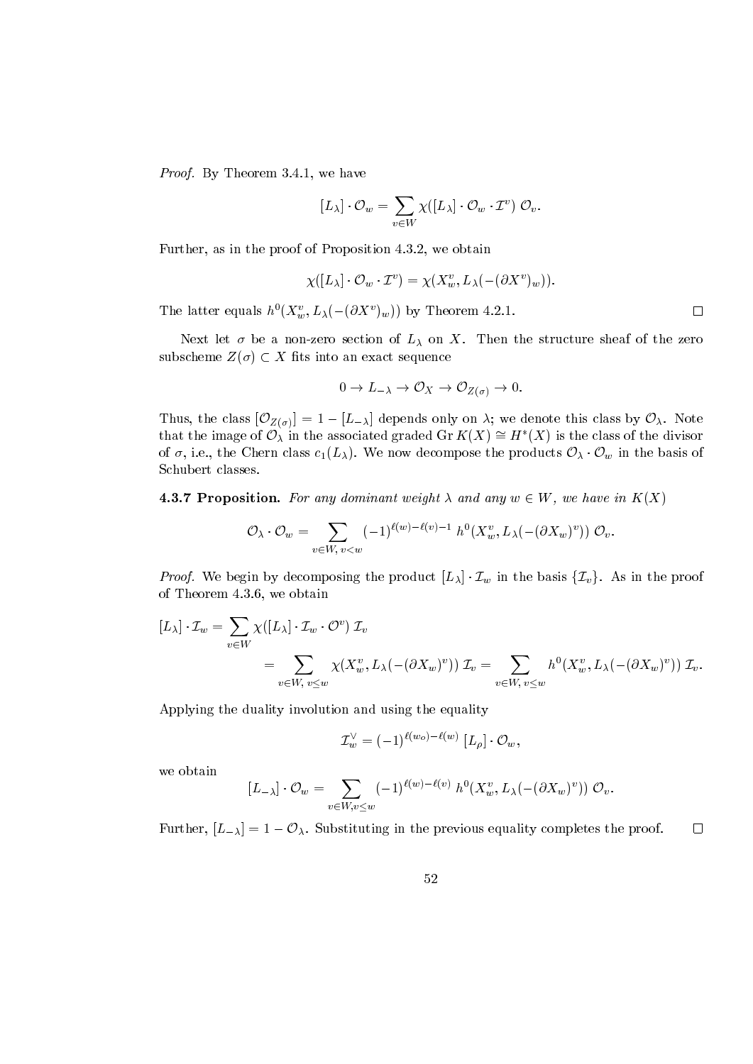*Proof.* By Theorem 3.4.1, we have

$$[L_\lambda] \cdot \mathcal{O}_w = \sum_{v \in W} \chi([L_\lambda] \cdot \mathcal{O}_w \cdot \mathcal{I}^v)\ \mathcal{O}_v.$$

Further, as in the proof of Proposition 4.3.2, we obtain

$$\chi([L_\lambda] \cdot \mathcal{O}_w \cdot \mathcal{I}^v) = \chi(X_w^v, L_\lambda(-(\partial X^v)_w)).$$

The latter equals $h^0(X_w^v, L_\lambda(-(\partial X^v)_w))$ by Theorem 4.2.1. $\square$

Next let $\sigma$ be a non-zero section of $L_\lambda$ on $X$. Then the structure sheaf of the zero subscheme $Z(\sigma) \subset X$ fits into an exact sequence

$$0 \to L_{-\lambda} \to \mathcal{O}_X \to \mathcal{O}_{Z(\sigma)} \to 0.$$

Thus, the class $[\mathcal{O}_{Z(\sigma)}] = 1 - [L_{-\lambda}]$ depends only on $\lambda$; we denote this class by $\mathcal{O}_\lambda$. Note that the image of $\mathcal{O}_\lambda$ in the associated graded $\operatorname{Gr} K(X) \cong H^*(X)$ is the class of the divisor of $\sigma$, i.e., the Chern class $c_1(L_\lambda)$. We now decompose the products $\mathcal{O}_\lambda \cdot \mathcal{O}_w$ in the basis of Schubert classes.

**4.3.7 Proposition.** *For any dominant weight $\lambda$ and any $w \in W$, we have in $K(X)$*

$$\mathcal{O}_\lambda \cdot \mathcal{O}_w = \sum_{v \in W,\, v < w} (-1)^{\ell(w) - \ell(v) - 1}\ h^0(X_w^v, L_\lambda(-(\partial X_w)^v))\ \mathcal{O}_v.$$

*Proof.* We begin by decomposing the product $[L_\lambda] \cdot \mathcal{I}_w$ in the basis $\{\mathcal{I}_v\}$. As in the proof of Theorem 4.3.6, we obtain

$$\begin{aligned}
[L_\lambda] \cdot \mathcal{I}_w &= \sum_{v \in W} \chi([L_\lambda] \cdot \mathcal{I}_w \cdot \mathcal{O}^v)\ \mathcal{I}_v \\
&= \sum_{v \in W,\, v \leq w} \chi(X_w^v, L_\lambda(-(\partial X_w)^v))\ \mathcal{I}_v = \sum_{v \in W,\, v \leq w} h^0(X_w^v, L_\lambda(-(\partial X_w)^v))\ \mathcal{I}_v.
\end{aligned}$$

Applying the duality involution and using the equality

$$\mathcal{I}_w^\vee = (-1)^{\ell(w_o) - \ell(w)}\ [L_\rho] \cdot \mathcal{O}_w,$$

we obtain

$$[L_{-\lambda}] \cdot \mathcal{O}_w = \sum_{v \in W, v \leq w} (-1)^{\ell(w) - \ell(v)}\ h^0(X_w^v, L_\lambda(-(\partial X_w)^v))\ \mathcal{O}_v.$$

Further, $[L_{-\lambda}] = 1 - \mathcal{O}_\lambda$. Substituting in the previous equality completes the proof. $\square$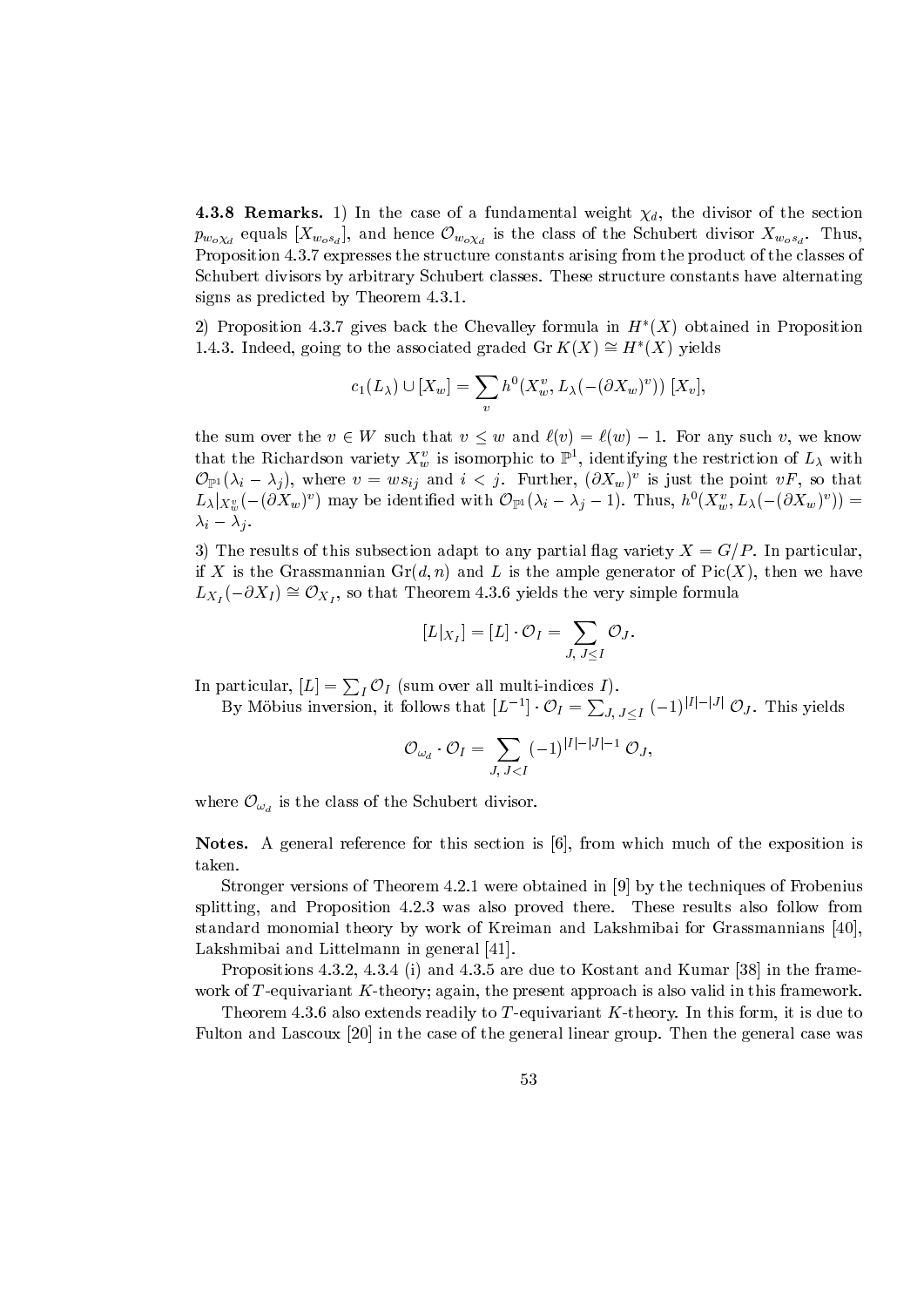**4.3.8 Remarks.** 1) In the case of a fundamental weight $\chi_d$, the divisor of the section $p_{w_o \chi_d}$ equals $[X_{w_o s_d}]$, and hence $\mathcal{O}_{w_o \chi_d}$ is the class of the Schubert divisor $X_{w_o s_d}$. Thus, Proposition 4.3.7 expresses the structure constants arising from the product of the classes of Schubert divisors by arbitrary Schubert classes. These structure constants have alternating signs as predicted by Theorem 4.3.1.

2) Proposition 4.3.7 gives back the Chevalley formula in $H^*(X)$ obtained in Proposition 1.4.3. Indeed, going to the associated graded $\operatorname{Gr} K(X) \cong H^*(X)$ yields

$$c_1(L_\lambda) \cup [X_w] = \sum_v h^0(X_w^v, L_\lambda(-(\partial X_w)^v))\, [X_v],$$

the sum over the $v \in W$ such that $v \leq w$ and $\ell(v) = \ell(w) - 1$. For any such $v$, we know that the Richardson variety $X_w^v$ is isomorphic to $\mathbb{P}^1$, identifying the restriction of $L_\lambda$ with $\mathcal{O}_{\mathbb{P}^1}(\lambda_i - \lambda_j)$, where $v = w s_{ij}$ and $i < j$. Further, $(\partial X_w)^v$ is just the point $vF$, so that $L_\lambda|_{X_w^v}(-(\partial X_w)^v)$ may be identified with $\mathcal{O}_{\mathbb{P}^1}(\lambda_i - \lambda_j - 1)$. Thus, $h^0(X_w^v, L_\lambda(-(\partial X_w)^v)) = \lambda_i - \lambda_j$.

3) The results of this subsection adapt to any partial flag variety $X = G/P$. In particular, if $X$ is the Grassmannian $\operatorname{Gr}(d, n)$ and $L$ is the ample generator of $\operatorname{Pic}(X)$, then we have $L_{X_I}(-\partial X_I) \cong \mathcal{O}_{X_I}$, so that Theorem 4.3.6 yields the very simple formula

$$[L|_{X_I}] = [L] \cdot \mathcal{O}_I = \sum_{J,\, J \leq I} \mathcal{O}_J.$$

In particular, $[L] = \sum_I \mathcal{O}_I$ (sum over all multi-indices $I$).

By Möbius inversion, it follows that $[L^{-1}] \cdot \mathcal{O}_I = \sum_{J,\, J \leq I} (-1)^{|I| - |J|}\, \mathcal{O}_J$. This yields

$$\mathcal{O}_{\omega_d} \cdot \mathcal{O}_I = \sum_{J,\, J < I} (-1)^{|I| - |J| - 1}\, \mathcal{O}_J,$$

where $\mathcal{O}_{\omega_d}$ is the class of the Schubert divisor.

**Notes.** A general reference for this section is [6], from which much of the exposition is taken.

Stronger versions of Theorem 4.2.1 were obtained in [9] by the techniques of Frobenius splitting, and Proposition 4.2.3 was also proved there. These results also follow from standard monomial theory by work of Kreiman and Lakshmibai for Grassmannians [40], Lakshmibai and Littelmann in general [41].

Propositions 4.3.2, 4.3.4 (i) and 4.3.5 are due to Kostant and Kumar [38] in the framework of $T$-equivariant $K$-theory; again, the present approach is also valid in this framework.

Theorem 4.3.6 also extends readily to $T$-equivariant $K$-theory. In this form, it is due to Fulton and Lascoux [20] in the case of the general linear group. Then the general case was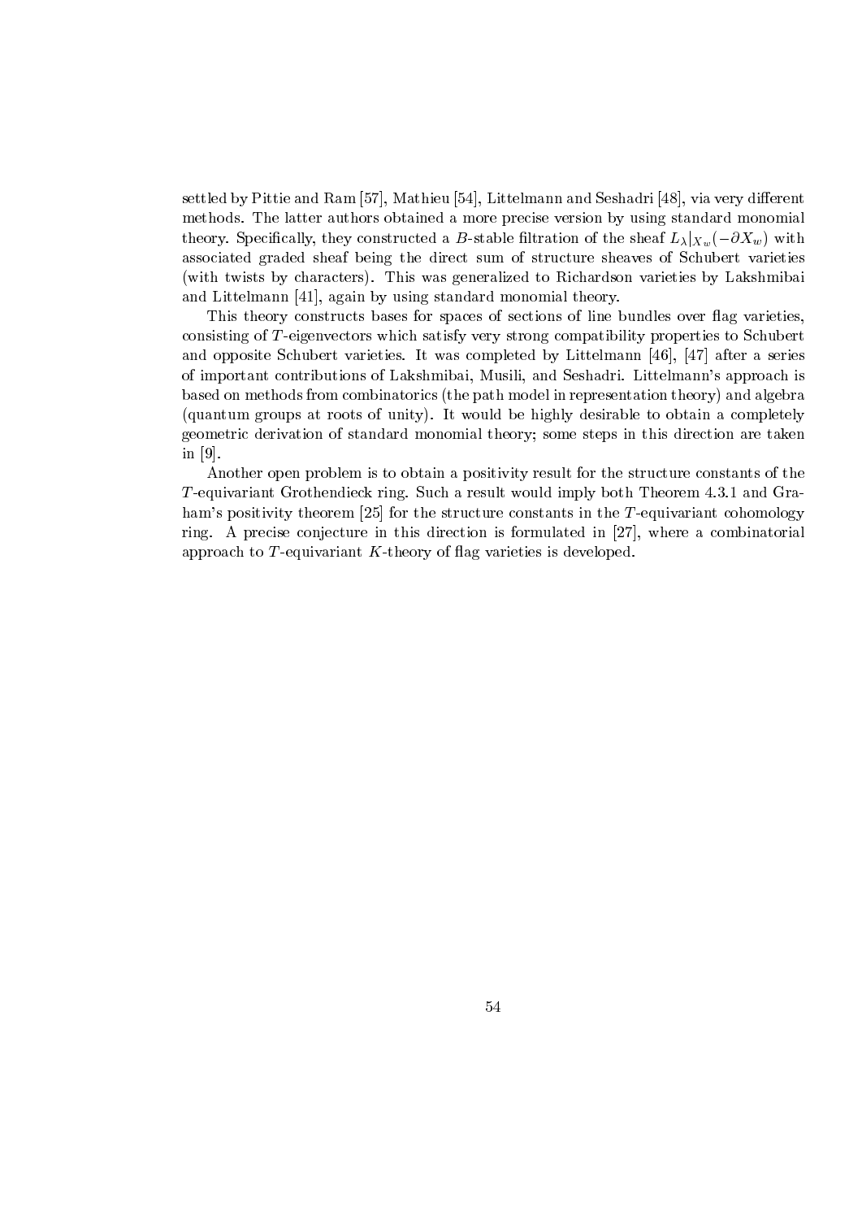settled by Pittie and Ram [57], Mathieu [54], Littelmann and Seshadri [48], via very different methods. The latter authors obtained a more precise version by using standard monomial theory. Specifically, they constructed a $B$-stable filtration of the sheaf $L_\lambda|_{X_w}(-\partial X_w)$ with associated graded sheaf being the direct sum of structure sheaves of Schubert varieties (with twists by characters). This was generalized to Richardson varieties by Lakshmibai and Littelmann [41], again by using standard monomial theory.

This theory constructs bases for spaces of sections of line bundles over flag varieties, consisting of $T$-eigenvectors which satisfy very strong compatibility properties to Schubert and opposite Schubert varieties. It was completed by Littelmann [46], [47] after a series of important contributions of Lakshmibai, Musili, and Seshadri. Littelmann's approach is based on methods from combinatorics (the path model in representation theory) and algebra (quantum groups at roots of unity). It would be highly desirable to obtain a completely geometric derivation of standard monomial theory; some steps in this direction are taken in [9].

Another open problem is to obtain a positivity result for the structure constants of the $T$-equivariant Grothendieck ring. Such a result would imply both Theorem 4.3.1 and Graham's positivity theorem [25] for the structure constants in the $T$-equivariant cohomology ring. A precise conjecture in this direction is formulated in [27], where a combinatorial approach to $T$-equivariant $K$-theory of flag varieties is developed.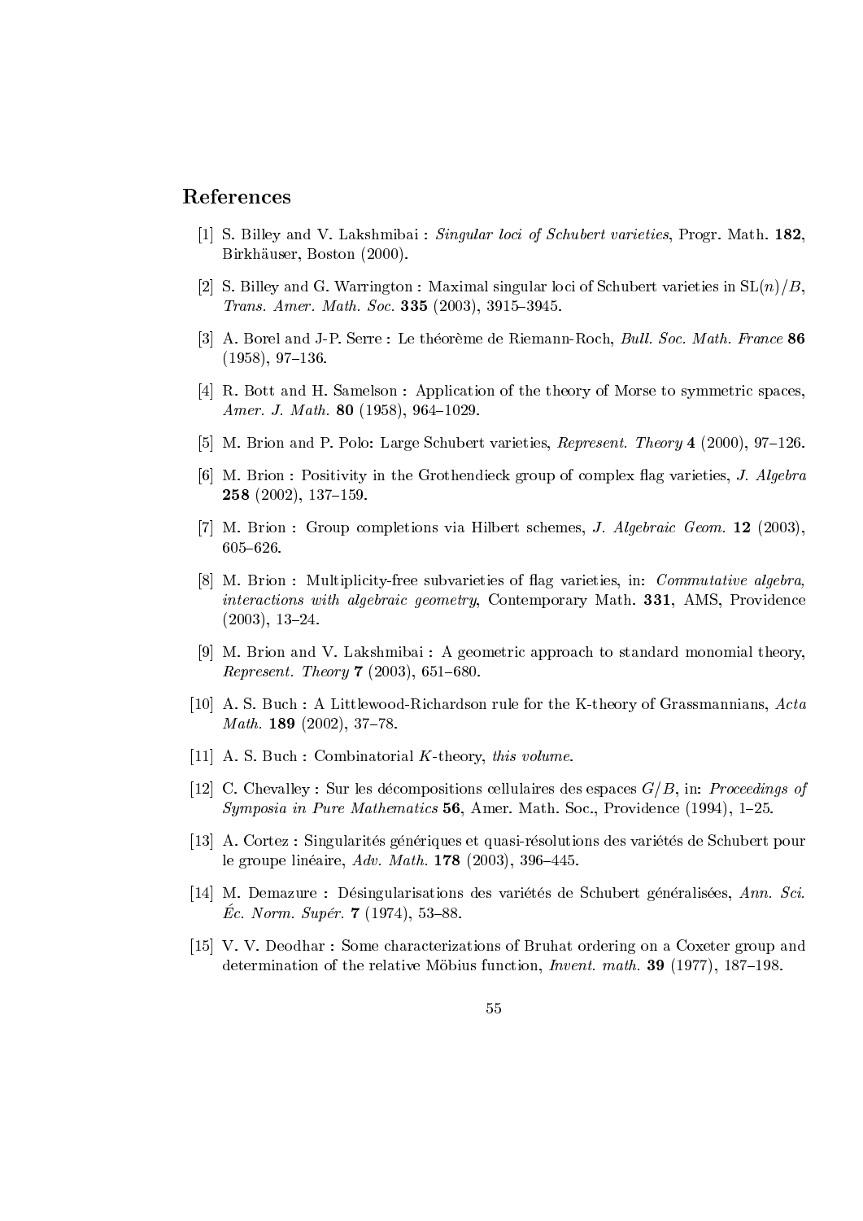## References

[1] S. Billey and V. Lakshmibai : *Singular loci of Schubert varieties*, Progr. Math. **182**, Birkhäuser, Boston (2000).

[2] S. Billey and G. Warrington : Maximal singular loci of Schubert varieties in $\mathrm{SL}(n)/B$, *Trans. Amer. Math. Soc.* **335** (2003), 3915–3945.

[3] A. Borel and J-P. Serre : Le théorème de Riemann-Roch, *Bull. Soc. Math. France* **86** (1958), 97–136.

[4] R. Bott and H. Samelson : Application of the theory of Morse to symmetric spaces, *Amer. J. Math.* **80** (1958), 964–1029.

[5] M. Brion and P. Polo: Large Schubert varieties, *Represent. Theory* **4** (2000), 97–126.

[6] M. Brion : Positivity in the Grothendieck group of complex flag varieties, *J. Algebra* **258** (2002), 137–159.

[7] M. Brion : Group completions via Hilbert schemes, *J. Algebraic Geom.* **12** (2003), 605–626.

[8] M. Brion : Multiplicity-free subvarieties of flag varieties, in: *Commutative algebra, interactions with algebraic geometry*, Contemporary Math. **331**, AMS, Providence (2003), 13–24.

[9] M. Brion and V. Lakshmibai : A geometric approach to standard monomial theory, *Represent. Theory* **7** (2003), 651–680.

[10] A. S. Buch : A Littlewood-Richardson rule for the K-theory of Grassmannians, *Acta Math.* **189** (2002), 37–78.

[11] A. S. Buch : Combinatorial $K$-theory, *this volume*.

[12] C. Chevalley : Sur les décompositions cellulaires des espaces $G/B$, in: *Proceedings of Symposia in Pure Mathematics* **56**, Amer. Math. Soc., Providence (1994), 1–25.

[13] A. Cortez : Singularités génériques et quasi-résolutions des variétés de Schubert pour le groupe linéaire, *Adv. Math.* **178** (2003), 396–445.

[14] M. Demazure : Désingularisations des variétés de Schubert généralisées, *Ann. Sci. Éc. Norm. Supér.* **7** (1974), 53–88.

[15] V. V. Deodhar : Some characterizations of Bruhat ordering on a Coxeter group and determination of the relative Möbius function, *Invent. math.* **39** (1977), 187–198.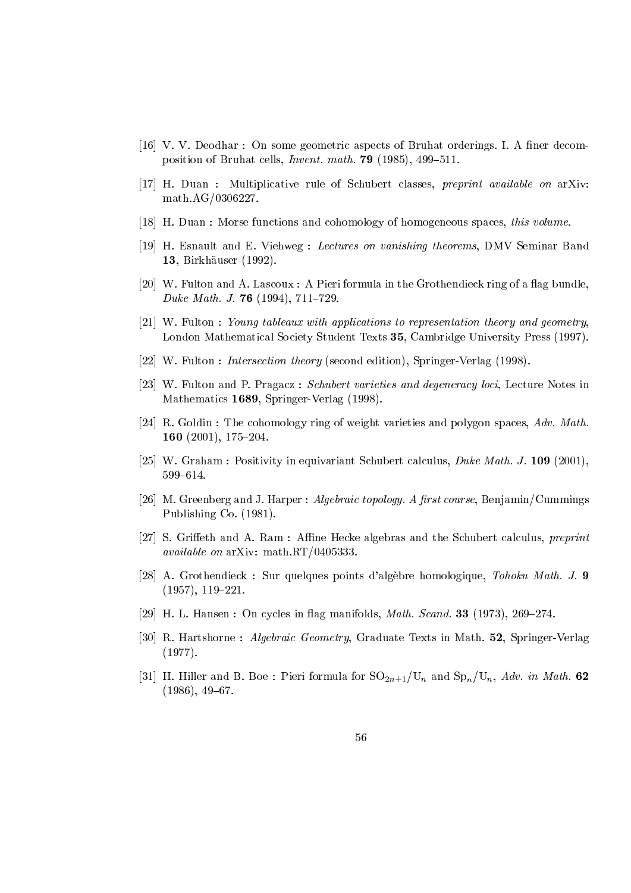[16] V. V. Deodhar : On some geometric aspects of Bruhat orderings. I. A finer decomposition of Bruhat cells, *Invent. math.* **79** (1985), 499–511.

[17] H. Duan : Multiplicative rule of Schubert classes, *preprint available on* arXiv: math.AG/0306227.

[18] H. Duan : Morse functions and cohomology of homogeneous spaces, *this volume*.

[19] H. Esnault and E. Viehweg : *Lectures on vanishing theorems*, DMV Seminar Band **13**, Birkhäuser (1992).

[20] W. Fulton and A. Lascoux : A Pieri formula in the Grothendieck ring of a flag bundle, *Duke Math. J.* **76** (1994), 711–729.

[21] W. Fulton : *Young tableaux with applications to representation theory and geometry*, London Mathematical Society Student Texts **35**, Cambridge University Press (1997).

[22] W. Fulton : *Intersection theory* (second edition), Springer-Verlag (1998).

[23] W. Fulton and P. Pragacz : *Schubert varieties and degeneracy loci*, Lecture Notes in Mathematics **1689**, Springer-Verlag (1998).

[24] R. Goldin : The cohomology ring of weight varieties and polygon spaces, *Adv. Math.* **160** (2001), 175–204.

[25] W. Graham : Positivity in equivariant Schubert calculus, *Duke Math. J.* **109** (2001), 599–614.

[26] M. Greenberg and J. Harper : *Algebraic topology. A first course*, Benjamin/Cummings Publishing Co. (1981).

[27] S. Griffeth and A. Ram : Affine Hecke algebras and the Schubert calculus, *preprint available on* arXiv: math.RT/0405333.

[28] A. Grothendieck : Sur quelques points d'algèbre homologique, *Tohoku Math. J.* **9** (1957), 119–221.

[29] H. L. Hansen : On cycles in flag manifolds, *Math. Scand.* **33** (1973), 269–274.

[30] R. Hartshorne : *Algebraic Geometry*, Graduate Texts in Math. **52**, Springer-Verlag (1977).

[31] H. Hiller and B. Boe : Pieri formula for $\mathrm{SO}_{2n+1}/\mathrm{U}_n$ and $\mathrm{Sp}_n/\mathrm{U}_n$, *Adv. in Math.* **62** (1986), 49–67.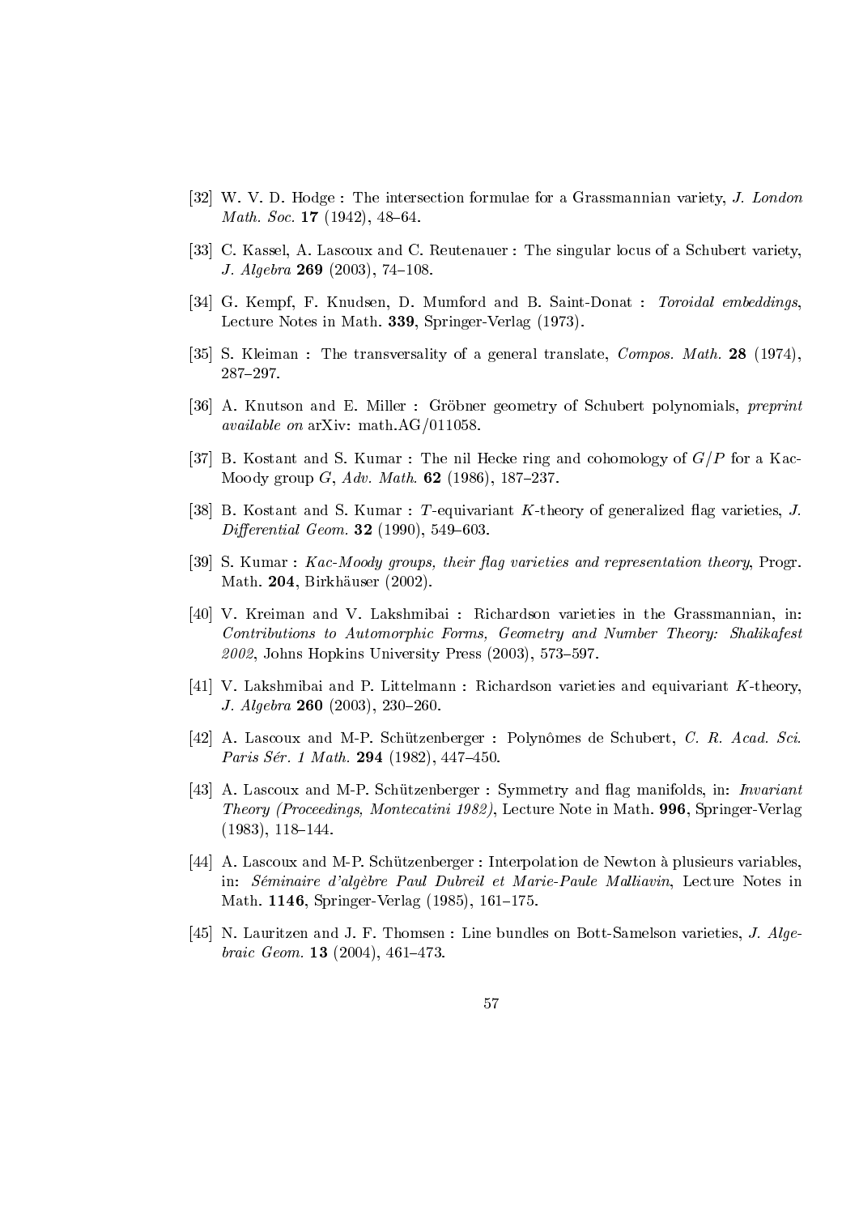[32] W. V. D. Hodge : The intersection formulae for a Grassmannian variety, *J. London Math. Soc.* **17** (1942), 48–64.

[33] C. Kassel, A. Lascoux and C. Reutenauer : The singular locus of a Schubert variety, *J. Algebra* **269** (2003), 74–108.

[34] G. Kempf, F. Knudsen, D. Mumford and B. Saint-Donat : *Toroidal embeddings*, Lecture Notes in Math. **339**, Springer-Verlag (1973).

[35] S. Kleiman : The transversality of a general translate, *Compos. Math.* **28** (1974), 287–297.

[36] A. Knutson and E. Miller : Gröbner geometry of Schubert polynomials, *preprint available on* arXiv: math.AG/011058.

[37] B. Kostant and S. Kumar : The nil Hecke ring and cohomology of $G/P$ for a Kac-Moody group $G$, *Adv. Math.* **62** (1986), 187–237.

[38] B. Kostant and S. Kumar : $T$-equivariant $K$-theory of generalized flag varieties, *J. Differential Geom.* **32** (1990), 549–603.

[39] S. Kumar : *Kac-Moody groups, their flag varieties and representation theory*, Progr. Math. **204**, Birkhäuser (2002).

[40] V. Kreiman and V. Lakshmibai : Richardson varieties in the Grassmannian, in: *Contributions to Automorphic Forms, Geometry and Number Theory: Shalikafest 2002*, Johns Hopkins University Press (2003), 573–597.

[41] V. Lakshmibai and P. Littelmann : Richardson varieties and equivariant $K$-theory, *J. Algebra* **260** (2003), 230–260.

[42] A. Lascoux and M-P. Schützenberger : Polynômes de Schubert, *C. R. Acad. Sci. Paris Sér. 1 Math.* **294** (1982), 447–450.

[43] A. Lascoux and M-P. Schützenberger : Symmetry and flag manifolds, in: *Invariant Theory (Proceedings, Montecatini 1982)*, Lecture Note in Math. **996**, Springer-Verlag (1983), 118–144.

[44] A. Lascoux and M-P. Schützenberger : Interpolation de Newton à plusieurs variables, in: *Séminaire d'algèbre Paul Dubreil et Marie-Paule Malliavin*, Lecture Notes in Math. **1146**, Springer-Verlag (1985), 161–175.

[45] N. Lauritzen and J. F. Thomsen : Line bundles on Bott-Samelson varieties, *J. Algebraic Geom.* **13** (2004), 461–473.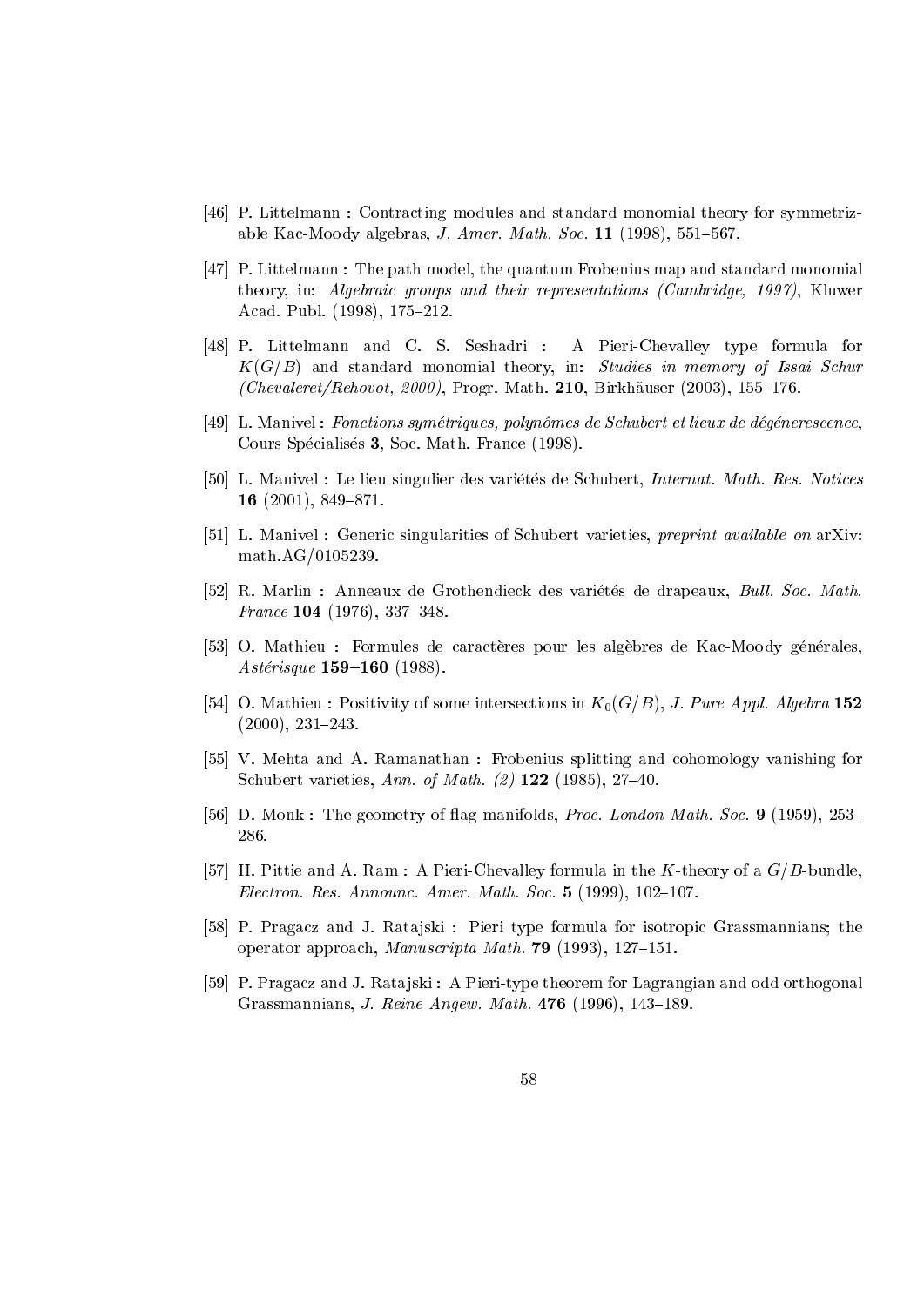[46] P. Littelmann : Contracting modules and standard monomial theory for symmetrizable Kac-Moody algebras, *J. Amer. Math. Soc.* **11** (1998), 551–567.

[47] P. Littelmann : The path model, the quantum Frobenius map and standard monomial theory, in: *Algebraic groups and their representations (Cambridge, 1997)*, Kluwer Acad. Publ. (1998), 175–212.

[48] P. Littelmann and C. S. Seshadri : A Pieri-Chevalley type formula for $K(G/B)$ and standard monomial theory, in: *Studies in memory of Issai Schur (Chevaleret/Rehovot, 2000)*, Progr. Math. **210**, Birkhäuser (2003), 155–176.

[49] L. Manivel : *Fonctions symétriques, polynômes de Schubert et lieux de dégénerescence*, Cours Spécialisés **3**, Soc. Math. France (1998).

[50] L. Manivel : Le lieu singulier des variétés de Schubert, *Internat. Math. Res. Notices* **16** (2001), 849–871.

[51] L. Manivel : Generic singularities of Schubert varieties, *preprint available on* arXiv: math.AG/0105239.

[52] R. Marlin : Anneaux de Grothendieck des variétés de drapeaux, *Bull. Soc. Math. France* **104** (1976), 337–348.

[53] O. Mathieu : Formules de caractères pour les algèbres de Kac-Moody générales, *Astérisque* **159–160** (1988).

[54] O. Mathieu : Positivity of some intersections in $K_0(G/B)$, *J. Pure Appl. Algebra* **152** (2000), 231–243.

[55] V. Mehta and A. Ramanathan : Frobenius splitting and cohomology vanishing for Schubert varieties, *Ann. of Math. (2)* **122** (1985), 27–40.

[56] D. Monk : The geometry of flag manifolds, *Proc. London Math. Soc.* **9** (1959), 253–286.

[57] H. Pittie and A. Ram : A Pieri-Chevalley formula in the $K$-theory of a $G/B$-bundle, *Electron. Res. Announc. Amer. Math. Soc.* **5** (1999), 102–107.

[58] P. Pragacz and J. Ratajski : Pieri type formula for isotropic Grassmannians; the operator approach, *Manuscripta Math.* **79** (1993), 127–151.

[59] P. Pragacz and J. Ratajski : A Pieri-type theorem for Lagrangian and odd orthogonal Grassmannians, *J. Reine Angew. Math.* **476** (1996), 143–189.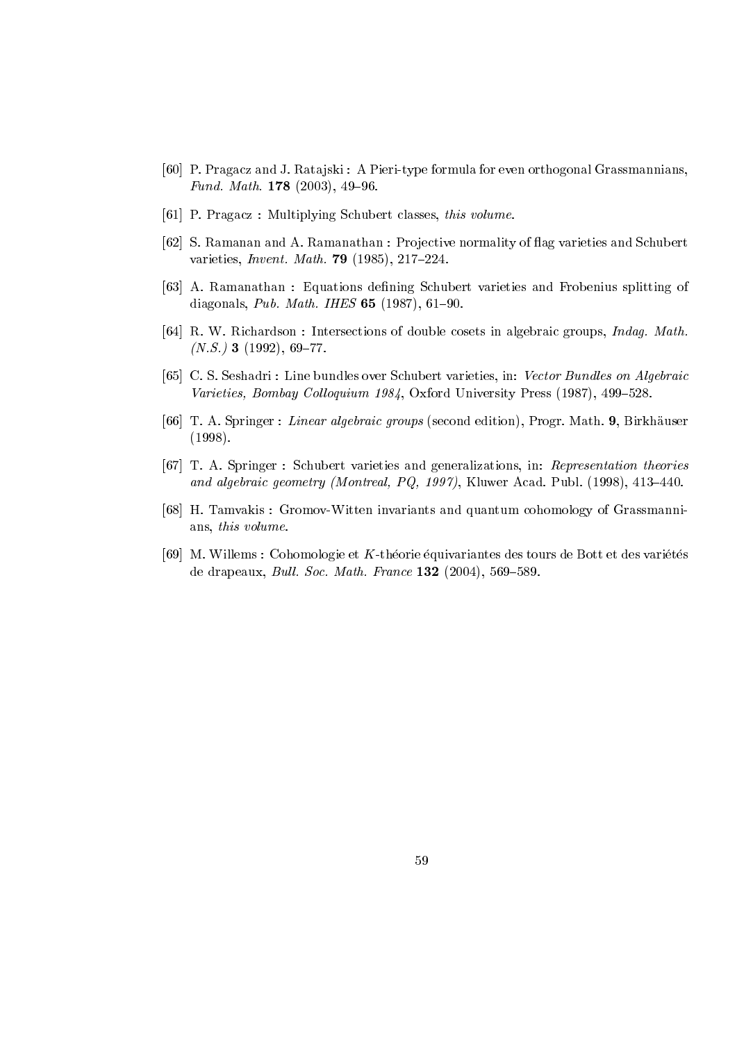[60] P. Pragacz and J. Ratajski : A Pieri-type formula for even orthogonal Grassmannians, *Fund. Math.* **178** (2003), 49–96.

[61] P. Pragacz : Multiplying Schubert classes, *this volume*.

[62] S. Ramanan and A. Ramanathan : Projective normality of flag varieties and Schubert varieties, *Invent. Math.* **79** (1985), 217–224.

[63] A. Ramanathan : Equations defining Schubert varieties and Frobenius splitting of diagonals, *Pub. Math. IHES* **65** (1987), 61–90.

[64] R. W. Richardson : Intersections of double cosets in algebraic groups, *Indag. Math. (N.S.)* **3** (1992), 69–77.

[65] C. S. Seshadri : Line bundles over Schubert varieties, in: *Vector Bundles on Algebraic Varieties, Bombay Colloquium 1984*, Oxford University Press (1987), 499–528.

[66] T. A. Springer : *Linear algebraic groups* (second edition), Progr. Math. **9**, Birkhäuser (1998).

[67] T. A. Springer : Schubert varieties and generalizations, in: *Representation theories and algebraic geometry (Montreal, PQ, 1997)*, Kluwer Acad. Publ. (1998), 413–440.

[68] H. Tamvakis : Gromov-Witten invariants and quantum cohomology of Grassmannians, *this volume*.

[69] M. Willems : Cohomologie et $K$-théorie équivariantes des tours de Bott et des variétés de drapeaux, *Bull. Soc. Math. France* **132** (2004), 569–589.